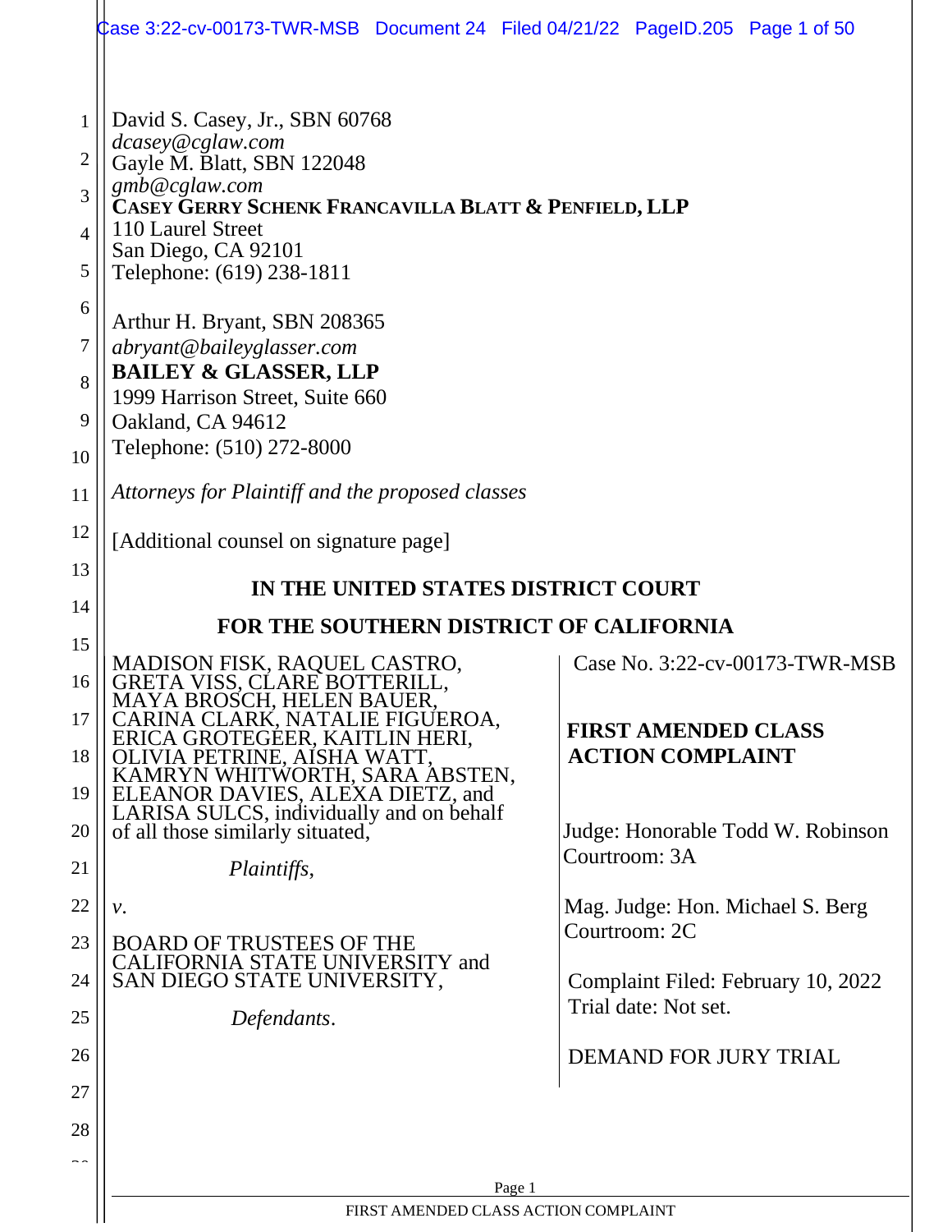David S. Casey, Jr., SBN 60768
*dcasey@cglaw.com*
Gayle M. Blatt, SBN 122048
*gmb@cglaw.com*
**CASEY GERRY SCHENK FRANCAVILLA BLATT & PENFIELD, LLP**
110 Laurel Street
San Diego, CA 92101
Telephone: (619) 238-1811

Arthur H. Bryant, SBN 208365
*abryant@baileyglasser.com*
**BAILEY & GLASSER, LLP**
1999 Harrison Street, Suite 660
Oakland, CA 94612
Telephone: (510) 272-8000

*Attorneys for Plaintiff and the proposed classes*

[Additional counsel on signature page]

**IN THE UNITED STATES DISTRICT COURT**

**FOR THE SOUTHERN DISTRICT OF CALIFORNIA**

MADISON FISK, RAQUEL CASTRO, GRETA VISS, CLARE BOTTERILL, MAYA BROSCH, HELEN BAUER, CARINA CLARK, NATALIE FIGUEROA, ERICA GROTEGEER, KAITLIN HERI, OLIVIA PETRINE, AISHA WATT, KAMRYN WHITWORTH, SARA ABSTEN, ELEANOR DAVIES, ALEXA DIETZ, and LARISA SULCS, individually and on behalf of all those similarly situated,

*Plaintiffs*,

*v*.

BOARD OF TRUSTEES OF THE CALIFORNIA STATE UNIVERSITY and SAN DIEGO STATE UNIVERSITY,

*Defendants*.

Case No. 3:22-cv-00173-TWR-MSB

**FIRST AMENDED CLASS ACTION COMPLAINT**

Judge: Honorable Todd W. Robinson
Courtroom: 3A

Mag. Judge: Hon. Michael S. Berg
Courtroom: 2C

Complaint Filed: February 10, 2022
Trial date: Not set.

DEMAND FOR JURY TRIAL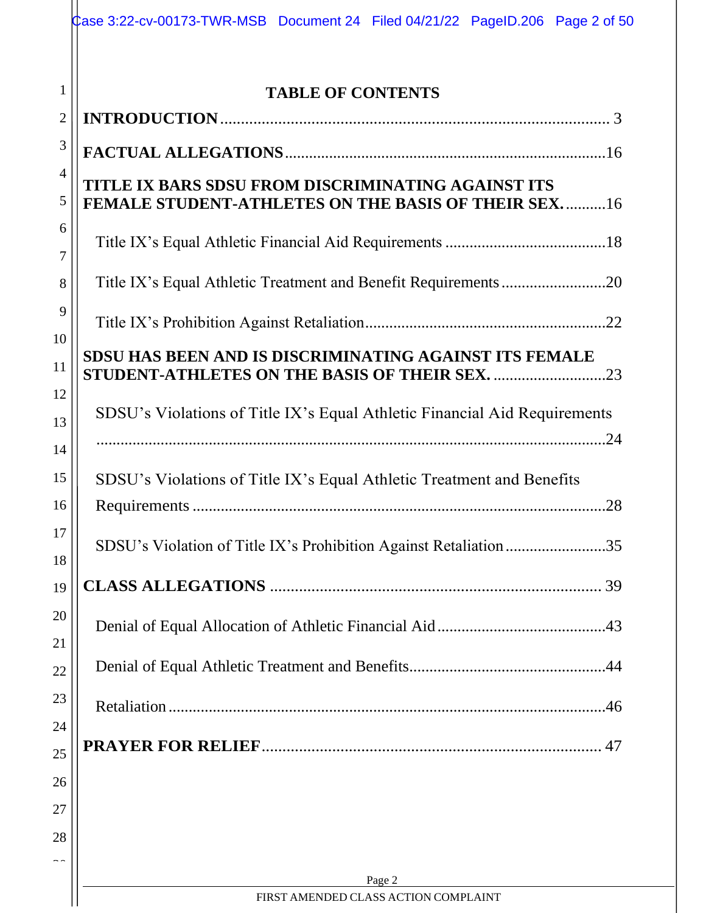# TABLE OF CONTENTS

**INTRODUCTION** ........................................................................................ 3

**FACTUAL ALLEGATIONS** ........................................................................16

**TITLE IX BARS SDSU FROM DISCRIMINATING AGAINST ITS FEMALE STUDENT-ATHLETES ON THE BASIS OF THEIR SEX.** ..........16

Title IX's Equal Athletic Financial Aid Requirements ........................................18

Title IX's Equal Athletic Treatment and Benefit Requirements ..........................20

Title IX's Prohibition Against Retaliation............................................................22

**SDSU HAS BEEN AND IS DISCRIMINATING AGAINST ITS FEMALE STUDENT-ATHLETES ON THE BASIS OF THEIR SEX.** ............................23

SDSU's Violations of Title IX's Equal Athletic Financial Aid Requirements ..................................................................................................................24

SDSU's Violations of Title IX's Equal Athletic Treatment and Benefits Requirements ......................................................................................................28

SDSU's Violation of Title IX's Prohibition Against Retaliation .........................35

**CLASS ALLEGATIONS** ................................................................................. 39

Denial of Equal Allocation of Athletic Financial Aid ..........................................43

Denial of Equal Athletic Treatment and Benefits.................................................44

Retaliation ............................................................................................................46

**PRAYER FOR RELIEF**................................................................................... 47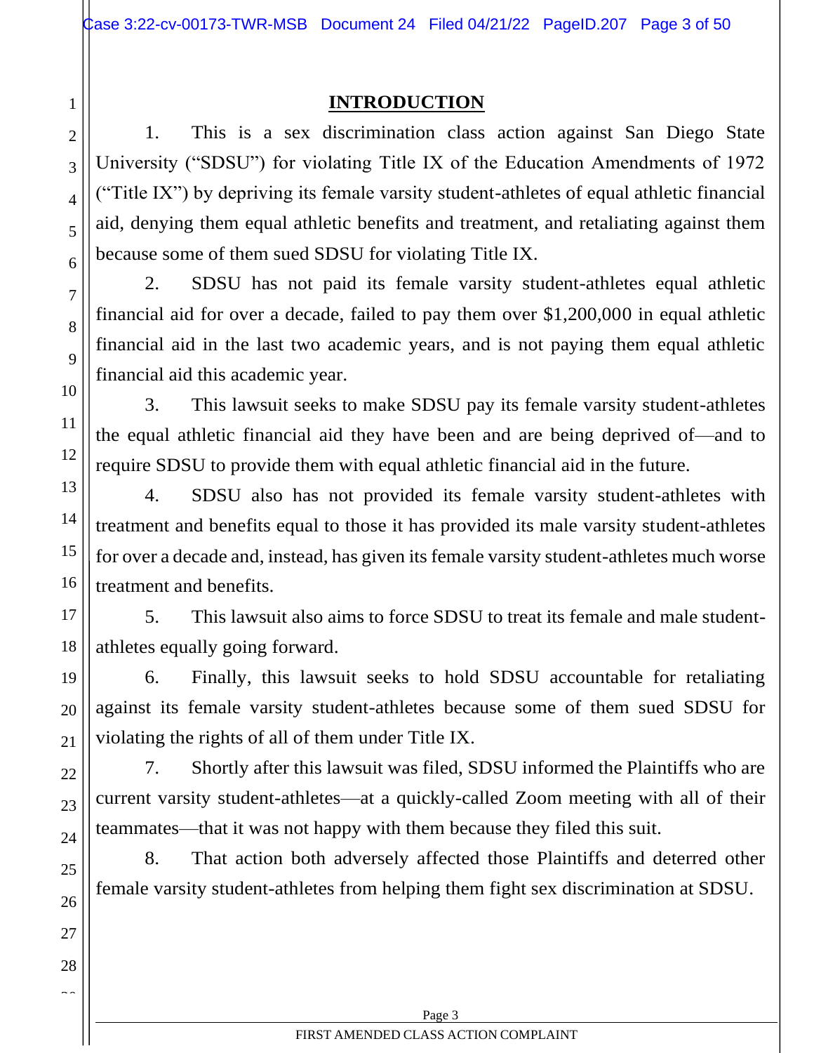## INTRODUCTION

1. This is a sex discrimination class action against San Diego State University ("SDSU") for violating Title IX of the Education Amendments of 1972 ("Title IX") by depriving its female varsity student-athletes of equal athletic financial aid, denying them equal athletic benefits and treatment, and retaliating against them because some of them sued SDSU for violating Title IX.

2. SDSU has not paid its female varsity student-athletes equal athletic financial aid for over a decade, failed to pay them over $1,200,000 in equal athletic financial aid in the last two academic years, and is not paying them equal athletic financial aid this academic year.

3. This lawsuit seeks to make SDSU pay its female varsity student-athletes the equal athletic financial aid they have been and are being deprived of—and to require SDSU to provide them with equal athletic financial aid in the future.

4. SDSU also has not provided its female varsity student-athletes with treatment and benefits equal to those it has provided its male varsity student-athletes for over a decade and, instead, has given its female varsity student-athletes much worse treatment and benefits.

5. This lawsuit also aims to force SDSU to treat its female and male student-athletes equally going forward.

6. Finally, this lawsuit seeks to hold SDSU accountable for retaliating against its female varsity student-athletes because some of them sued SDSU for violating the rights of all of them under Title IX.

7. Shortly after this lawsuit was filed, SDSU informed the Plaintiffs who are current varsity student-athletes—at a quickly-called Zoom meeting with all of their teammates—that it was not happy with them because they filed this suit.

8. That action both adversely affected those Plaintiffs and deterred other female varsity student-athletes from helping them fight sex discrimination at SDSU.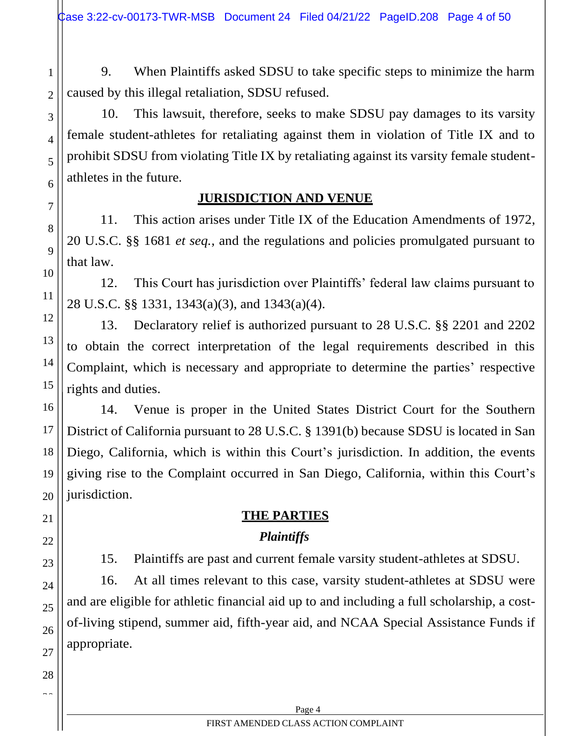9. When Plaintiffs asked SDSU to take specific steps to minimize the harm caused by this illegal retaliation, SDSU refused.

10. This lawsuit, therefore, seeks to make SDSU pay damages to its varsity female student-athletes for retaliating against them in violation of Title IX and to prohibit SDSU from violating Title IX by retaliating against its varsity female student-athletes in the future.

## JURISDICTION AND VENUE

11. This action arises under Title IX of the Education Amendments of 1972, 20 U.S.C. §§ 1681 *et seq.*, and the regulations and policies promulgated pursuant to that law.

12. This Court has jurisdiction over Plaintiffs' federal law claims pursuant to 28 U.S.C. §§ 1331, 1343(a)(3), and 1343(a)(4).

13. Declaratory relief is authorized pursuant to 28 U.S.C. §§ 2201 and 2202 to obtain the correct interpretation of the legal requirements described in this Complaint, which is necessary and appropriate to determine the parties' respective rights and duties.

14. Venue is proper in the United States District Court for the Southern District of California pursuant to 28 U.S.C. § 1391(b) because SDSU is located in San Diego, California, which is within this Court's jurisdiction. In addition, the events giving rise to the Complaint occurred in San Diego, California, within this Court's jurisdiction.

## THE PARTIES

### *Plaintiffs*

15. Plaintiffs are past and current female varsity student-athletes at SDSU.

16. At all times relevant to this case, varsity student-athletes at SDSU were and are eligible for athletic financial aid up to and including a full scholarship, a cost-of-living stipend, summer aid, fifth-year aid, and NCAA Special Assistance Funds if appropriate.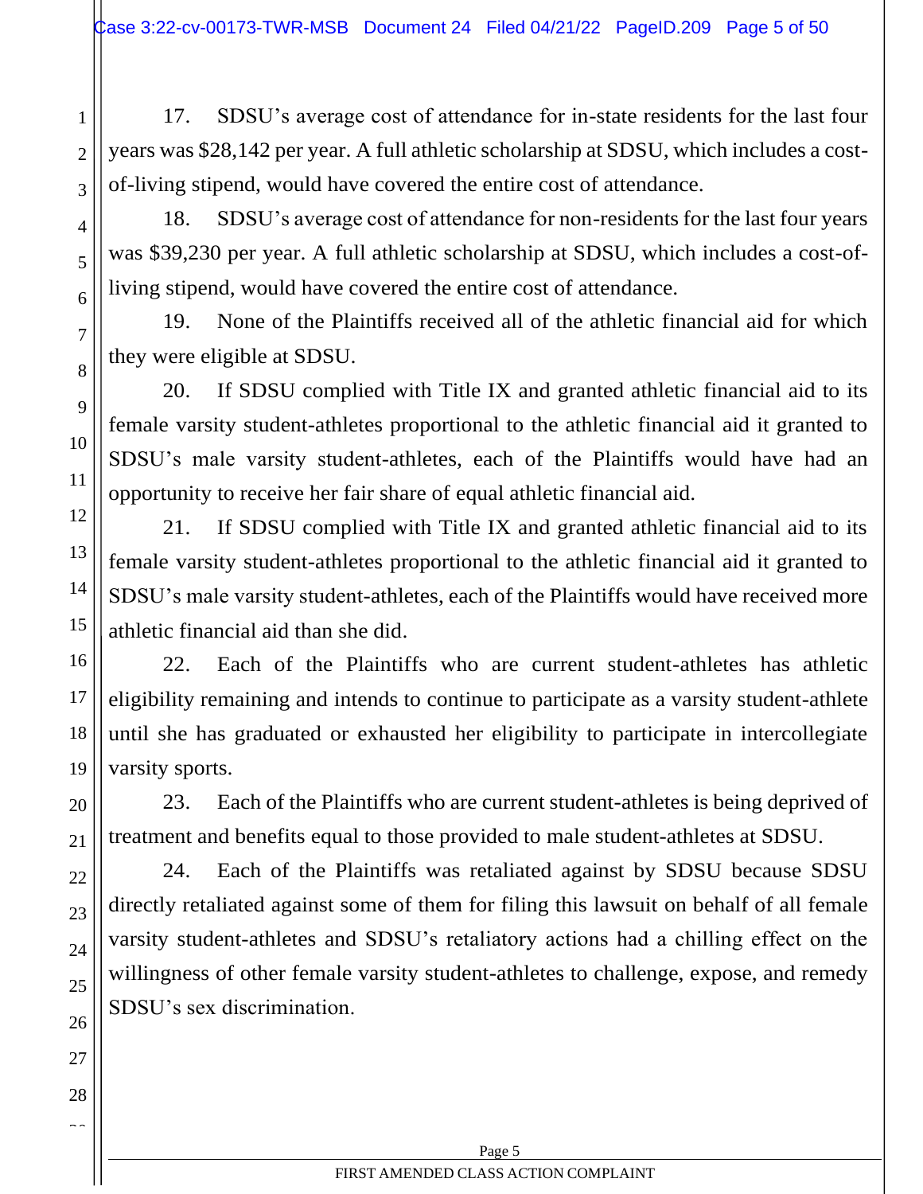17. SDSU's average cost of attendance for in-state residents for the last four years was $28,142 per year. A full athletic scholarship at SDSU, which includes a cost-of-living stipend, would have covered the entire cost of attendance.

18. SDSU's average cost of attendance for non-residents for the last four years was $39,230 per year. A full athletic scholarship at SDSU, which includes a cost-of-living stipend, would have covered the entire cost of attendance.

19. None of the Plaintiffs received all of the athletic financial aid for which they were eligible at SDSU.

20. If SDSU complied with Title IX and granted athletic financial aid to its female varsity student-athletes proportional to the athletic financial aid it granted to SDSU's male varsity student-athletes, each of the Plaintiffs would have had an opportunity to receive her fair share of equal athletic financial aid.

21. If SDSU complied with Title IX and granted athletic financial aid to its female varsity student-athletes proportional to the athletic financial aid it granted to SDSU's male varsity student-athletes, each of the Plaintiffs would have received more athletic financial aid than she did.

22. Each of the Plaintiffs who are current student-athletes has athletic eligibility remaining and intends to continue to participate as a varsity student-athlete until she has graduated or exhausted her eligibility to participate in intercollegiate varsity sports.

23. Each of the Plaintiffs who are current student-athletes is being deprived of treatment and benefits equal to those provided to male student-athletes at SDSU.

24. Each of the Plaintiffs was retaliated against by SDSU because SDSU directly retaliated against some of them for filing this lawsuit on behalf of all female varsity student-athletes and SDSU's retaliatory actions had a chilling effect on the willingness of other female varsity student-athletes to challenge, expose, and remedy SDSU's sex discrimination.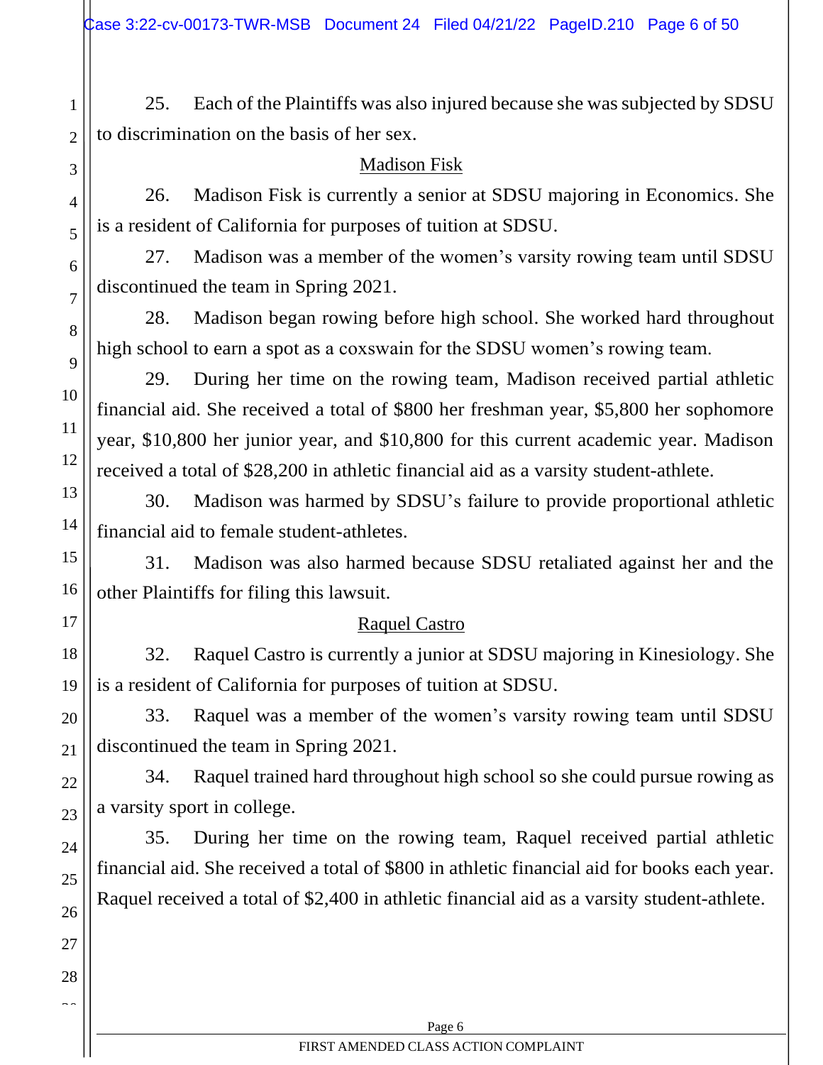25. Each of the Plaintiffs was also injured because she was subjected by SDSU to discrimination on the basis of her sex.

<u>Madison Fisk</u>

26. Madison Fisk is currently a senior at SDSU majoring in Economics. She is a resident of California for purposes of tuition at SDSU.

27. Madison was a member of the women's varsity rowing team until SDSU discontinued the team in Spring 2021.

28. Madison began rowing before high school. She worked hard throughout high school to earn a spot as a coxswain for the SDSU women's rowing team.

29. During her time on the rowing team, Madison received partial athletic financial aid. She received a total of $800 her freshman year, $5,800 her sophomore year, $10,800 her junior year, and $10,800 for this current academic year. Madison received a total of $28,200 in athletic financial aid as a varsity student-athlete.

30. Madison was harmed by SDSU's failure to provide proportional athletic financial aid to female student-athletes.

31. Madison was also harmed because SDSU retaliated against her and the other Plaintiffs for filing this lawsuit.

<u>Raquel Castro</u>

32. Raquel Castro is currently a junior at SDSU majoring in Kinesiology. She is a resident of California for purposes of tuition at SDSU.

33. Raquel was a member of the women's varsity rowing team until SDSU discontinued the team in Spring 2021.

34. Raquel trained hard throughout high school so she could pursue rowing as a varsity sport in college.

35. During her time on the rowing team, Raquel received partial athletic financial aid. She received a total of $800 in athletic financial aid for books each year. Raquel received a total of $2,400 in athletic financial aid as a varsity student-athlete.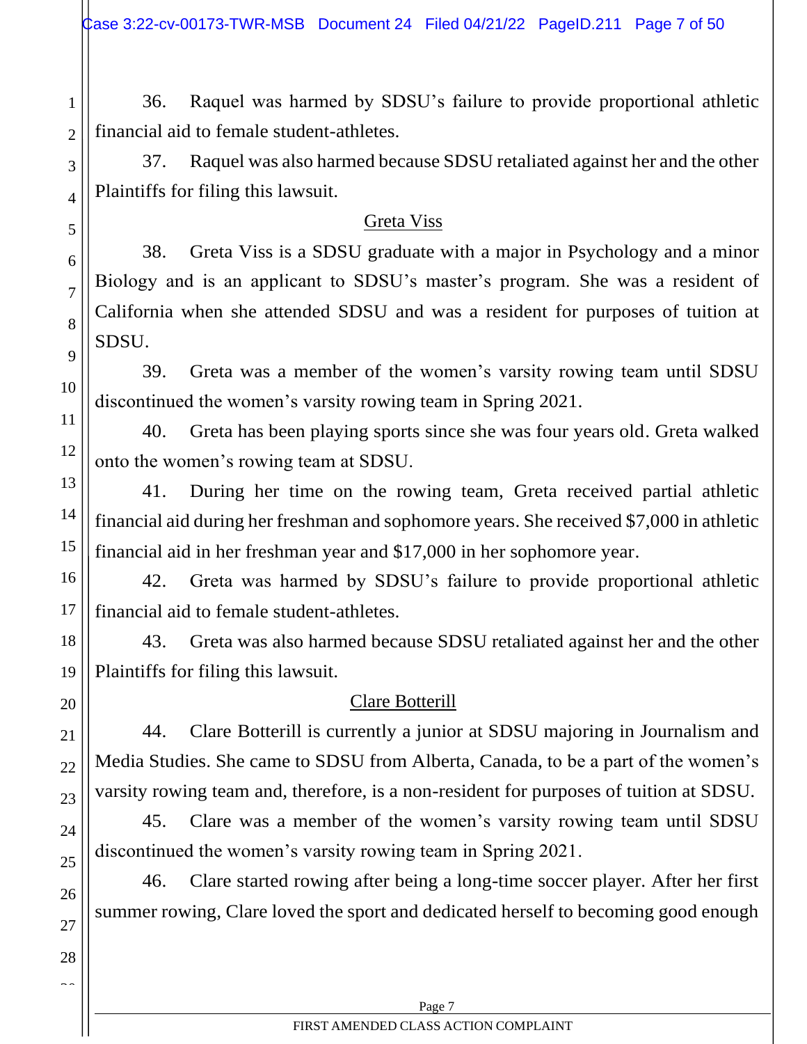36. Raquel was harmed by SDSU's failure to provide proportional athletic financial aid to female student-athletes.

37. Raquel was also harmed because SDSU retaliated against her and the other Plaintiffs for filing this lawsuit.

<u>Greta Viss</u>

38. Greta Viss is a SDSU graduate with a major in Psychology and a minor Biology and is an applicant to SDSU's master's program. She was a resident of California when she attended SDSU and was a resident for purposes of tuition at SDSU.

39. Greta was a member of the women's varsity rowing team until SDSU discontinued the women's varsity rowing team in Spring 2021.

40. Greta has been playing sports since she was four years old. Greta walked onto the women's rowing team at SDSU.

41. During her time on the rowing team, Greta received partial athletic financial aid during her freshman and sophomore years. She received $7,000 in athletic financial aid in her freshman year and $17,000 in her sophomore year.

42. Greta was harmed by SDSU's failure to provide proportional athletic financial aid to female student-athletes.

43. Greta was also harmed because SDSU retaliated against her and the other Plaintiffs for filing this lawsuit.

<u>Clare Botterill</u>

44. Clare Botterill is currently a junior at SDSU majoring in Journalism and Media Studies. She came to SDSU from Alberta, Canada, to be a part of the women's varsity rowing team and, therefore, is a non-resident for purposes of tuition at SDSU.

45. Clare was a member of the women's varsity rowing team until SDSU discontinued the women's varsity rowing team in Spring 2021.

46. Clare started rowing after being a long-time soccer player. After her first summer rowing, Clare loved the sport and dedicated herself to becoming good enough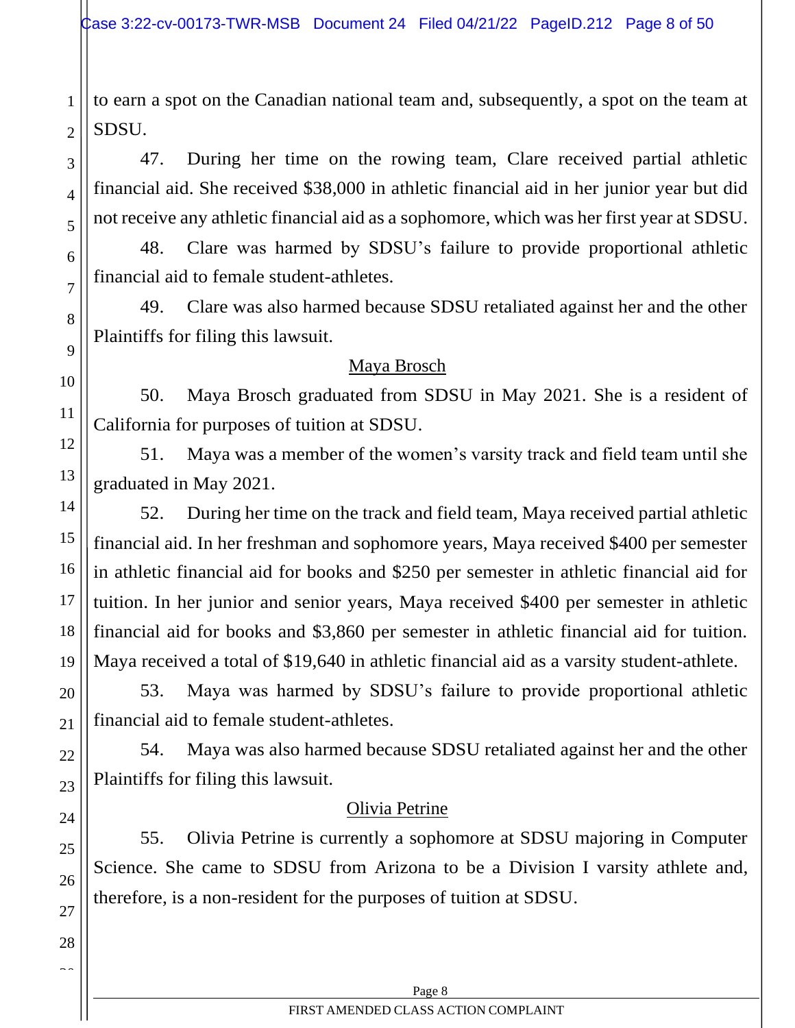to earn a spot on the Canadian national team and, subsequently, a spot on the team at SDSU.

47. During her time on the rowing team, Clare received partial athletic financial aid. She received $38,000 in athletic financial aid in her junior year but did not receive any athletic financial aid as a sophomore, which was her first year at SDSU.

48. Clare was harmed by SDSU's failure to provide proportional athletic financial aid to female student-athletes.

49. Clare was also harmed because SDSU retaliated against her and the other Plaintiffs for filing this lawsuit.

<u>Maya Brosch</u>

50. Maya Brosch graduated from SDSU in May 2021. She is a resident of California for purposes of tuition at SDSU.

51. Maya was a member of the women's varsity track and field team until she graduated in May 2021.

52. During her time on the track and field team, Maya received partial athletic financial aid. In her freshman and sophomore years, Maya received $400 per semester in athletic financial aid for books and $250 per semester in athletic financial aid for tuition. In her junior and senior years, Maya received $400 per semester in athletic financial aid for books and $3,860 per semester in athletic financial aid for tuition. Maya received a total of $19,640 in athletic financial aid as a varsity student-athlete.

53. Maya was harmed by SDSU's failure to provide proportional athletic financial aid to female student-athletes.

54. Maya was also harmed because SDSU retaliated against her and the other Plaintiffs for filing this lawsuit.

<u>Olivia Petrine</u>

55. Olivia Petrine is currently a sophomore at SDSU majoring in Computer Science. She came to SDSU from Arizona to be a Division I varsity athlete and, therefore, is a non-resident for the purposes of tuition at SDSU.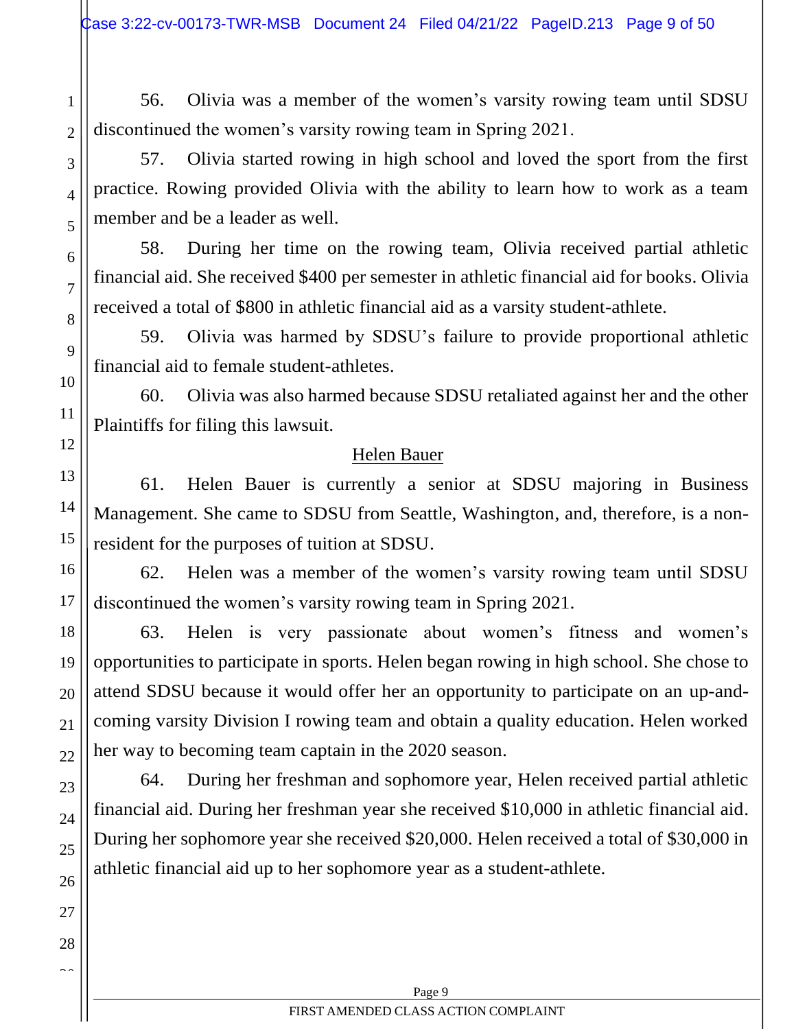56. Olivia was a member of the women's varsity rowing team until SDSU discontinued the women's varsity rowing team in Spring 2021.

57. Olivia started rowing in high school and loved the sport from the first practice. Rowing provided Olivia with the ability to learn how to work as a team member and be a leader as well.

58. During her time on the rowing team, Olivia received partial athletic financial aid. She received $400 per semester in athletic financial aid for books. Olivia received a total of $800 in athletic financial aid as a varsity student-athlete.

59. Olivia was harmed by SDSU's failure to provide proportional athletic financial aid to female student-athletes.

60. Olivia was also harmed because SDSU retaliated against her and the other Plaintiffs for filing this lawsuit.

<u>Helen Bauer</u>

61. Helen Bauer is currently a senior at SDSU majoring in Business Management. She came to SDSU from Seattle, Washington, and, therefore, is a non-resident for the purposes of tuition at SDSU.

62. Helen was a member of the women's varsity rowing team until SDSU discontinued the women's varsity rowing team in Spring 2021.

63. Helen is very passionate about women's fitness and women's opportunities to participate in sports. Helen began rowing in high school. She chose to attend SDSU because it would offer her an opportunity to participate on an up-and-coming varsity Division I rowing team and obtain a quality education. Helen worked her way to becoming team captain in the 2020 season.

64. During her freshman and sophomore year, Helen received partial athletic financial aid. During her freshman year she received $10,000 in athletic financial aid. During her sophomore year she received $20,000. Helen received a total of $30,000 in athletic financial aid up to her sophomore year as a student-athlete.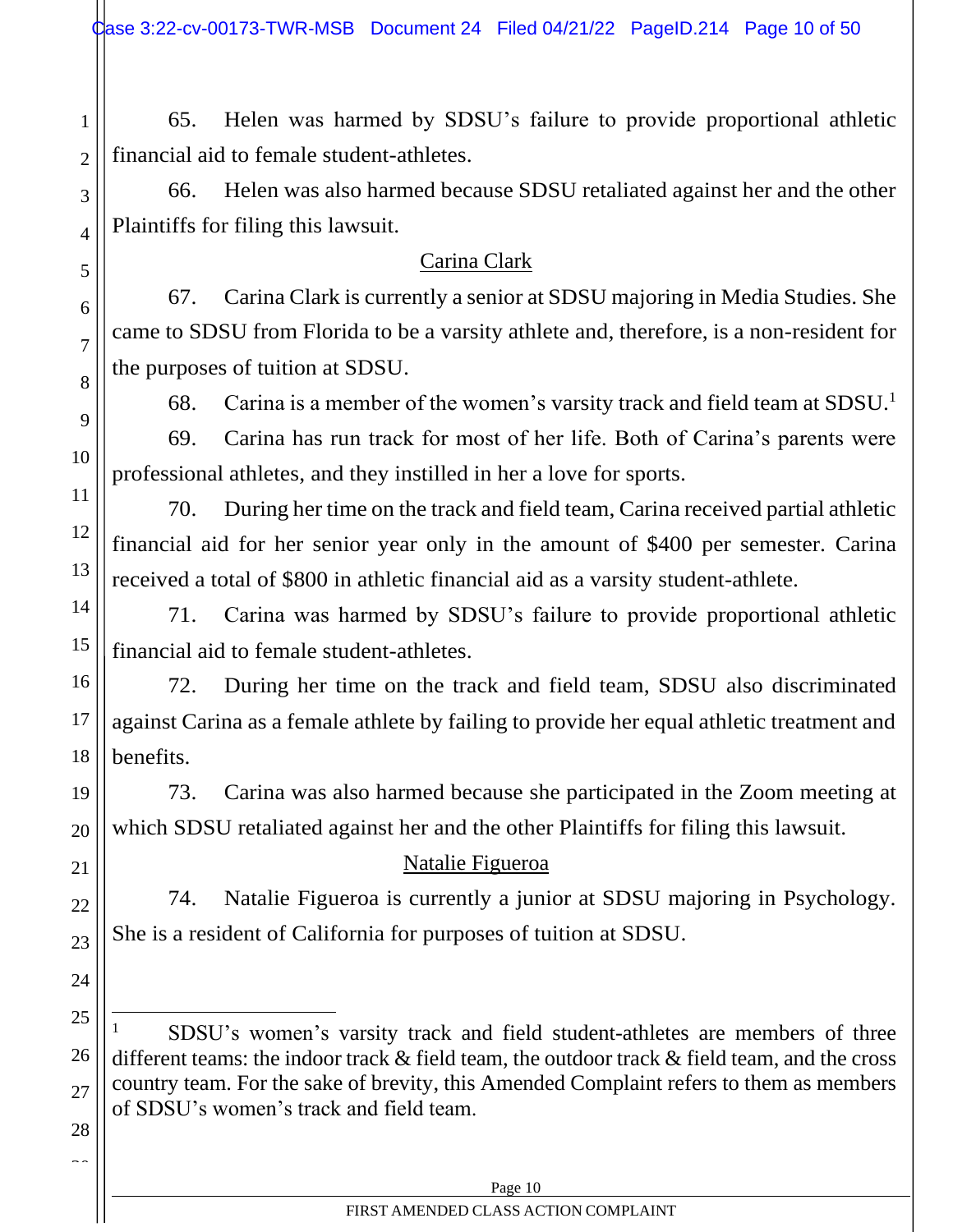65. Helen was harmed by SDSU's failure to provide proportional athletic financial aid to female student-athletes.

66. Helen was also harmed because SDSU retaliated against her and the other Plaintiffs for filing this lawsuit.

<u>Carina Clark</u>

67. Carina Clark is currently a senior at SDSU majoring in Media Studies. She came to SDSU from Florida to be a varsity athlete and, therefore, is a non-resident for the purposes of tuition at SDSU.

68. Carina is a member of the women's varsity track and field team at SDSU.[1]

69. Carina has run track for most of her life. Both of Carina's parents were professional athletes, and they instilled in her a love for sports.

70. During her time on the track and field team, Carina received partial athletic financial aid for her senior year only in the amount of $400 per semester. Carina received a total of $800 in athletic financial aid as a varsity student-athlete.

71. Carina was harmed by SDSU's failure to provide proportional athletic financial aid to female student-athletes.

72. During her time on the track and field team, SDSU also discriminated against Carina as a female athlete by failing to provide her equal athletic treatment and benefits.

73. Carina was also harmed because she participated in the Zoom meeting at which SDSU retaliated against her and the other Plaintiffs for filing this lawsuit.

<u>Natalie Figueroa</u>

74. Natalie Figueroa is currently a junior at SDSU majoring in Psychology. She is a resident of California for purposes of tuition at SDSU.

---

[1] SDSU's women's varsity track and field student-athletes are members of three different teams: the indoor track & field team, the outdoor track & field team, and the cross country team. For the sake of brevity, this Amended Complaint refers to them as members of SDSU's women's track and field team.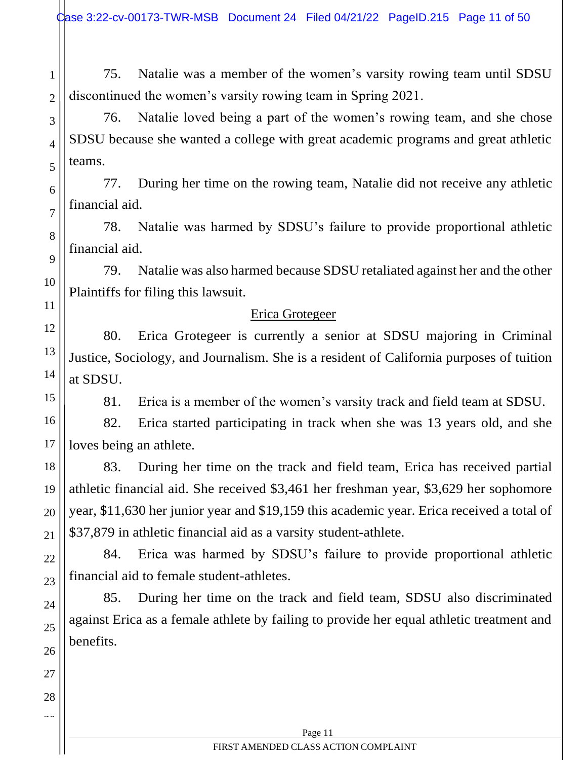75. Natalie was a member of the women's varsity rowing team until SDSU discontinued the women's varsity rowing team in Spring 2021.

76. Natalie loved being a part of the women's rowing team, and she chose SDSU because she wanted a college with great academic programs and great athletic teams.

77. During her time on the rowing team, Natalie did not receive any athletic financial aid.

78. Natalie was harmed by SDSU's failure to provide proportional athletic financial aid.

79. Natalie was also harmed because SDSU retaliated against her and the other Plaintiffs for filing this lawsuit.

Erica Grotegeer

80. Erica Grotegeer is currently a senior at SDSU majoring in Criminal Justice, Sociology, and Journalism. She is a resident of California purposes of tuition at SDSU.

81. Erica is a member of the women's varsity track and field team at SDSU.

82. Erica started participating in track when she was 13 years old, and she loves being an athlete.

83. During her time on the track and field team, Erica has received partial athletic financial aid. She received $3,461 her freshman year, $3,629 her sophomore year, $11,630 her junior year and $19,159 this academic year. Erica received a total of $37,879 in athletic financial aid as a varsity student-athlete.

84. Erica was harmed by SDSU's failure to provide proportional athletic financial aid to female student-athletes.

85. During her time on the track and field team, SDSU also discriminated against Erica as a female athlete by failing to provide her equal athletic treatment and benefits.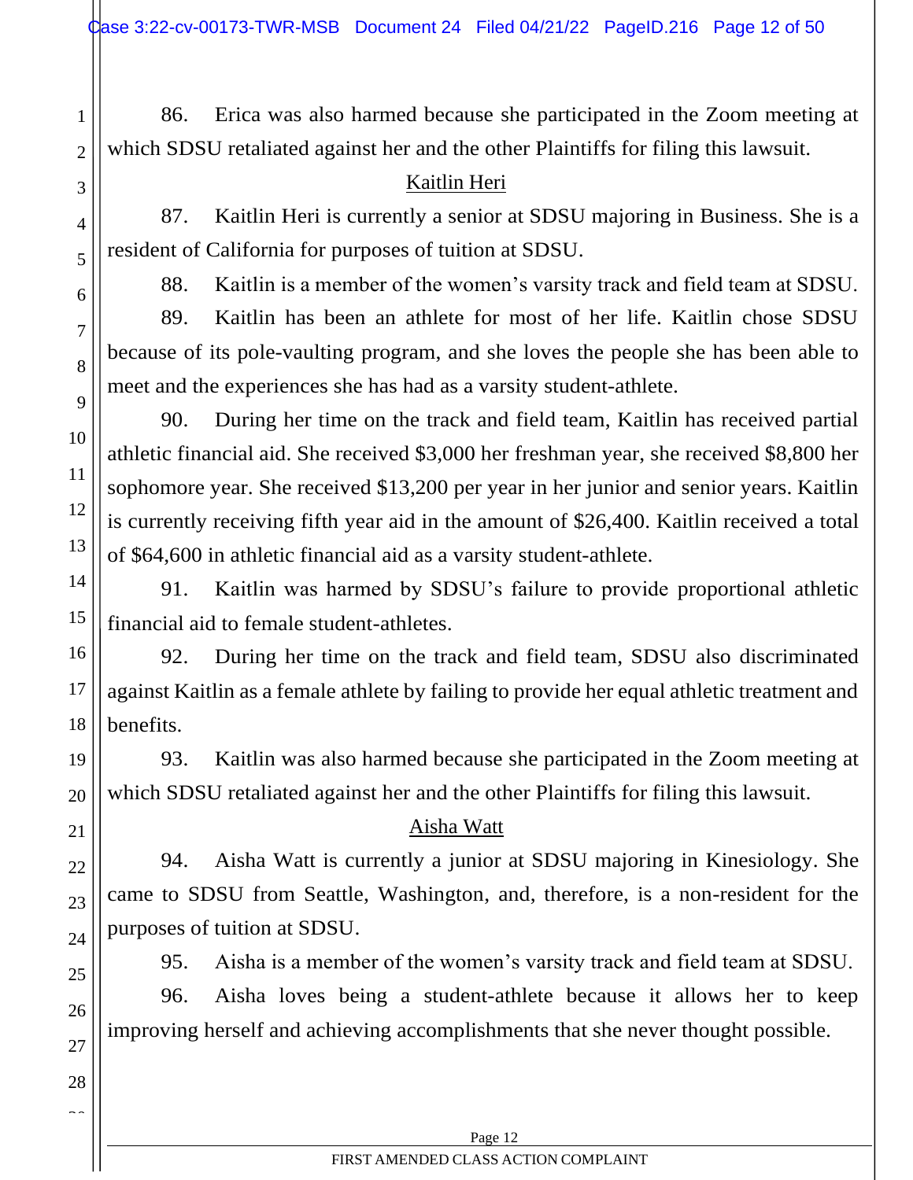86. Erica was also harmed because she participated in the Zoom meeting at which SDSU retaliated against her and the other Plaintiffs for filing this lawsuit.

<u>Kaitlin Heri</u>

87. Kaitlin Heri is currently a senior at SDSU majoring in Business. She is a resident of California for purposes of tuition at SDSU.

88. Kaitlin is a member of the women's varsity track and field team at SDSU.

89. Kaitlin has been an athlete for most of her life. Kaitlin chose SDSU because of its pole-vaulting program, and she loves the people she has been able to meet and the experiences she has had as a varsity student-athlete.

90. During her time on the track and field team, Kaitlin has received partial athletic financial aid. She received $3,000 her freshman year, she received $8,800 her sophomore year. She received $13,200 per year in her junior and senior years. Kaitlin is currently receiving fifth year aid in the amount of $26,400. Kaitlin received a total of $64,600 in athletic financial aid as a varsity student-athlete.

91. Kaitlin was harmed by SDSU's failure to provide proportional athletic financial aid to female student-athletes.

92. During her time on the track and field team, SDSU also discriminated against Kaitlin as a female athlete by failing to provide her equal athletic treatment and benefits.

93. Kaitlin was also harmed because she participated in the Zoom meeting at which SDSU retaliated against her and the other Plaintiffs for filing this lawsuit.

<u>Aisha Watt</u>

94. Aisha Watt is currently a junior at SDSU majoring in Kinesiology. She came to SDSU from Seattle, Washington, and, therefore, is a non-resident for the purposes of tuition at SDSU.

95. Aisha is a member of the women's varsity track and field team at SDSU.

96. Aisha loves being a student-athlete because it allows her to keep improving herself and achieving accomplishments that she never thought possible.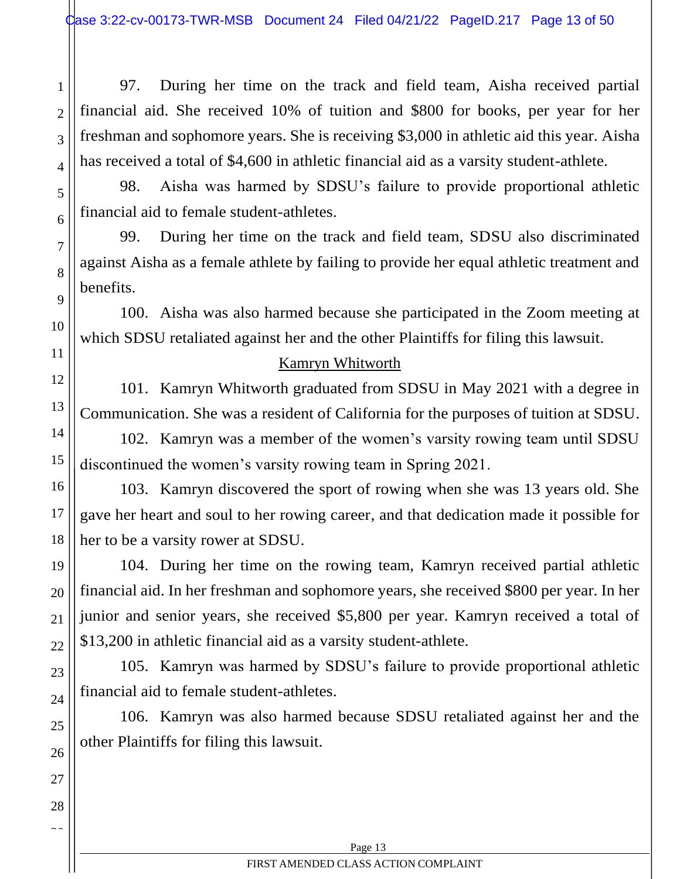97. During her time on the track and field team, Aisha received partial financial aid. She received 10% of tuition and $800 for books, per year for her freshman and sophomore years. She is receiving $3,000 in athletic aid this year. Aisha has received a total of $4,600 in athletic financial aid as a varsity student-athlete.

98. Aisha was harmed by SDSU's failure to provide proportional athletic financial aid to female student-athletes.

99. During her time on the track and field team, SDSU also discriminated against Aisha as a female athlete by failing to provide her equal athletic treatment and benefits.

100. Aisha was also harmed because she participated in the Zoom meeting at which SDSU retaliated against her and the other Plaintiffs for filing this lawsuit.

<u>Kamryn Whitworth</u>

101. Kamryn Whitworth graduated from SDSU in May 2021 with a degree in Communication. She was a resident of California for the purposes of tuition at SDSU.

102. Kamryn was a member of the women's varsity rowing team until SDSU discontinued the women's varsity rowing team in Spring 2021.

103. Kamryn discovered the sport of rowing when she was 13 years old. She gave her heart and soul to her rowing career, and that dedication made it possible for her to be a varsity rower at SDSU.

104. During her time on the rowing team, Kamryn received partial athletic financial aid. In her freshman and sophomore years, she received $800 per year. In her junior and senior years, she received $5,800 per year. Kamryn received a total of $13,200 in athletic financial aid as a varsity student-athlete.

105. Kamryn was harmed by SDSU's failure to provide proportional athletic financial aid to female student-athletes.

106. Kamryn was also harmed because SDSU retaliated against her and the other Plaintiffs for filing this lawsuit.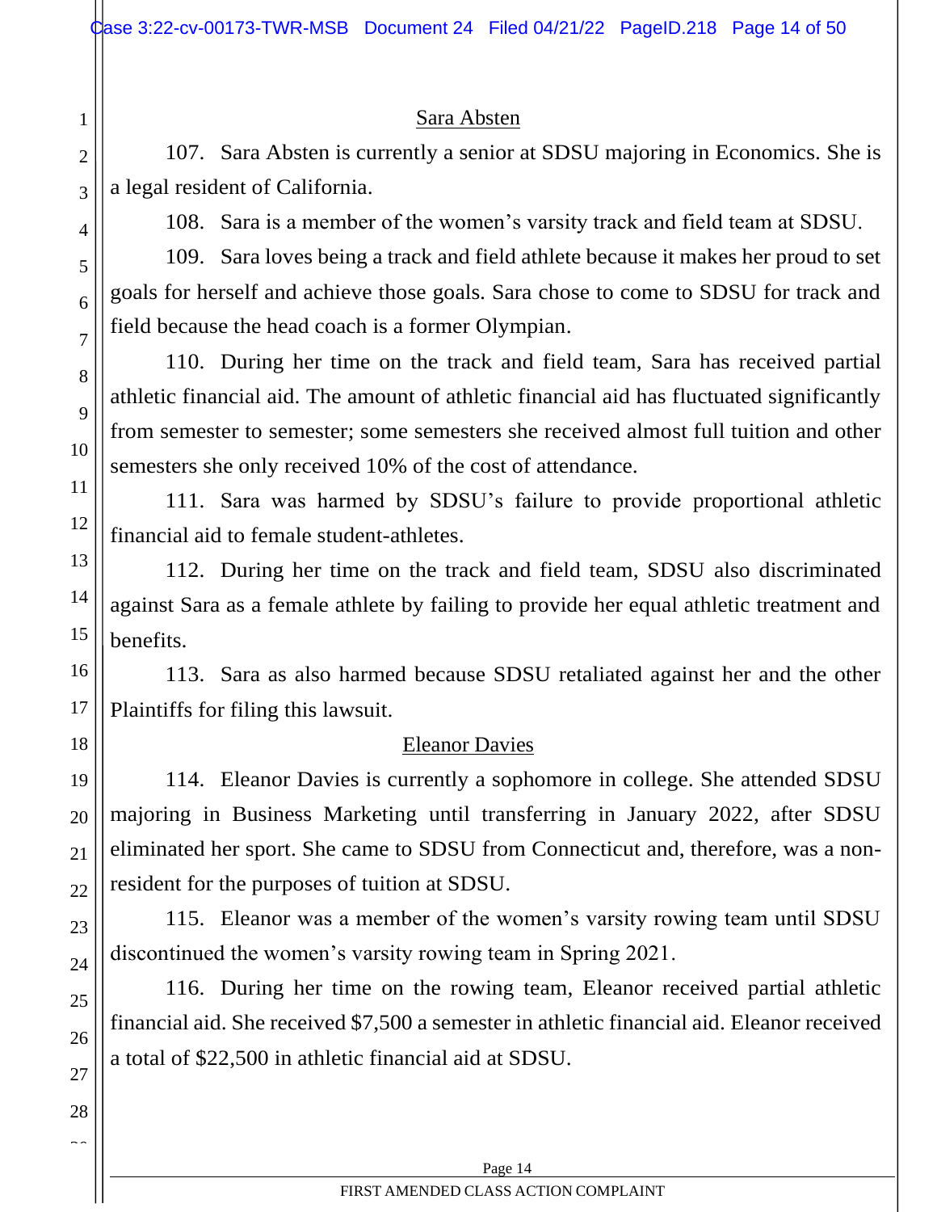<u>Sara Absten</u>

107. Sara Absten is currently a senior at SDSU majoring in Economics. She is a legal resident of California.

108. Sara is a member of the women's varsity track and field team at SDSU.

109. Sara loves being a track and field athlete because it makes her proud to set goals for herself and achieve those goals. Sara chose to come to SDSU for track and field because the head coach is a former Olympian.

110. During her time on the track and field team, Sara has received partial athletic financial aid. The amount of athletic financial aid has fluctuated significantly from semester to semester; some semesters she received almost full tuition and other semesters she only received 10% of the cost of attendance.

111. Sara was harmed by SDSU's failure to provide proportional athletic financial aid to female student-athletes.

112. During her time on the track and field team, SDSU also discriminated against Sara as a female athlete by failing to provide her equal athletic treatment and benefits.

113. Sara as also harmed because SDSU retaliated against her and the other Plaintiffs for filing this lawsuit.

<u>Eleanor Davies</u>

114. Eleanor Davies is currently a sophomore in college. She attended SDSU majoring in Business Marketing until transferring in January 2022, after SDSU eliminated her sport. She came to SDSU from Connecticut and, therefore, was a non-resident for the purposes of tuition at SDSU.

115. Eleanor was a member of the women's varsity rowing team until SDSU discontinued the women's varsity rowing team in Spring 2021.

116. During her time on the rowing team, Eleanor received partial athletic financial aid. She received $7,500 a semester in athletic financial aid. Eleanor received a total of $22,500 in athletic financial aid at SDSU.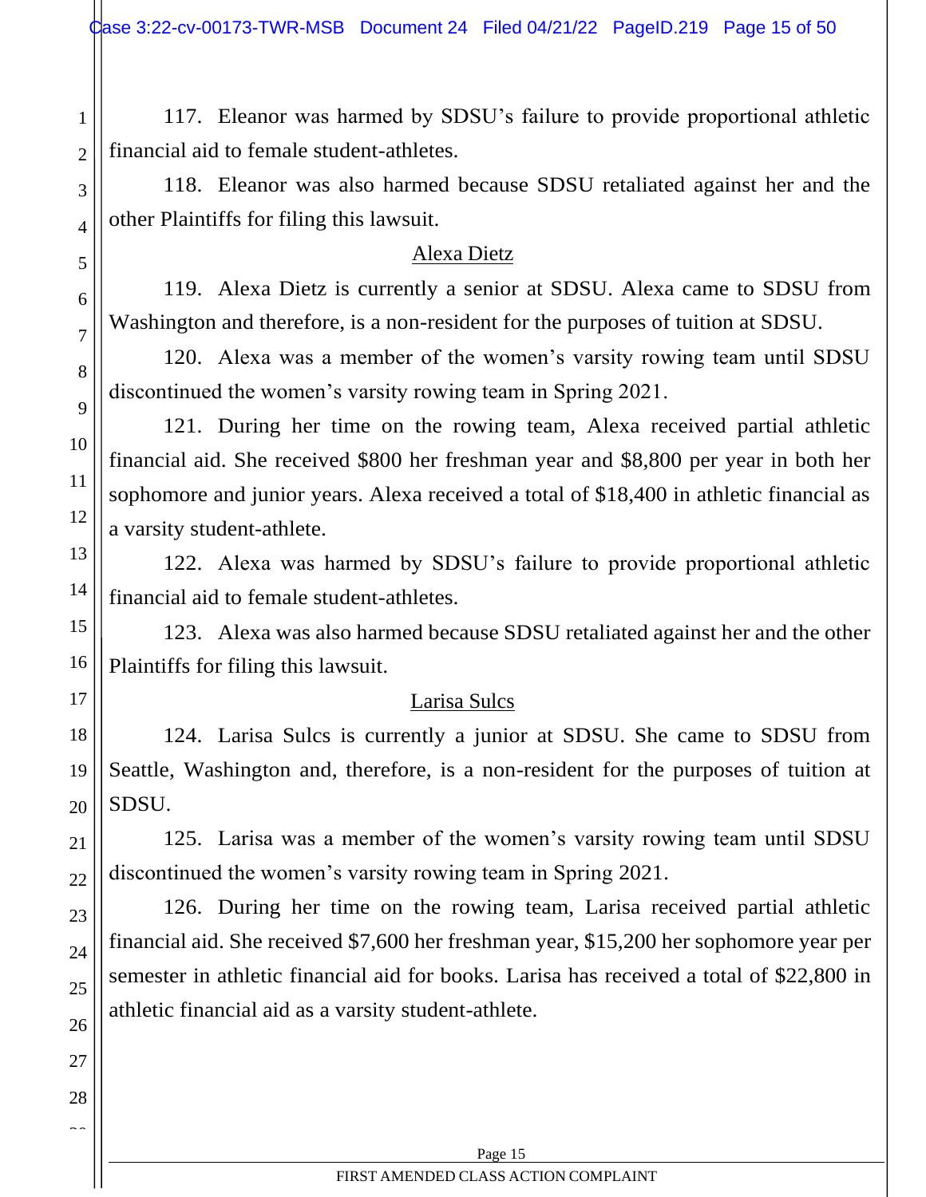117. Eleanor was harmed by SDSU's failure to provide proportional athletic financial aid to female student-athletes.

118. Eleanor was also harmed because SDSU retaliated against her and the other Plaintiffs for filing this lawsuit.

<u>Alexa Dietz</u>

119. Alexa Dietz is currently a senior at SDSU. Alexa came to SDSU from Washington and therefore, is a non-resident for the purposes of tuition at SDSU.

120. Alexa was a member of the women's varsity rowing team until SDSU discontinued the women's varsity rowing team in Spring 2021.

121. During her time on the rowing team, Alexa received partial athletic financial aid. She received $800 her freshman year and $8,800 per year in both her sophomore and junior years. Alexa received a total of $18,400 in athletic financial as a varsity student-athlete.

122. Alexa was harmed by SDSU's failure to provide proportional athletic financial aid to female student-athletes.

123. Alexa was also harmed because SDSU retaliated against her and the other Plaintiffs for filing this lawsuit.

<u>Larisa Sulcs</u>

124. Larisa Sulcs is currently a junior at SDSU. She came to SDSU from Seattle, Washington and, therefore, is a non-resident for the purposes of tuition at SDSU.

125. Larisa was a member of the women's varsity rowing team until SDSU discontinued the women's varsity rowing team in Spring 2021.

126. During her time on the rowing team, Larisa received partial athletic financial aid. She received $7,600 her freshman year, $15,200 her sophomore year per semester in athletic financial aid for books. Larisa has received a total of $22,800 in athletic financial aid as a varsity student-athlete.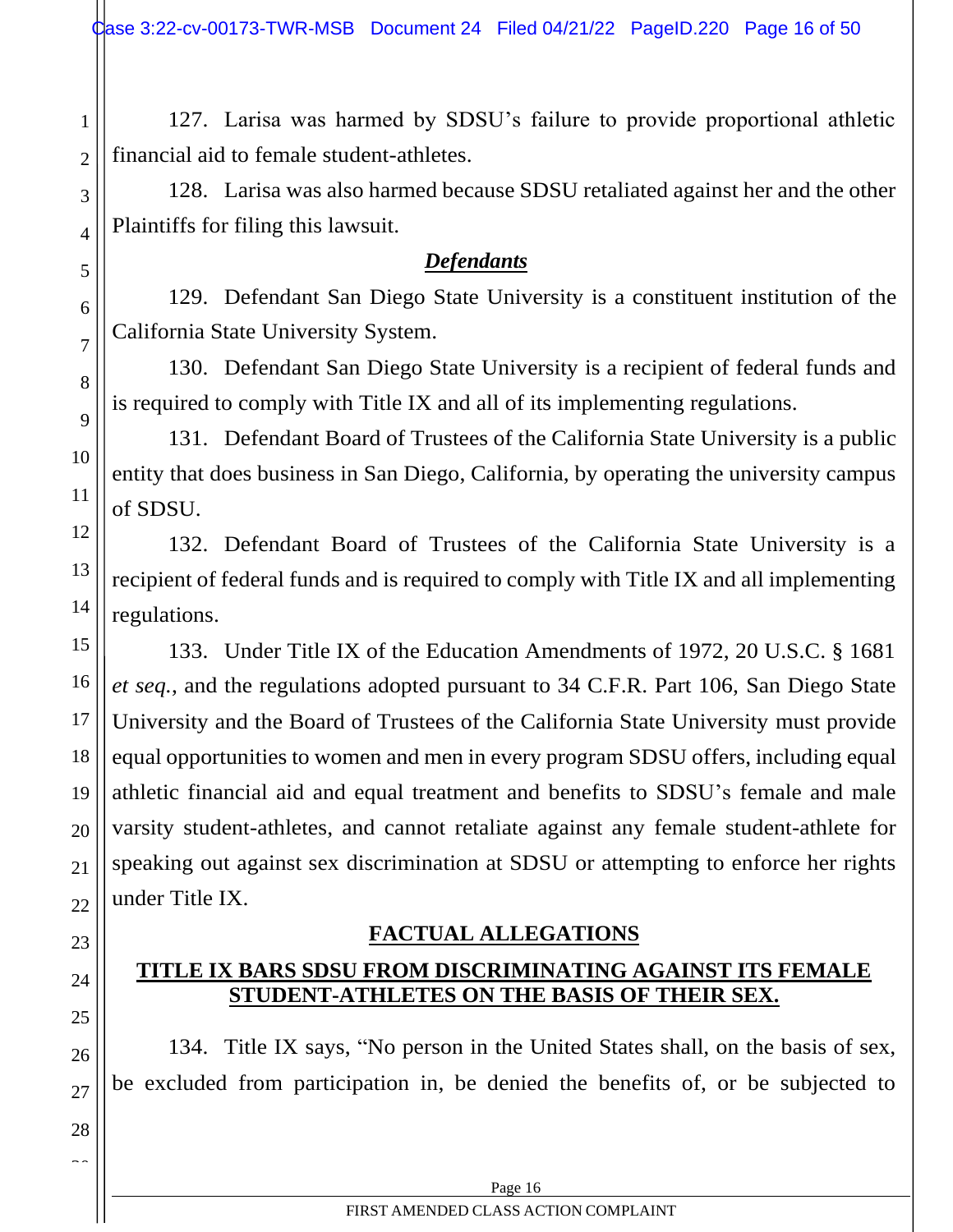127. Larisa was harmed by SDSU's failure to provide proportional athletic financial aid to female student-athletes.

128. Larisa was also harmed because SDSU retaliated against her and the other Plaintiffs for filing this lawsuit.

***Defendants***

129. Defendant San Diego State University is a constituent institution of the California State University System.

130. Defendant San Diego State University is a recipient of federal funds and is required to comply with Title IX and all of its implementing regulations.

131. Defendant Board of Trustees of the California State University is a public entity that does business in San Diego, California, by operating the university campus of SDSU.

132. Defendant Board of Trustees of the California State University is a recipient of federal funds and is required to comply with Title IX and all implementing regulations.

133. Under Title IX of the Education Amendments of 1972, 20 U.S.C. § 1681 *et seq.*, and the regulations adopted pursuant to 34 C.F.R. Part 106, San Diego State University and the Board of Trustees of the California State University must provide equal opportunities to women and men in every program SDSU offers, including equal athletic financial aid and equal treatment and benefits to SDSU's female and male varsity student-athletes, and cannot retaliate against any female student-athlete for speaking out against sex discrimination at SDSU or attempting to enforce her rights under Title IX.

## FACTUAL ALLEGATIONS

### TITLE IX BARS SDSU FROM DISCRIMINATING AGAINST ITS FEMALE STUDENT-ATHLETES ON THE BASIS OF THEIR SEX.

134. Title IX says, "No person in the United States shall, on the basis of sex, be excluded from participation in, be denied the benefits of, or be subjected to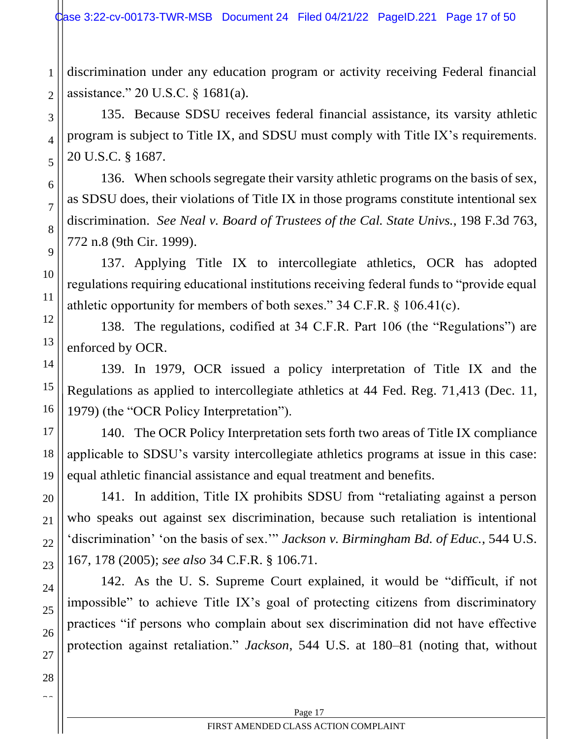discrimination under any education program or activity receiving Federal financial assistance." 20 U.S.C. § 1681(a).

135. Because SDSU receives federal financial assistance, its varsity athletic program is subject to Title IX, and SDSU must comply with Title IX's requirements. 20 U.S.C. § 1687.

136. When schools segregate their varsity athletic programs on the basis of sex, as SDSU does, their violations of Title IX in those programs constitute intentional sex discrimination. *See Neal v. Board of Trustees of the Cal. State Univs.*, 198 F.3d 763, 772 n.8 (9th Cir. 1999).

137. Applying Title IX to intercollegiate athletics, OCR has adopted regulations requiring educational institutions receiving federal funds to "provide equal athletic opportunity for members of both sexes." 34 C.F.R. § 106.41(c).

138. The regulations, codified at 34 C.F.R. Part 106 (the "Regulations") are enforced by OCR.

139. In 1979, OCR issued a policy interpretation of Title IX and the Regulations as applied to intercollegiate athletics at 44 Fed. Reg. 71,413 (Dec. 11, 1979) (the "OCR Policy Interpretation").

140. The OCR Policy Interpretation sets forth two areas of Title IX compliance applicable to SDSU's varsity intercollegiate athletics programs at issue in this case: equal athletic financial assistance and equal treatment and benefits.

141. In addition, Title IX prohibits SDSU from "retaliating against a person who speaks out against sex discrimination, because such retaliation is intentional 'discrimination' 'on the basis of sex.'" *Jackson v. Birmingham Bd. of Educ.*, 544 U.S. 167, 178 (2005); *see also* 34 C.F.R. § 106.71.

142. As the U. S. Supreme Court explained, it would be "difficult, if not impossible" to achieve Title IX's goal of protecting citizens from discriminatory practices "if persons who complain about sex discrimination did not have effective protection against retaliation." *Jackson*, 544 U.S. at 180–81 (noting that, without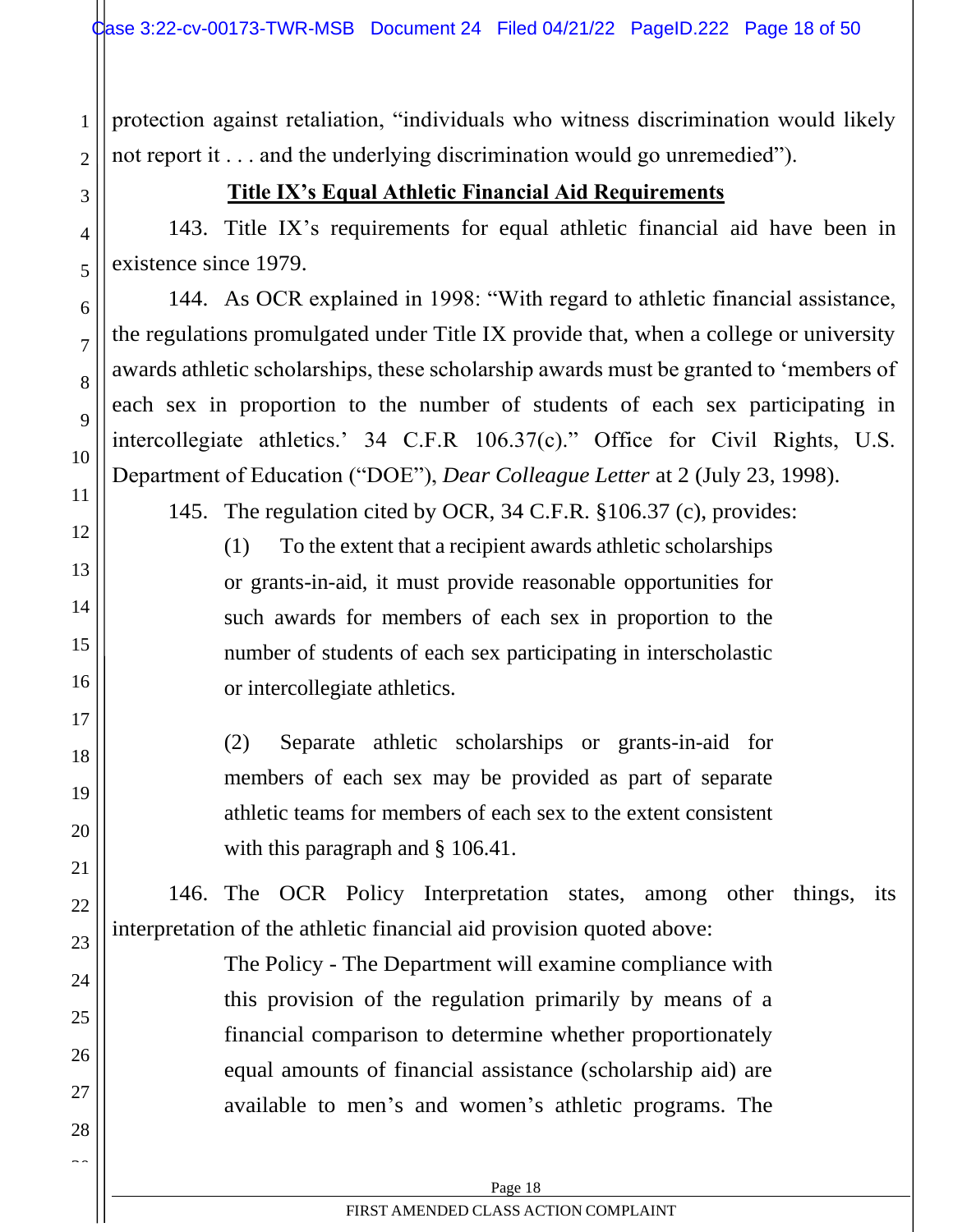protection against retaliation, "individuals who witness discrimination would likely not report it . . . and the underlying discrimination would go unremedied").

**Title IX's Equal Athletic Financial Aid Requirements**

143. Title IX's requirements for equal athletic financial aid have been in existence since 1979.

144. As OCR explained in 1998: "With regard to athletic financial assistance, the regulations promulgated under Title IX provide that, when a college or university awards athletic scholarships, these scholarship awards must be granted to 'members of each sex in proportion to the number of students of each sex participating in intercollegiate athletics.' 34 C.F.R 106.37(c)." Office for Civil Rights, U.S. Department of Education ("DOE"), *Dear Colleague Letter* at 2 (July 23, 1998).

145. The regulation cited by OCR, 34 C.F.R. §106.37 (c), provides:

> (1) To the extent that a recipient awards athletic scholarships or grants-in-aid, it must provide reasonable opportunities for such awards for members of each sex in proportion to the number of students of each sex participating in interscholastic or intercollegiate athletics.
>
> (2) Separate athletic scholarships or grants-in-aid for members of each sex may be provided as part of separate athletic teams for members of each sex to the extent consistent with this paragraph and § 106.41.

146. The OCR Policy Interpretation states, among other things, its interpretation of the athletic financial aid provision quoted above:

> The Policy - The Department will examine compliance with this provision of the regulation primarily by means of a financial comparison to determine whether proportionately equal amounts of financial assistance (scholarship aid) are available to men's and women's athletic programs. The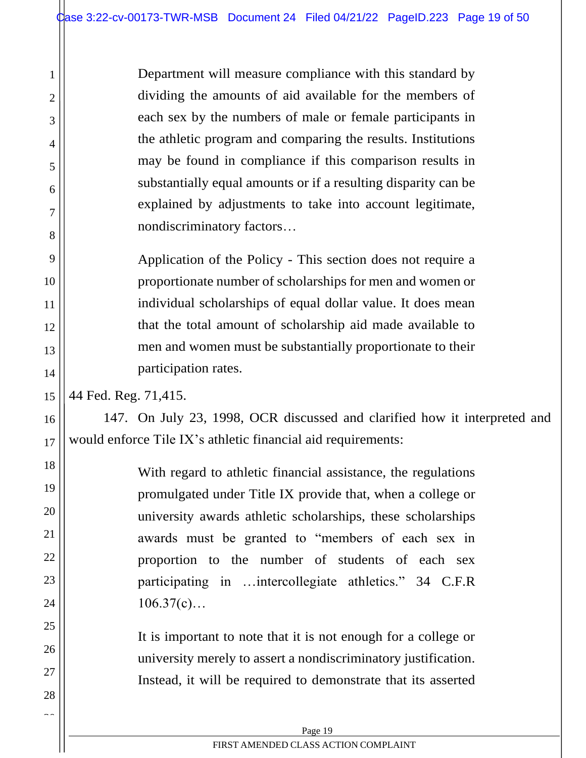> Department will measure compliance with this standard by dividing the amounts of aid available for the members of each sex by the numbers of male or female participants in the athletic program and comparing the results. Institutions may be found in compliance if this comparison results in substantially equal amounts or if a resulting disparity can be explained by adjustments to take into account legitimate, nondiscriminatory factors…
>
> Application of the Policy - This section does not require a proportionate number of scholarships for men and women or individual scholarships of equal dollar value. It does mean that the total amount of scholarship aid made available to men and women must be substantially proportionate to their participation rates.

44 Fed. Reg. 71,415.

147. On July 23, 1998, OCR discussed and clarified how it interpreted and would enforce Tile IX's athletic financial aid requirements:

> With regard to athletic financial assistance, the regulations promulgated under Title IX provide that, when a college or university awards athletic scholarships, these scholarships awards must be granted to "members of each sex in proportion to the number of students of each sex participating in …intercollegiate athletics." 34 C.F.R 106.37(c)…
>
> It is important to note that it is not enough for a college or university merely to assert a nondiscriminatory justification. Instead, it will be required to demonstrate that its asserted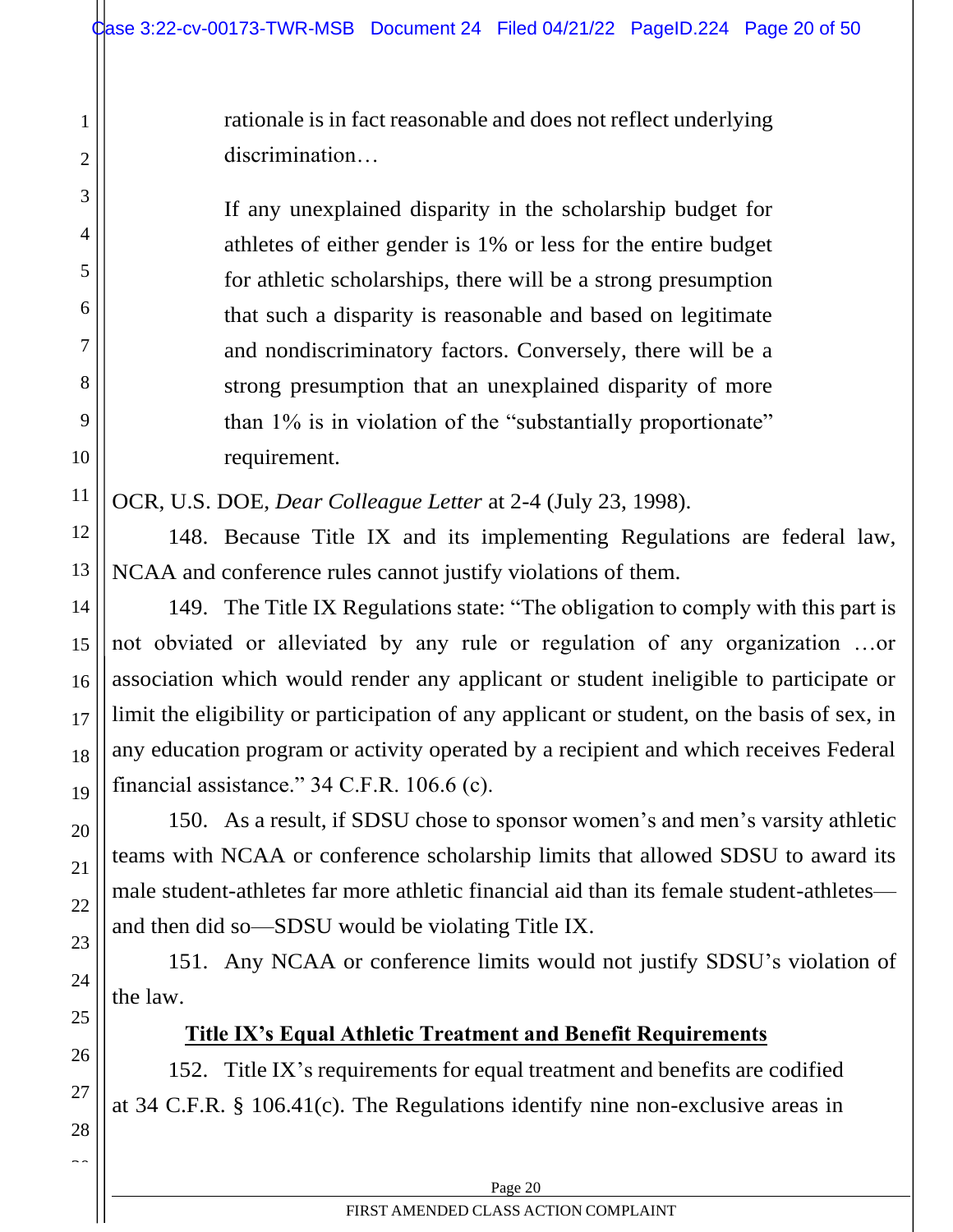> rationale is in fact reasonable and does not reflect underlying discrimination…
>
> If any unexplained disparity in the scholarship budget for athletes of either gender is 1% or less for the entire budget for athletic scholarships, there will be a strong presumption that such a disparity is reasonable and based on legitimate and nondiscriminatory factors. Conversely, there will be a strong presumption that an unexplained disparity of more than 1% is in violation of the "substantially proportionate" requirement.

OCR, U.S. DOE, *Dear Colleague Letter* at 2-4 (July 23, 1998).

148. Because Title IX and its implementing Regulations are federal law, NCAA and conference rules cannot justify violations of them.

149. The Title IX Regulations state: "The obligation to comply with this part is not obviated or alleviated by any rule or regulation of any organization …or association which would render any applicant or student ineligible to participate or limit the eligibility or participation of any applicant or student, on the basis of sex, in any education program or activity operated by a recipient and which receives Federal financial assistance." 34 C.F.R. 106.6 (c).

150. As a result, if SDSU chose to sponsor women's and men's varsity athletic teams with NCAA or conference scholarship limits that allowed SDSU to award its male student-athletes far more athletic financial aid than its female student-athletes—and then did so—SDSU would be violating Title IX.

151. Any NCAA or conference limits would not justify SDSU's violation of the law.

**<u>Title IX's Equal Athletic Treatment and Benefit Requirements</u>**

152. Title IX's requirements for equal treatment and benefits are codified at 34 C.F.R. § 106.41(c). The Regulations identify nine non-exclusive areas in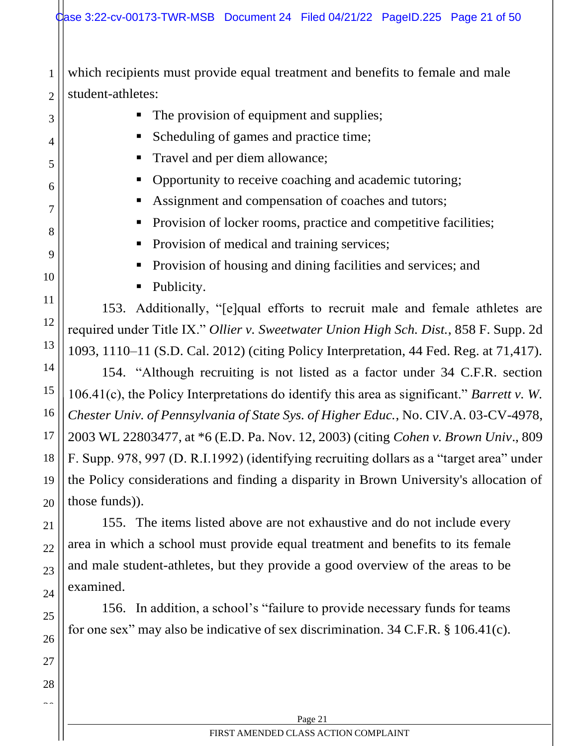which recipients must provide equal treatment and benefits to female and male student-athletes:

- The provision of equipment and supplies;
- Scheduling of games and practice time;
- Travel and per diem allowance;
- Opportunity to receive coaching and academic tutoring;
- Assignment and compensation of coaches and tutors;
- Provision of locker rooms, practice and competitive facilities;
- Provision of medical and training services;
- Provision of housing and dining facilities and services; and
- Publicity.

153. Additionally, "[e]qual efforts to recruit male and female athletes are required under Title IX." *Ollier v. Sweetwater Union High Sch. Dist.*, 858 F. Supp. 2d 1093, 1110–11 (S.D. Cal. 2012) (citing Policy Interpretation, 44 Fed. Reg. at 71,417).

154. "Although recruiting is not listed as a factor under 34 C.F.R. section 106.41(c), the Policy Interpretations do identify this area as significant." *Barrett v. W. Chester Univ. of Pennsylvania of State Sys. of Higher Educ.*, No. CIV.A. 03-CV-4978, 2003 WL 22803477, at *6 (E.D. Pa. Nov. 12, 2003) (citing *Cohen v. Brown Univ*., 809 F. Supp. 978, 997 (D. R.I.1992) (identifying recruiting dollars as a "target area" under the Policy considerations and finding a disparity in Brown University's allocation of those funds)).

155. The items listed above are not exhaustive and do not include every area in which a school must provide equal treatment and benefits to its female and male student-athletes, but they provide a good overview of the areas to be examined.

156. In addition, a school's "failure to provide necessary funds for teams for one sex" may also be indicative of sex discrimination. 34 C.F.R. § 106.41(c).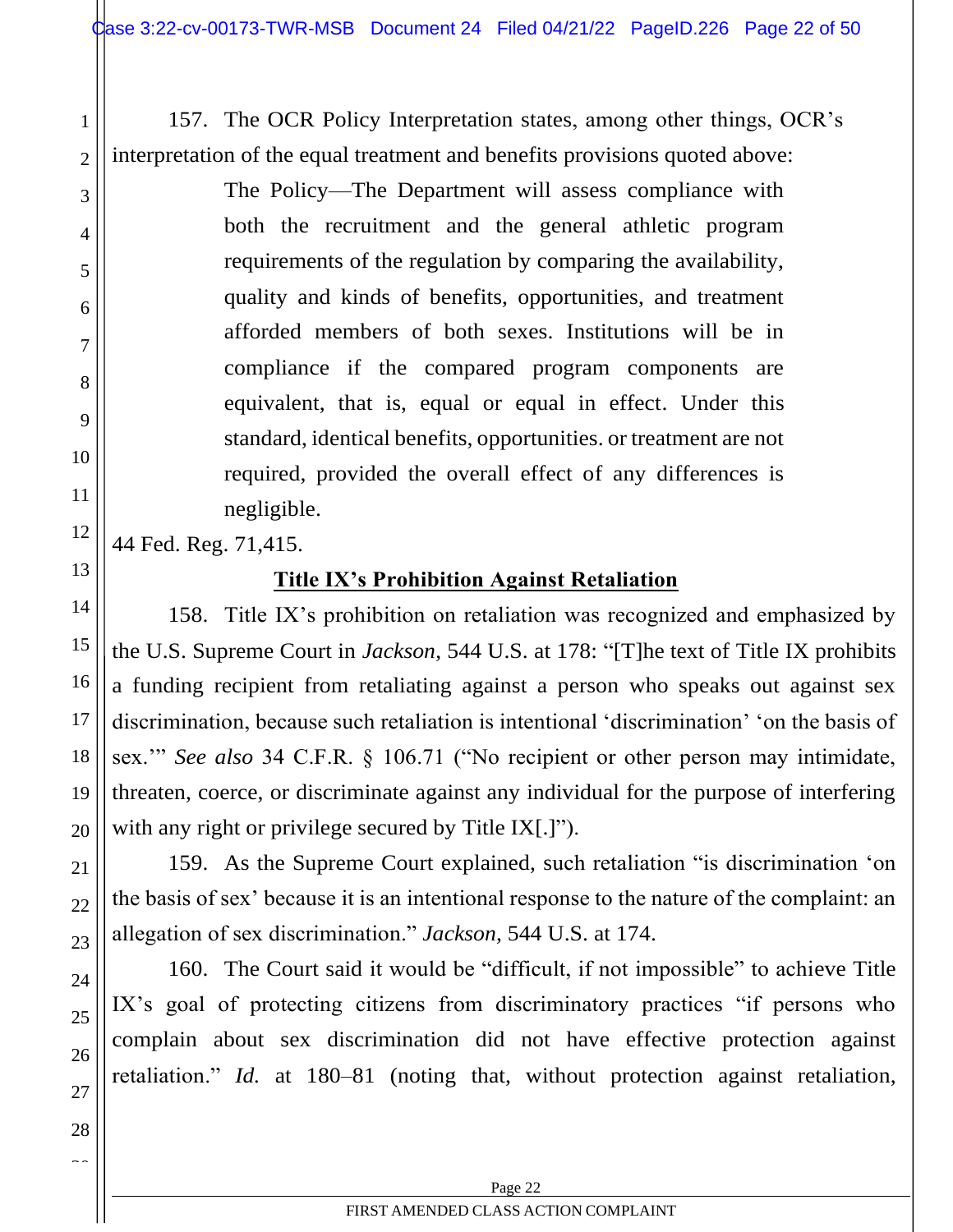157. The OCR Policy Interpretation states, among other things, OCR's interpretation of the equal treatment and benefits provisions quoted above:

> The Policy—The Department will assess compliance with both the recruitment and the general athletic program requirements of the regulation by comparing the availability, quality and kinds of benefits, opportunities, and treatment afforded members of both sexes. Institutions will be in compliance if the compared program components are equivalent, that is, equal or equal in effect. Under this standard, identical benefits, opportunities. or treatment are not required, provided the overall effect of any differences is negligible.

44 Fed. Reg. 71,415.

**Title IX's Prohibition Against Retaliation**

158. Title IX's prohibition on retaliation was recognized and emphasized by the U.S. Supreme Court in *Jackson*, 544 U.S. at 178: "[T]he text of Title IX prohibits a funding recipient from retaliating against a person who speaks out against sex discrimination, because such retaliation is intentional 'discrimination' 'on the basis of sex.'" *See also* 34 C.F.R. § 106.71 ("No recipient or other person may intimidate, threaten, coerce, or discriminate against any individual for the purpose of interfering with any right or privilege secured by Title IX[.]").

159. As the Supreme Court explained, such retaliation "is discrimination 'on the basis of sex' because it is an intentional response to the nature of the complaint: an allegation of sex discrimination." *Jackson*, 544 U.S. at 174.

160. The Court said it would be "difficult, if not impossible" to achieve Title IX's goal of protecting citizens from discriminatory practices "if persons who complain about sex discrimination did not have effective protection against retaliation." *Id.* at 180–81 (noting that, without protection against retaliation,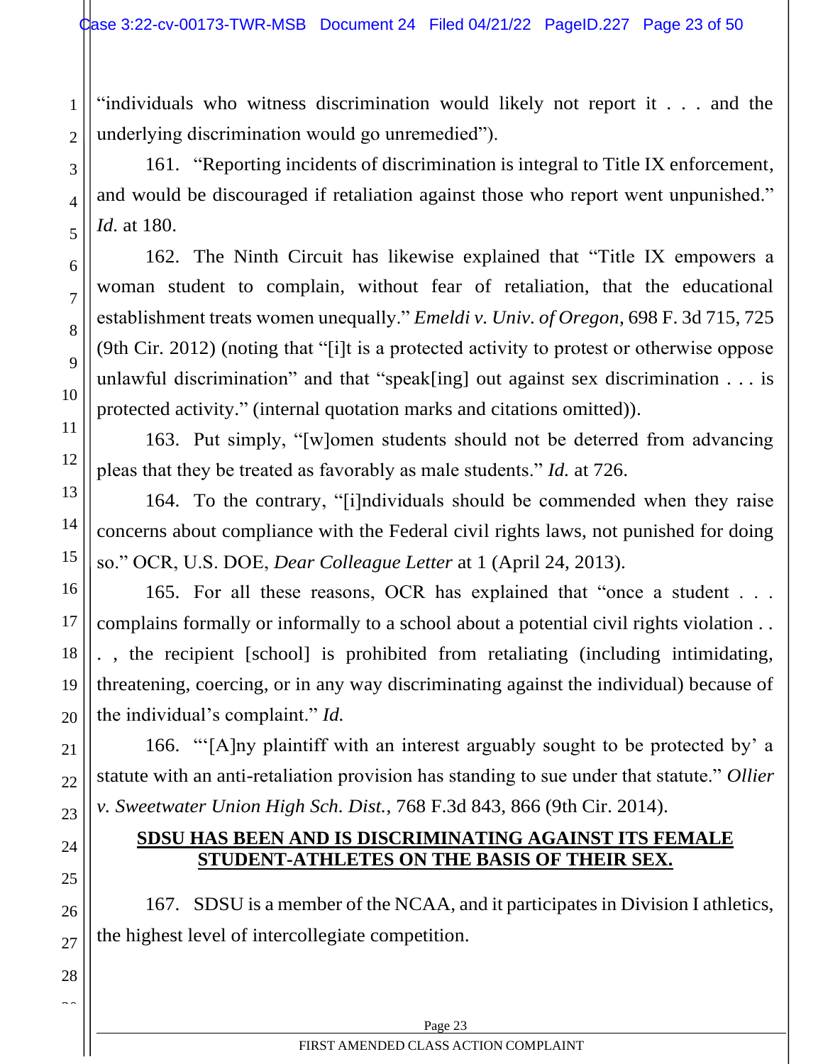"individuals who witness discrimination would likely not report it . . . and the underlying discrimination would go unremedied").

161. "Reporting incidents of discrimination is integral to Title IX enforcement, and would be discouraged if retaliation against those who report went unpunished." *Id.* at 180.

162. The Ninth Circuit has likewise explained that "Title IX empowers a woman student to complain, without fear of retaliation, that the educational establishment treats women unequally." *Emeldi v. Univ. of Oregon*, 698 F. 3d 715, 725 (9th Cir. 2012) (noting that "[i]t is a protected activity to protest or otherwise oppose unlawful discrimination" and that "speak[ing] out against sex discrimination . . . is protected activity." (internal quotation marks and citations omitted)).

163. Put simply, "[w]omen students should not be deterred from advancing pleas that they be treated as favorably as male students." *Id.* at 726.

164. To the contrary, "[i]ndividuals should be commended when they raise concerns about compliance with the Federal civil rights laws, not punished for doing so." OCR, U.S. DOE, *Dear Colleague Letter* at 1 (April 24, 2013).

165. For all these reasons, OCR has explained that "once a student . . . complains formally or informally to a school about a potential civil rights violation . . . , the recipient [school] is prohibited from retaliating (including intimidating, threatening, coercing, or in any way discriminating against the individual) because of the individual's complaint." *Id.*

166. "'[A]ny plaintiff with an interest arguably sought to be protected by' a statute with an anti-retaliation provision has standing to sue under that statute." *Ollier v. Sweetwater Union High Sch. Dist.*, 768 F.3d 843, 866 (9th Cir. 2014).

## **SDSU HAS BEEN AND IS DISCRIMINATING AGAINST ITS FEMALE STUDENT-ATHLETES ON THE BASIS OF THEIR SEX.**

167. SDSU is a member of the NCAA, and it participates in Division I athletics, the highest level of intercollegiate competition.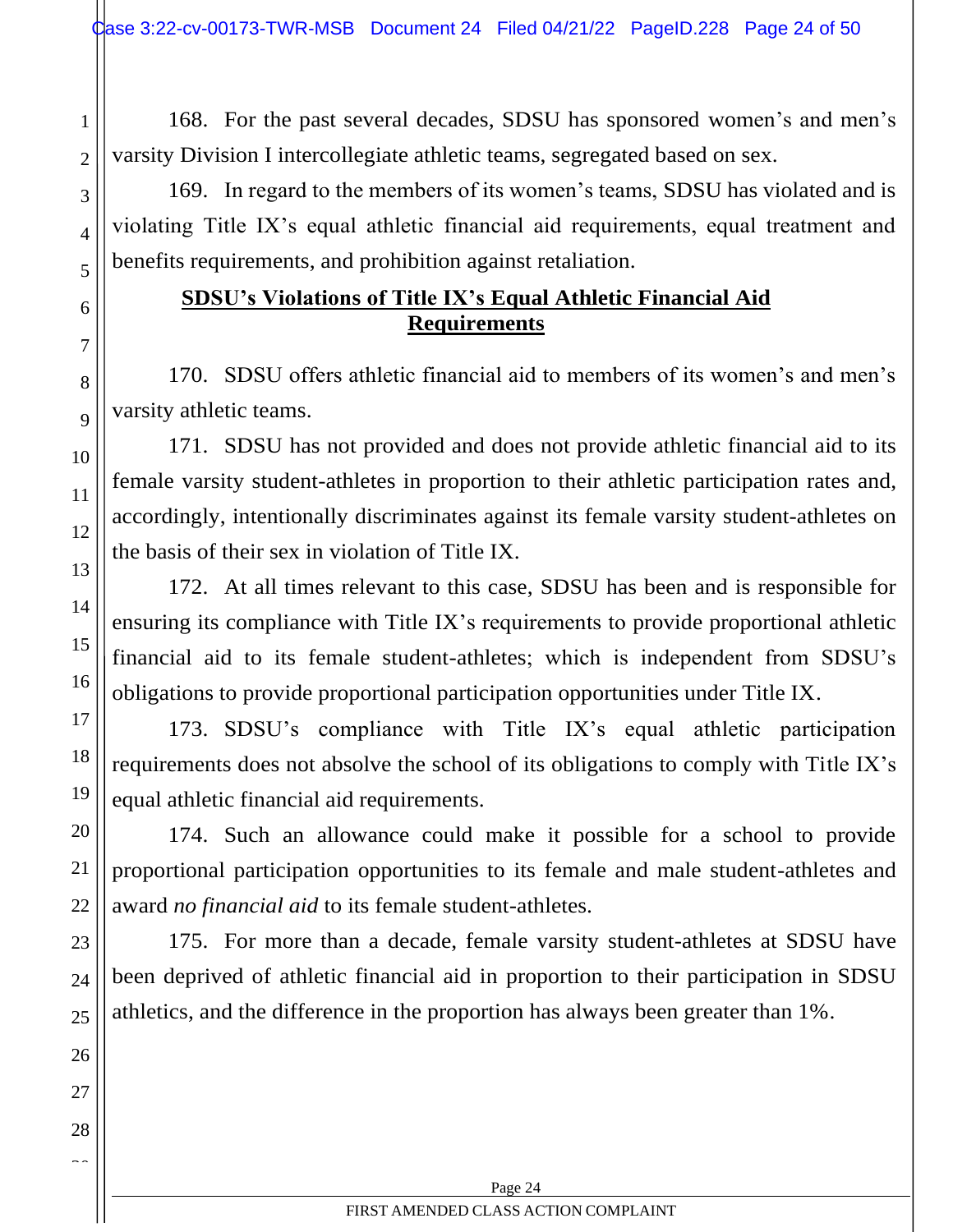168. For the past several decades, SDSU has sponsored women's and men's varsity Division I intercollegiate athletic teams, segregated based on sex.

169. In regard to the members of its women's teams, SDSU has violated and is violating Title IX's equal athletic financial aid requirements, equal treatment and benefits requirements, and prohibition against retaliation.

**SDSU's Violations of Title IX's Equal Athletic Financial Aid Requirements**

170. SDSU offers athletic financial aid to members of its women's and men's varsity athletic teams.

171. SDSU has not provided and does not provide athletic financial aid to its female varsity student-athletes in proportion to their athletic participation rates and, accordingly, intentionally discriminates against its female varsity student-athletes on the basis of their sex in violation of Title IX.

172. At all times relevant to this case, SDSU has been and is responsible for ensuring its compliance with Title IX's requirements to provide proportional athletic financial aid to its female student-athletes; which is independent from SDSU's obligations to provide proportional participation opportunities under Title IX.

173. SDSU's compliance with Title IX's equal athletic participation requirements does not absolve the school of its obligations to comply with Title IX's equal athletic financial aid requirements.

174. Such an allowance could make it possible for a school to provide proportional participation opportunities to its female and male student-athletes and award *no financial aid* to its female student-athletes.

175. For more than a decade, female varsity student-athletes at SDSU have been deprived of athletic financial aid in proportion to their participation in SDSU athletics, and the difference in the proportion has always been greater than 1%.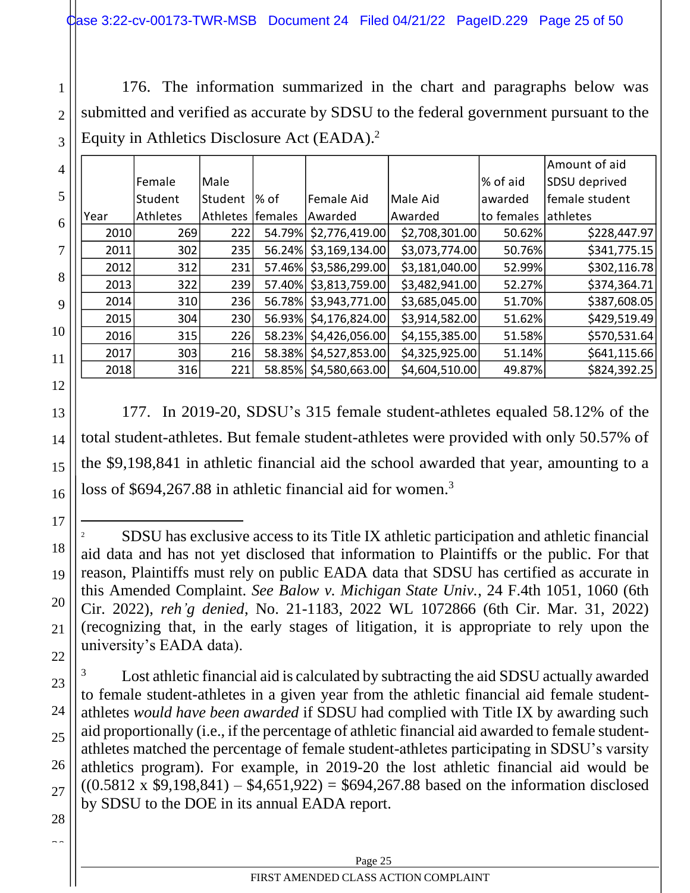176. The information summarized in the chart and paragraphs below was submitted and verified as accurate by SDSU to the federal government pursuant to the Equity in Athletics Disclosure Act (EADA).[2]

| Year | Female Student Athletes | Male Student Athletes | % of females | Female Aid Awarded | Male Aid Awarded | % of aid awarded to females | Amount of aid SDSU deprived female student athletes |
|---|---|---|---|---|---|---|---|
| 2010 | 269 | 222 | 54.79% | $2,776,419.00 | $2,708,301.00 | 50.62% | $228,447.97 |
| 2011 | 302 | 235 | 56.24% | $3,169,134.00 | $3,073,774.00 | 50.76% | $341,775.15 |
| 2012 | 312 | 231 | 57.46% | $3,586,299.00 | $3,181,040.00 | 52.99% | $302,116.78 |
| 2013 | 322 | 239 | 57.40% | $3,813,759.00 | $3,482,941.00 | 52.27% | $374,364.71 |
| 2014 | 310 | 236 | 56.78% | $3,943,771.00 | $3,685,045.00 | 51.70% | $387,608.05 |
| 2015 | 304 | 230 | 56.93% | $4,176,824.00 | $3,914,582.00 | 51.62% | $429,519.49 |
| 2016 | 315 | 226 | 58.23% | $4,426,056.00 | $4,155,385.00 | 51.58% | $570,531.64 |
| 2017 | 303 | 216 | 58.38% | $4,527,853.00 | $4,325,925.00 | 51.14% | $641,115.66 |
| 2018 | 316 | 221 | 58.85% | $4,580,663.00 | $4,604,510.00 | 49.87% | $824,392.25 |

177. In 2019-20, SDSU's 315 female student-athletes equaled 58.12% of the total student-athletes. But female student-athletes were provided with only 50.57% of the $9,198,841 in athletic financial aid the school awarded that year, amounting to a loss of $694,267.88 in athletic financial aid for women.[3]

---

[2] SDSU has exclusive access to its Title IX athletic participation and athletic financial aid data and has not yet disclosed that information to Plaintiffs or the public. For that reason, Plaintiffs must rely on public EADA data that SDSU has certified as accurate in this Amended Complaint. *See Balow v. Michigan State Univ.*, 24 F.4th 1051, 1060 (6th Cir. 2022), *reh'g denied*, No. 21-1183, 2022 WL 1072866 (6th Cir. Mar. 31, 2022) (recognizing that, in the early stages of litigation, it is appropriate to rely upon the university's EADA data).

[3] Lost athletic financial aid is calculated by subtracting the aid SDSU actually awarded to female student-athletes in a given year from the athletic financial aid female student-athletes *would have been awarded* if SDSU had complied with Title IX by awarding such aid proportionally (i.e., if the percentage of athletic financial aid awarded to female student-athletes matched the percentage of female student-athletes participating in SDSU's varsity athletics program). For example, in 2019-20 the lost athletic financial aid would be ((0.5812 x $9,198,841) – $4,651,922) = $694,267.88 based on the information disclosed by SDSU to the DOE in its annual EADA report.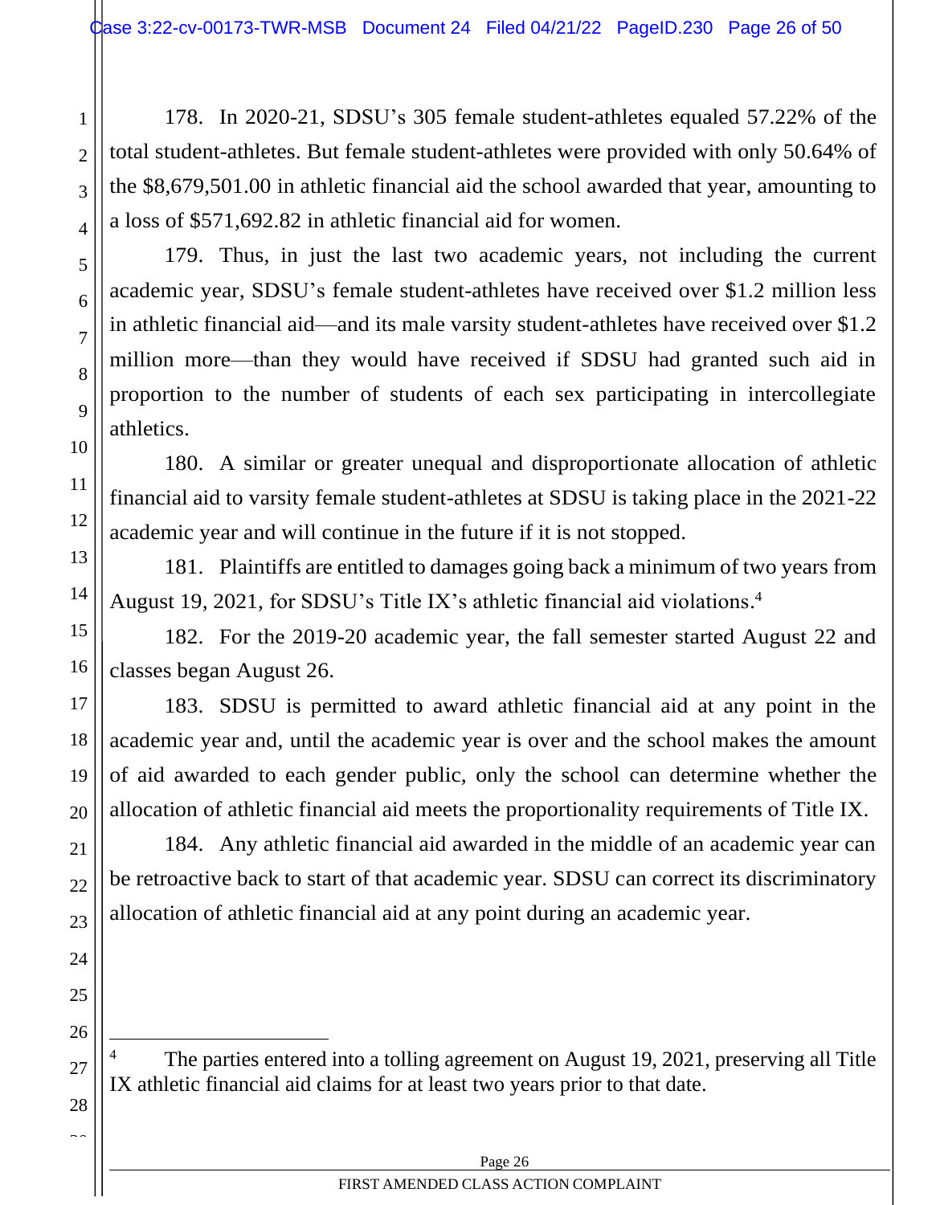178. In 2020-21, SDSU's 305 female student-athletes equaled 57.22% of the total student-athletes. But female student-athletes were provided with only 50.64% of the $8,679,501.00 in athletic financial aid the school awarded that year, amounting to a loss of $571,692.82 in athletic financial aid for women.

179. Thus, in just the last two academic years, not including the current academic year, SDSU's female student-athletes have received over $1.2 million less in athletic financial aid—and its male varsity student-athletes have received over $1.2 million more—than they would have received if SDSU had granted such aid in proportion to the number of students of each sex participating in intercollegiate athletics.

180. A similar or greater unequal and disproportionate allocation of athletic financial aid to varsity female student-athletes at SDSU is taking place in the 2021-22 academic year and will continue in the future if it is not stopped.

181. Plaintiffs are entitled to damages going back a minimum of two years from August 19, 2021, for SDSU's Title IX's athletic financial aid violations.[4]

182. For the 2019-20 academic year, the fall semester started August 22 and classes began August 26.

183. SDSU is permitted to award athletic financial aid at any point in the academic year and, until the academic year is over and the school makes the amount of aid awarded to each gender public, only the school can determine whether the allocation of athletic financial aid meets the proportionality requirements of Title IX.

184. Any athletic financial aid awarded in the middle of an academic year can be retroactive back to start of that academic year. SDSU can correct its discriminatory allocation of athletic financial aid at any point during an academic year.

---

[4] The parties entered into a tolling agreement on August 19, 2021, preserving all Title IX athletic financial aid claims for at least two years prior to that date.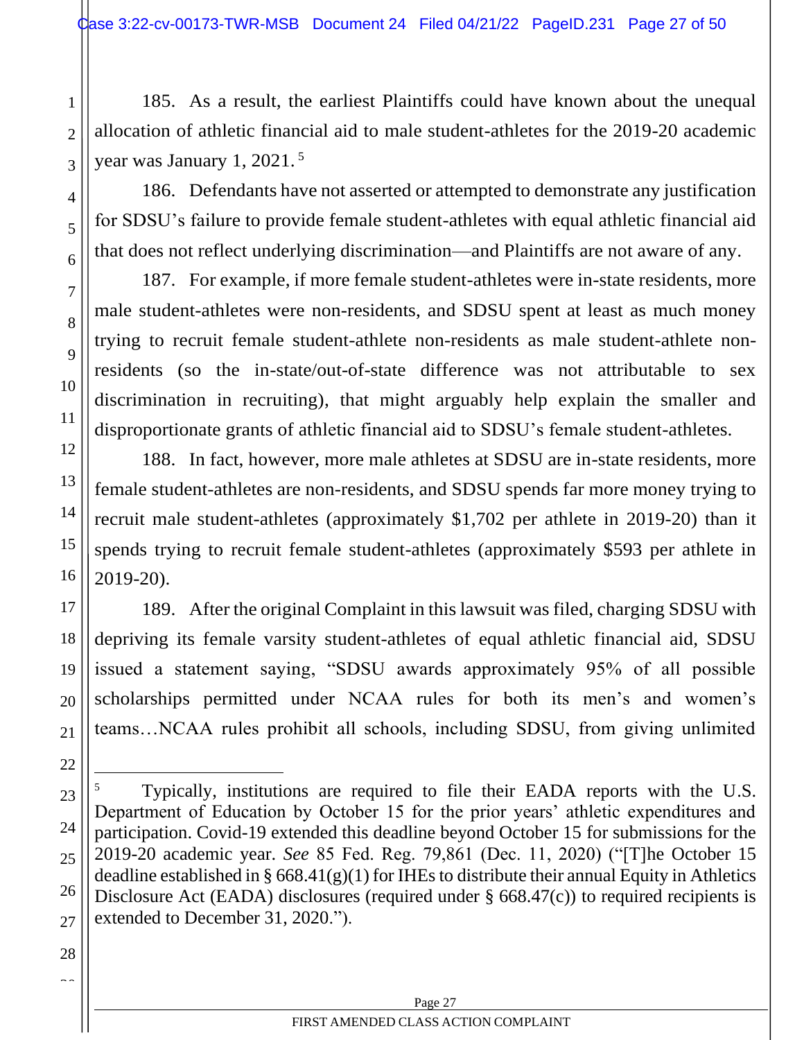185. As a result, the earliest Plaintiffs could have known about the unequal allocation of athletic financial aid to male student-athletes for the 2019-20 academic year was January 1, 2021.[5]

186. Defendants have not asserted or attempted to demonstrate any justification for SDSU's failure to provide female student-athletes with equal athletic financial aid that does not reflect underlying discrimination—and Plaintiffs are not aware of any.

187. For example, if more female student-athletes were in-state residents, more male student-athletes were non-residents, and SDSU spent at least as much money trying to recruit female student-athlete non-residents as male student-athlete non-residents (so the in-state/out-of-state difference was not attributable to sex discrimination in recruiting), that might arguably help explain the smaller and disproportionate grants of athletic financial aid to SDSU's female student-athletes.

188. In fact, however, more male athletes at SDSU are in-state residents, more female student-athletes are non-residents, and SDSU spends far more money trying to recruit male student-athletes (approximately $1,702 per athlete in 2019-20) than it spends trying to recruit female student-athletes (approximately $593 per athlete in 2019-20).

189. After the original Complaint in this lawsuit was filed, charging SDSU with depriving its female varsity student-athletes of equal athletic financial aid, SDSU issued a statement saying, "SDSU awards approximately 95% of all possible scholarships permitted under NCAA rules for both its men's and women's teams…NCAA rules prohibit all schools, including SDSU, from giving unlimited

---

[5] Typically, institutions are required to file their EADA reports with the U.S. Department of Education by October 15 for the prior years' athletic expenditures and participation. Covid-19 extended this deadline beyond October 15 for submissions for the 2019-20 academic year. *See* 85 Fed. Reg. 79,861 (Dec. 11, 2020) ("[T]he October 15 deadline established in § 668.41(g)(1) for IHEs to distribute their annual Equity in Athletics Disclosure Act (EADA) disclosures (required under § 668.47(c)) to required recipients is extended to December 31, 2020.").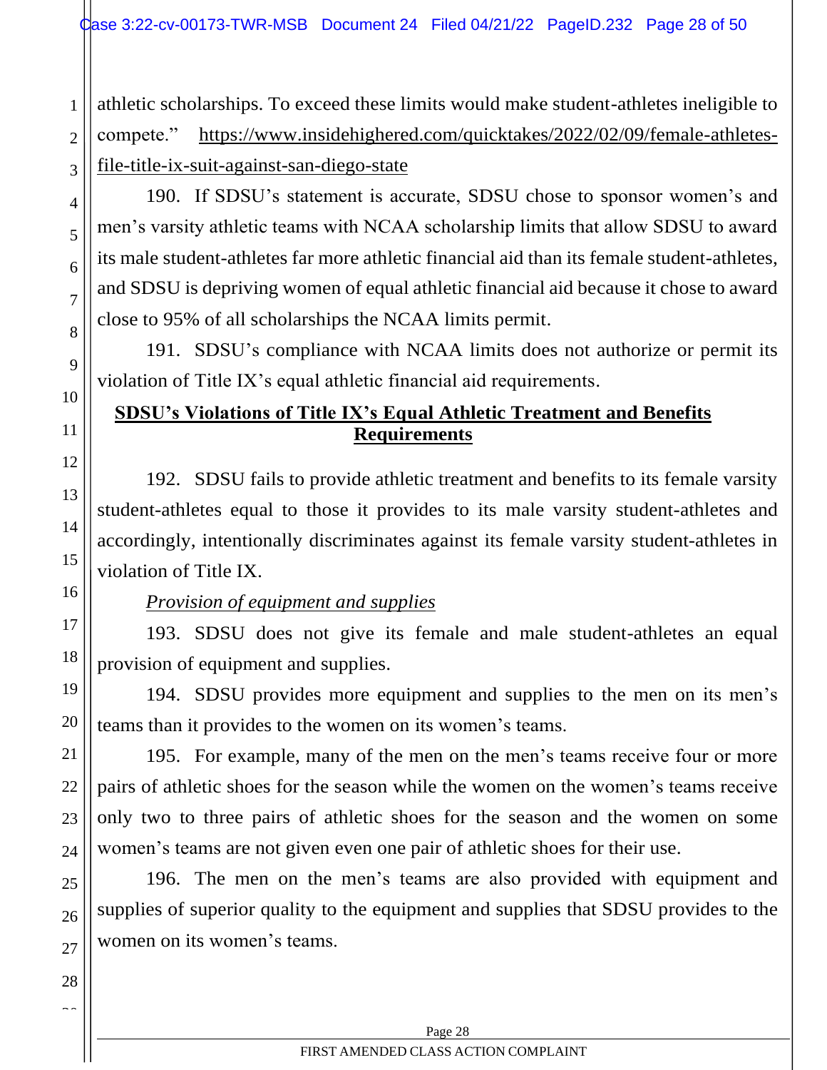athletic scholarships. To exceed these limits would make student-athletes ineligible to compete." https://www.insidehighered.com/quicktakes/2022/02/09/female-athletes-file-title-ix-suit-against-san-diego-state

190. If SDSU's statement is accurate, SDSU chose to sponsor women's and men's varsity athletic teams with NCAA scholarship limits that allow SDSU to award its male student-athletes far more athletic financial aid than its female student-athletes, and SDSU is depriving women of equal athletic financial aid because it chose to award close to 95% of all scholarships the NCAA limits permit.

191. SDSU's compliance with NCAA limits does not authorize or permit its violation of Title IX's equal athletic financial aid requirements.

## SDSU's Violations of Title IX's Equal Athletic Treatment and Benefits Requirements

192. SDSU fails to provide athletic treatment and benefits to its female varsity student-athletes equal to those it provides to its male varsity student-athletes and accordingly, intentionally discriminates against its female varsity student-athletes in violation of Title IX.

*Provision of equipment and supplies*

193. SDSU does not give its female and male student-athletes an equal provision of equipment and supplies.

194. SDSU provides more equipment and supplies to the men on its men's teams than it provides to the women on its women's teams.

195. For example, many of the men on the men's teams receive four or more pairs of athletic shoes for the season while the women on the women's teams receive only two to three pairs of athletic shoes for the season and the women on some women's teams are not given even one pair of athletic shoes for their use.

196. The men on the men's teams are also provided with equipment and supplies of superior quality to the equipment and supplies that SDSU provides to the women on its women's teams.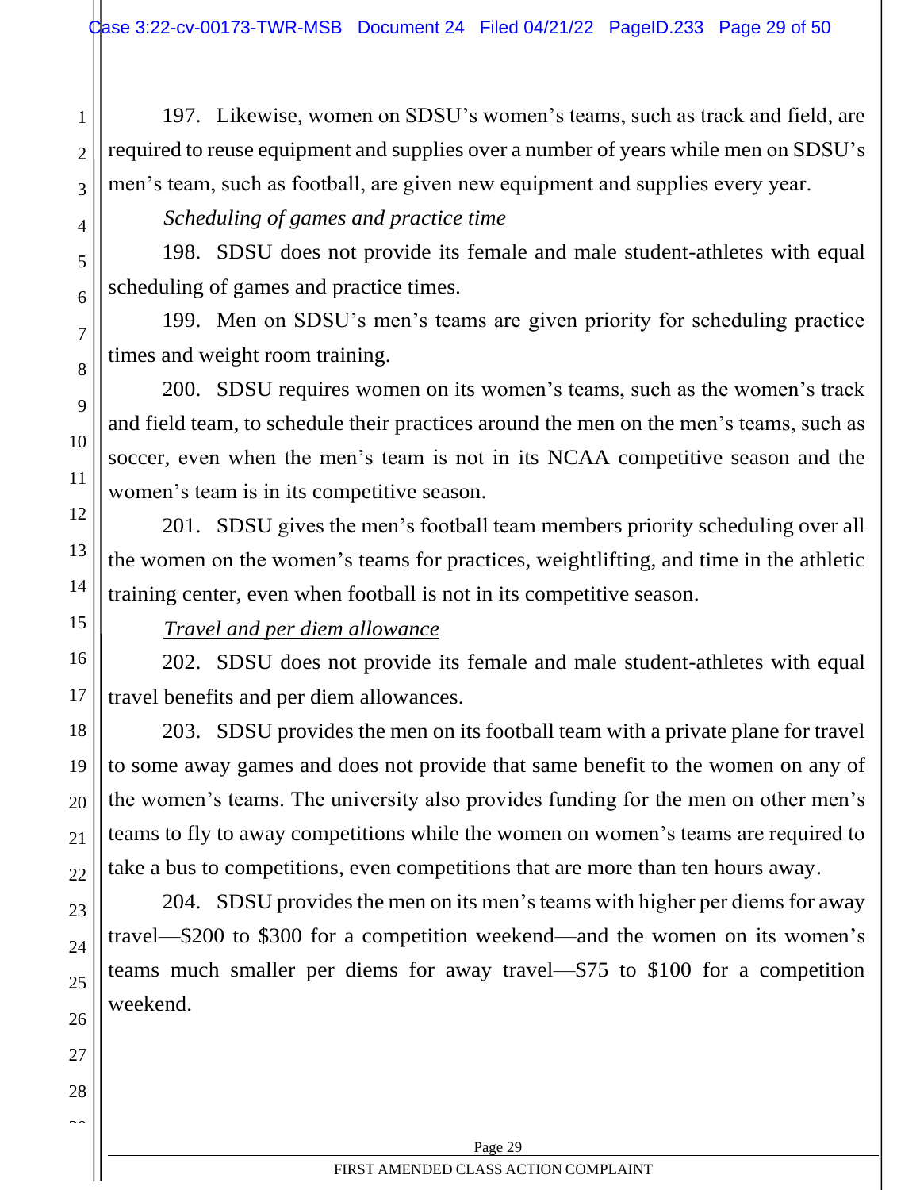197. Likewise, women on SDSU's women's teams, such as track and field, are required to reuse equipment and supplies over a number of years while men on SDSU's men's team, such as football, are given new equipment and supplies every year.

*Scheduling of games and practice time*

198. SDSU does not provide its female and male student-athletes with equal scheduling of games and practice times.

199. Men on SDSU's men's teams are given priority for scheduling practice times and weight room training.

200. SDSU requires women on its women's teams, such as the women's track and field team, to schedule their practices around the men on the men's teams, such as soccer, even when the men's team is not in its NCAA competitive season and the women's team is in its competitive season.

201. SDSU gives the men's football team members priority scheduling over all the women on the women's teams for practices, weightlifting, and time in the athletic training center, even when football is not in its competitive season.

*Travel and per diem allowance*

202. SDSU does not provide its female and male student-athletes with equal travel benefits and per diem allowances.

203. SDSU provides the men on its football team with a private plane for travel to some away games and does not provide that same benefit to the women on any of the women's teams. The university also provides funding for the men on other men's teams to fly to away competitions while the women on women's teams are required to take a bus to competitions, even competitions that are more than ten hours away.

204. SDSU provides the men on its men's teams with higher per diems for away travel—$200 to $300 for a competition weekend—and the women on its women's teams much smaller per diems for away travel—$75 to $100 for a competition weekend.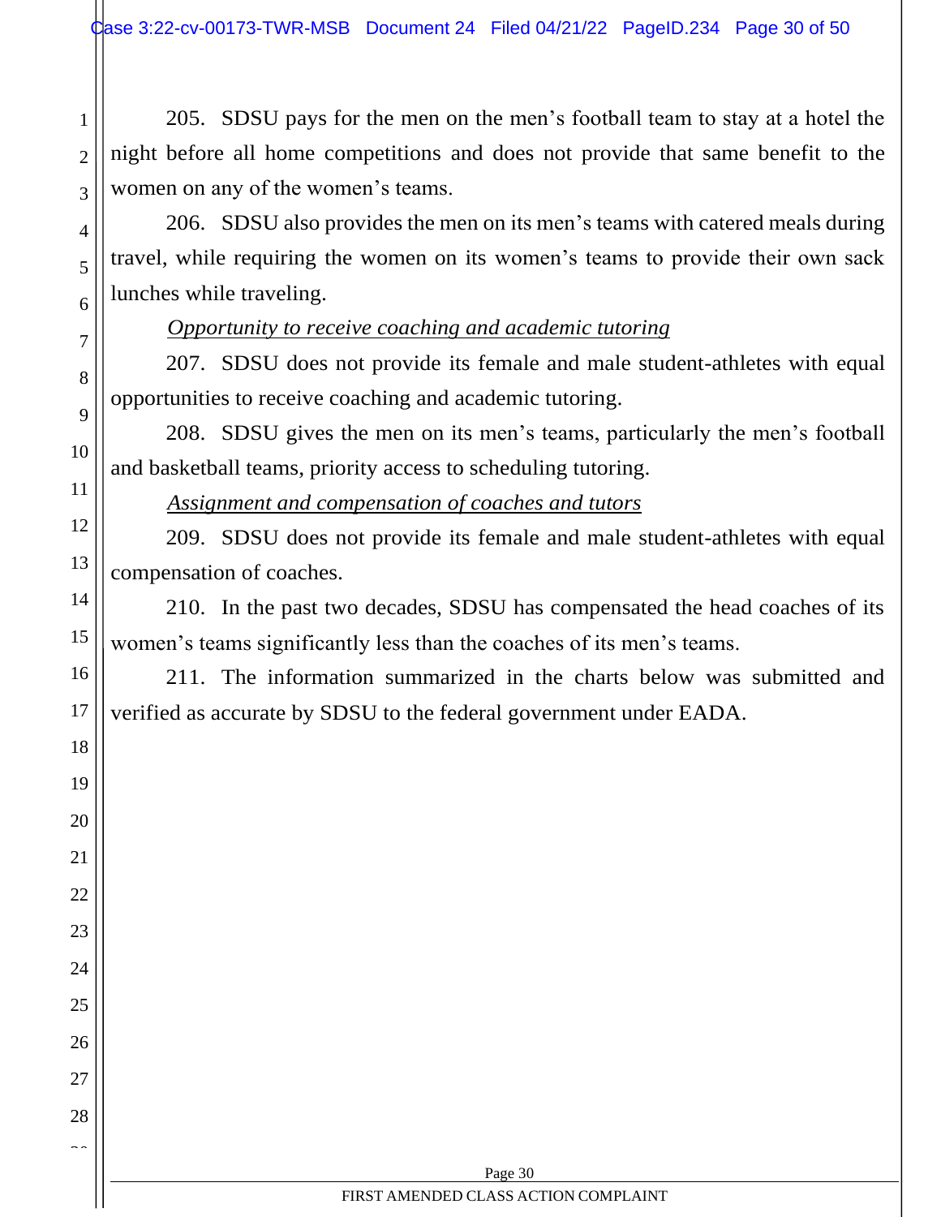205. SDSU pays for the men on the men's football team to stay at a hotel the night before all home competitions and does not provide that same benefit to the women on any of the women's teams.

206. SDSU also provides the men on its men's teams with catered meals during travel, while requiring the women on its women's teams to provide their own sack lunches while traveling.

*Opportunity to receive coaching and academic tutoring*

207. SDSU does not provide its female and male student-athletes with equal opportunities to receive coaching and academic tutoring.

208. SDSU gives the men on its men's teams, particularly the men's football and basketball teams, priority access to scheduling tutoring.

*Assignment and compensation of coaches and tutors*

209. SDSU does not provide its female and male student-athletes with equal compensation of coaches.

210. In the past two decades, SDSU has compensated the head coaches of its women's teams significantly less than the coaches of its men's teams.

211. The information summarized in the charts below was submitted and verified as accurate by SDSU to the federal government under EADA.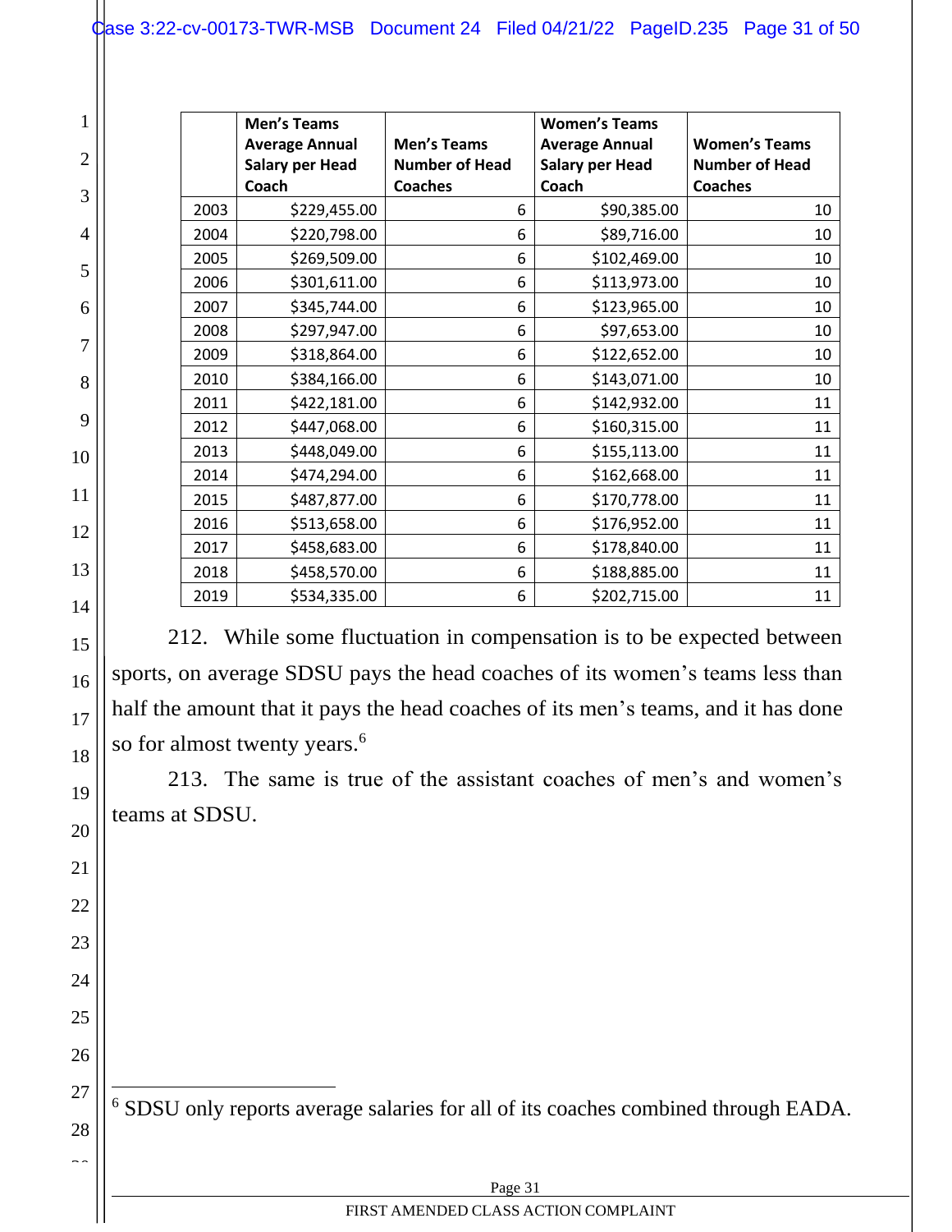| | Men's Teams Average Annual Salary per Head Coach | Men's Teams Number of Head Coaches | Women's Teams Average Annual Salary per Head Coach | Women's Teams Number of Head Coaches |
|---|---|---|---|---|
| 2003 | $229,455.00 | 6 | $90,385.00 | 10 |
| 2004 | $220,798.00 | 6 | $89,716.00 | 10 |
| 2005 | $269,509.00 | 6 | $102,469.00 | 10 |
| 2006 | $301,611.00 | 6 | $113,973.00 | 10 |
| 2007 | $345,744.00 | 6 | $123,965.00 | 10 |
| 2008 | $297,947.00 | 6 | $97,653.00 | 10 |
| 2009 | $318,864.00 | 6 | $122,652.00 | 10 |
| 2010 | $384,166.00 | 6 | $143,071.00 | 10 |
| 2011 | $422,181.00 | 6 | $142,932.00 | 11 |
| 2012 | $447,068.00 | 6 | $160,315.00 | 11 |
| 2013 | $448,049.00 | 6 | $155,113.00 | 11 |
| 2014 | $474,294.00 | 6 | $162,668.00 | 11 |
| 2015 | $487,877.00 | 6 | $170,778.00 | 11 |
| 2016 | $513,658.00 | 6 | $176,952.00 | 11 |
| 2017 | $458,683.00 | 6 | $178,840.00 | 11 |
| 2018 | $458,570.00 | 6 | $188,885.00 | 11 |
| 2019 | $534,335.00 | 6 | $202,715.00 | 11 |

212. While some fluctuation in compensation is to be expected between sports, on average SDSU pays the head coaches of its women's teams less than half the amount that it pays the head coaches of its men's teams, and it has done so for almost twenty years.[6]

213. The same is true of the assistant coaches of men's and women's teams at SDSU.

---

[6] SDSU only reports average salaries for all of its coaches combined through EADA.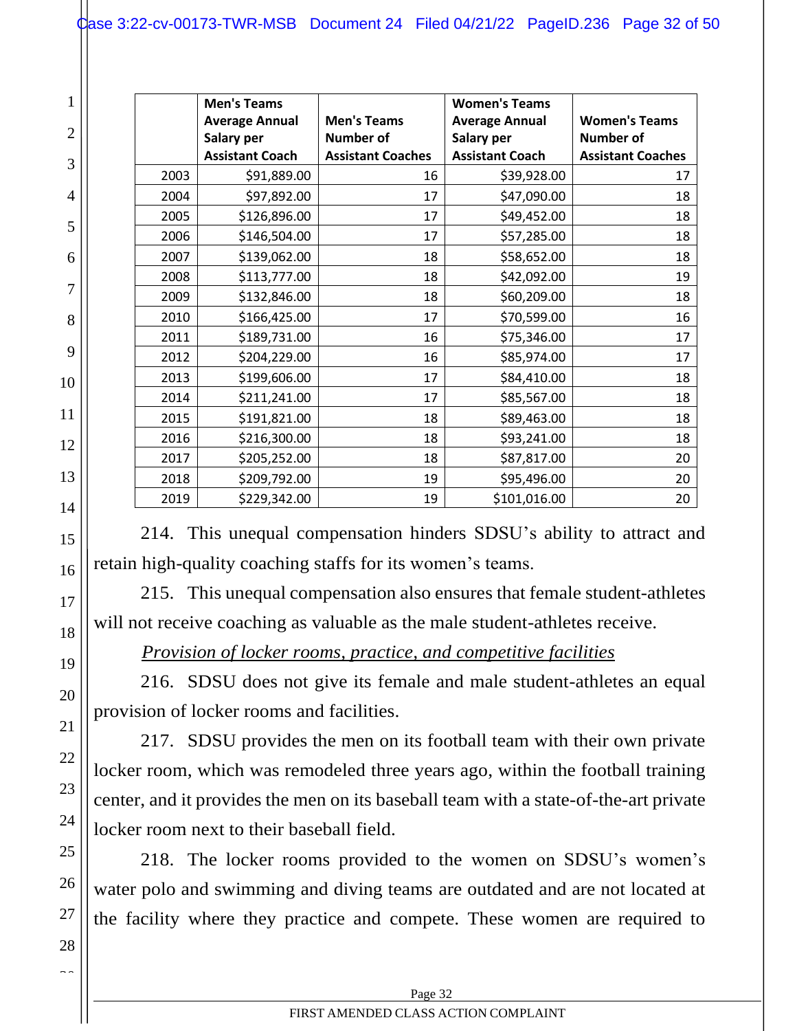| | Men's Teams Average Annual Salary per Assistant Coach | Men's Teams Number of Assistant Coaches | Women's Teams Average Annual Salary per Assistant Coach | Women's Teams Number of Assistant Coaches |
|---|---|---|---|---|
| 2003 | $91,889.00 | 16 | $39,928.00 | 17 |
| 2004 | $97,892.00 | 17 | $47,090.00 | 18 |
| 2005 | $126,896.00 | 17 | $49,452.00 | 18 |
| 2006 | $146,504.00 | 17 | $57,285.00 | 18 |
| 2007 | $139,062.00 | 18 | $58,652.00 | 18 |
| 2008 | $113,777.00 | 18 | $42,092.00 | 19 |
| 2009 | $132,846.00 | 18 | $60,209.00 | 18 |
| 2010 | $166,425.00 | 17 | $70,599.00 | 16 |
| 2011 | $189,731.00 | 16 | $75,346.00 | 17 |
| 2012 | $204,229.00 | 16 | $85,974.00 | 17 |
| 2013 | $199,606.00 | 17 | $84,410.00 | 18 |
| 2014 | $211,241.00 | 17 | $85,567.00 | 18 |
| 2015 | $191,821.00 | 18 | $89,463.00 | 18 |
| 2016 | $216,300.00 | 18 | $93,241.00 | 18 |
| 2017 | $205,252.00 | 18 | $87,817.00 | 20 |
| 2018 | $209,792.00 | 19 | $95,496.00 | 20 |
| 2019 | $229,342.00 | 19 | $101,016.00 | 20 |

214. This unequal compensation hinders SDSU's ability to attract and retain high-quality coaching staffs for its women's teams.

215. This unequal compensation also ensures that female student-athletes will not receive coaching as valuable as the male student-athletes receive.

*Provision of locker rooms, practice, and competitive facilities*

216. SDSU does not give its female and male student-athletes an equal provision of locker rooms and facilities.

217. SDSU provides the men on its football team with their own private locker room, which was remodeled three years ago, within the football training center, and it provides the men on its baseball team with a state-of-the-art private locker room next to their baseball field.

218. The locker rooms provided to the women on SDSU's women's water polo and swimming and diving teams are outdated and are not located at the facility where they practice and compete. These women are required to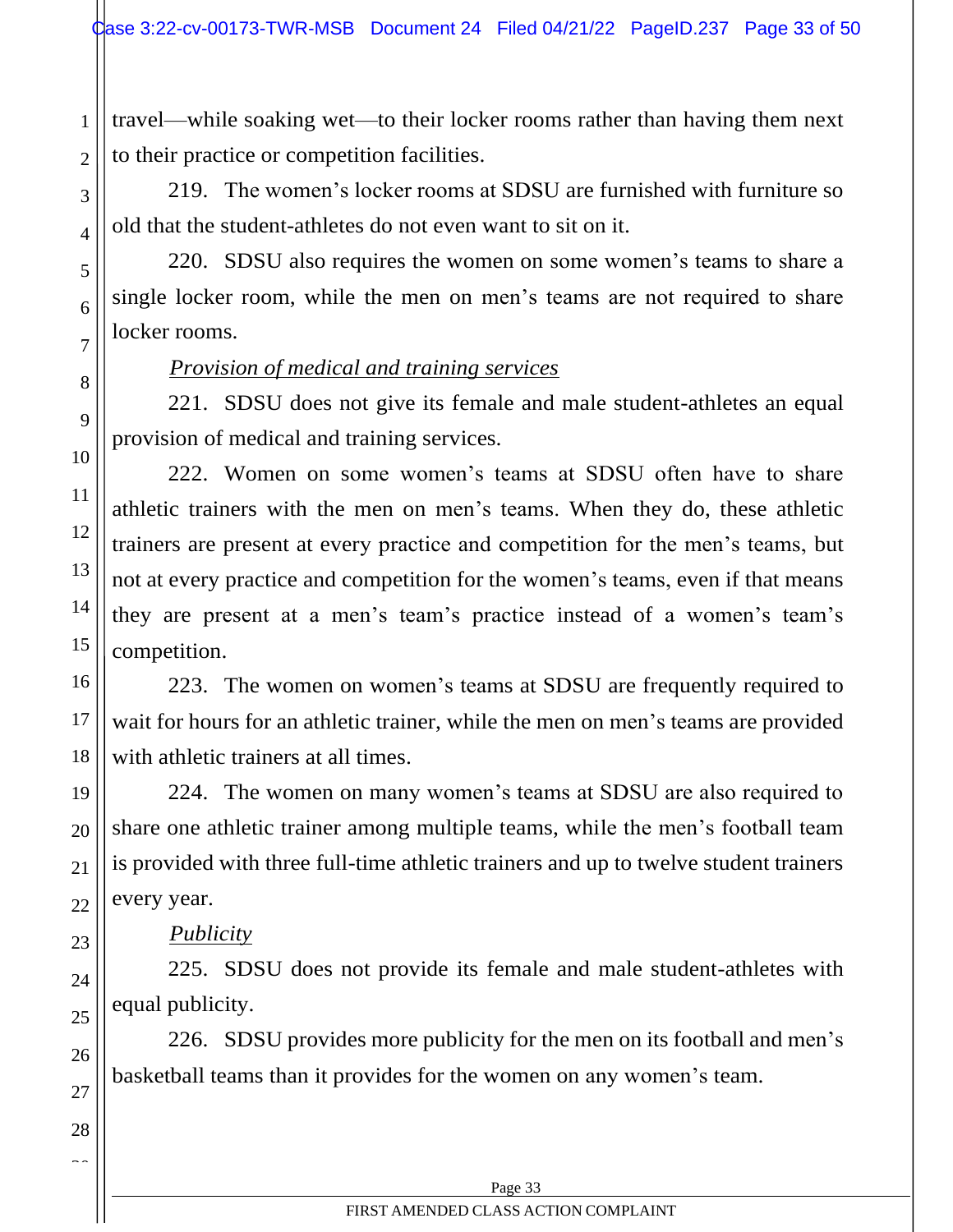travel—while soaking wet—to their locker rooms rather than having them next to their practice or competition facilities.

219. The women's locker rooms at SDSU are furnished with furniture so old that the student-athletes do not even want to sit on it.

220. SDSU also requires the women on some women's teams to share a single locker room, while the men on men's teams are not required to share locker rooms.

*Provision of medical and training services*

221. SDSU does not give its female and male student-athletes an equal provision of medical and training services.

222. Women on some women's teams at SDSU often have to share athletic trainers with the men on men's teams. When they do, these athletic trainers are present at every practice and competition for the men's teams, but not at every practice and competition for the women's teams, even if that means they are present at a men's team's practice instead of a women's team's competition.

223. The women on women's teams at SDSU are frequently required to wait for hours for an athletic trainer, while the men on men's teams are provided with athletic trainers at all times.

224. The women on many women's teams at SDSU are also required to share one athletic trainer among multiple teams, while the men's football team is provided with three full-time athletic trainers and up to twelve student trainers every year.

*Publicity*

225. SDSU does not provide its female and male student-athletes with equal publicity.

226. SDSU provides more publicity for the men on its football and men's basketball teams than it provides for the women on any women's team.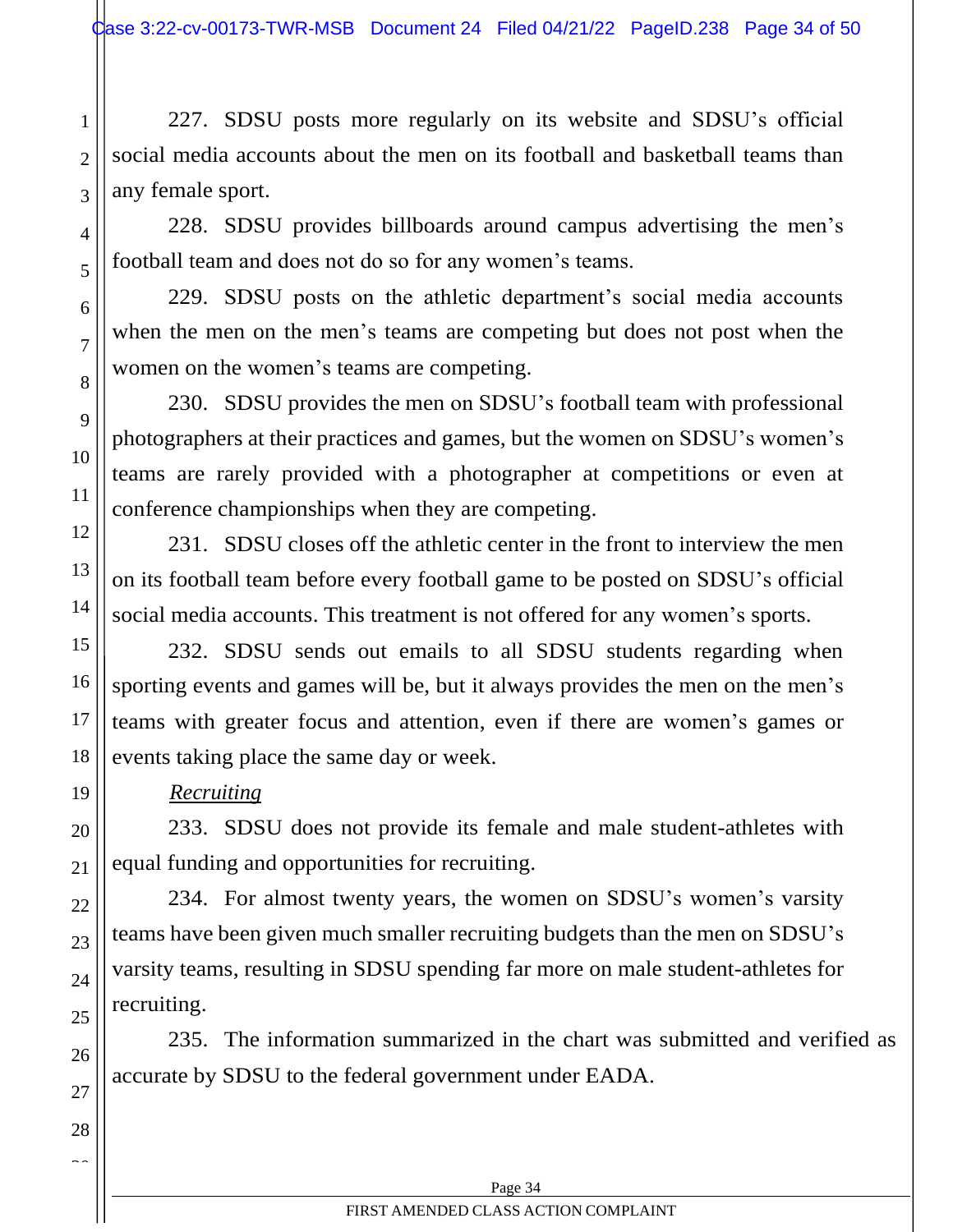227. SDSU posts more regularly on its website and SDSU's official social media accounts about the men on its football and basketball teams than any female sport.

228. SDSU provides billboards around campus advertising the men's football team and does not do so for any women's teams.

229. SDSU posts on the athletic department's social media accounts when the men on the men's teams are competing but does not post when the women on the women's teams are competing.

230. SDSU provides the men on SDSU's football team with professional photographers at their practices and games, but the women on SDSU's women's teams are rarely provided with a photographer at competitions or even at conference championships when they are competing.

231. SDSU closes off the athletic center in the front to interview the men on its football team before every football game to be posted on SDSU's official social media accounts. This treatment is not offered for any women's sports.

232. SDSU sends out emails to all SDSU students regarding when sporting events and games will be, but it always provides the men on the men's teams with greater focus and attention, even if there are women's games or events taking place the same day or week.

*Recruiting*

233. SDSU does not provide its female and male student-athletes with equal funding and opportunities for recruiting.

234. For almost twenty years, the women on SDSU's women's varsity teams have been given much smaller recruiting budgets than the men on SDSU's varsity teams, resulting in SDSU spending far more on male student-athletes for recruiting.

235. The information summarized in the chart was submitted and verified as accurate by SDSU to the federal government under EADA.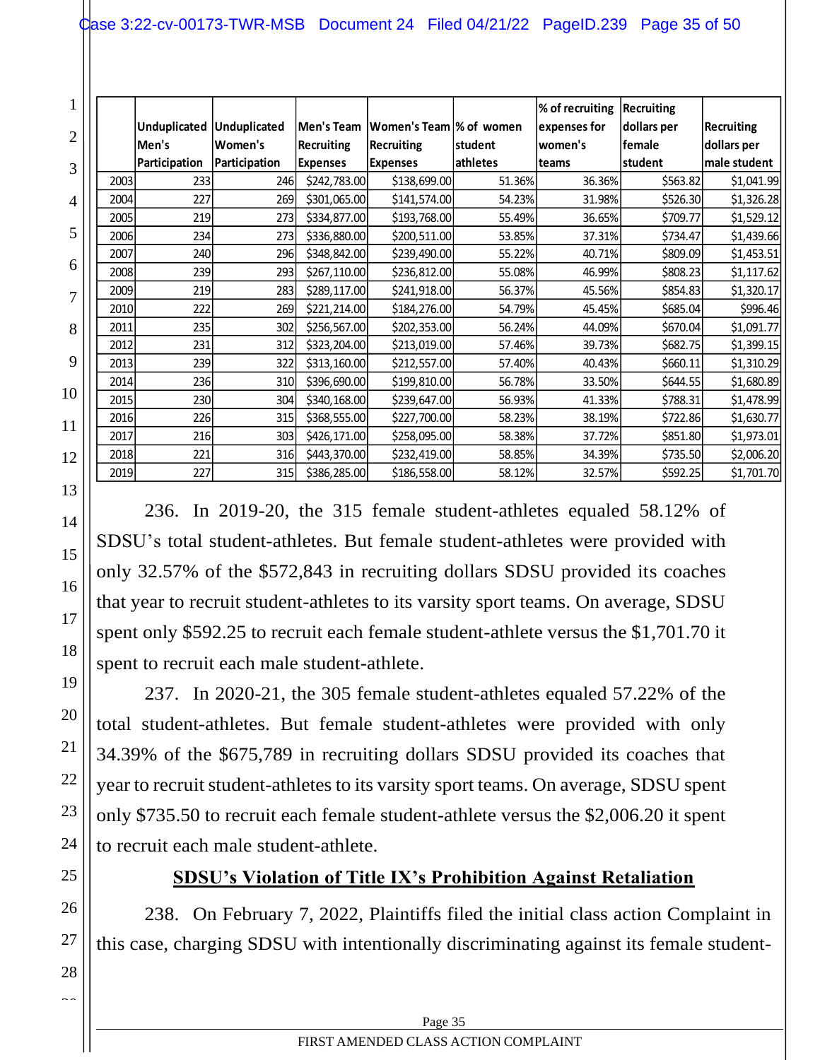| | Unduplicated Men's Participation | Unduplicated Women's Participation | Men's Team Recruiting Expenses | Women's Team Recruiting Expenses | % of women student athletes | % of recruiting expenses for women's teams | Recruiting dollars per female student | Recruiting dollars per male student |
|---|---|---|---|---|---|---|---|---|
| 2003 | 233 | 246 | $242,783.00 | $138,699.00 | 51.36% | 36.36% | $563.82 | $1,041.99 |
| 2004 | 227 | 269 | $301,065.00 | $141,574.00 | 54.23% | 31.98% | $526.30 | $1,326.28 |
| 2005 | 219 | 273 | $334,877.00 | $193,768.00 | 55.49% | 36.65% | $709.77 | $1,529.12 |
| 2006 | 234 | 273 | $336,880.00 | $200,511.00 | 53.85% | 37.31% | $734.47 | $1,439.66 |
| 2007 | 240 | 296 | $348,842.00 | $239,490.00 | 55.22% | 40.71% | $809.09 | $1,453.51 |
| 2008 | 239 | 293 | $267,110.00 | $236,812.00 | 55.08% | 46.99% | $808.23 | $1,117.62 |
| 2009 | 219 | 283 | $289,117.00 | $241,918.00 | 56.37% | 45.56% | $854.83 | $1,320.17 |
| 2010 | 222 | 269 | $221,214.00 | $184,276.00 | 54.79% | 45.45% | $685.04 | $996.46 |
| 2011 | 235 | 302 | $256,567.00 | $202,353.00 | 56.24% | 44.09% | $670.04 | $1,091.77 |
| 2012 | 231 | 312 | $323,204.00 | $213,019.00 | 57.46% | 39.73% | $682.75 | $1,399.15 |
| 2013 | 239 | 322 | $313,160.00 | $212,557.00 | 57.40% | 40.43% | $660.11 | $1,310.29 |
| 2014 | 236 | 310 | $396,690.00 | $199,810.00 | 56.78% | 33.50% | $644.55 | $1,680.89 |
| 2015 | 230 | 304 | $340,168.00 | $239,647.00 | 56.93% | 41.33% | $788.31 | $1,478.99 |
| 2016 | 226 | 315 | $368,555.00 | $227,700.00 | 58.23% | 38.19% | $722.86 | $1,630.77 |
| 2017 | 216 | 303 | $426,171.00 | $258,095.00 | 58.38% | 37.72% | $851.80 | $1,973.01 |
| 2018 | 221 | 316 | $443,370.00 | $232,419.00 | 58.85% | 34.39% | $735.50 | $2,006.20 |
| 2019 | 227 | 315 | $386,285.00 | $186,558.00 | 58.12% | 32.57% | $592.25 | $1,701.70 |

236. In 2019-20, the 315 female student-athletes equaled 58.12% of SDSU's total student-athletes. But female student-athletes were provided with only 32.57% of the $572,843 in recruiting dollars SDSU provided its coaches that year to recruit student-athletes to its varsity sport teams. On average, SDSU spent only $592.25 to recruit each female student-athlete versus the $1,701.70 it spent to recruit each male student-athlete.

237. In 2020-21, the 305 female student-athletes equaled 57.22% of the total student-athletes. But female student-athletes were provided with only 34.39% of the $675,789 in recruiting dollars SDSU provided its coaches that year to recruit student-athletes to its varsity sport teams. On average, SDSU spent only $735.50 to recruit each female student-athlete versus the $2,006.20 it spent to recruit each male student-athlete.

**SDSU's Violation of Title IX's Prohibition Against Retaliation**

238. On February 7, 2022, Plaintiffs filed the initial class action Complaint in this case, charging SDSU with intentionally discriminating against its female student-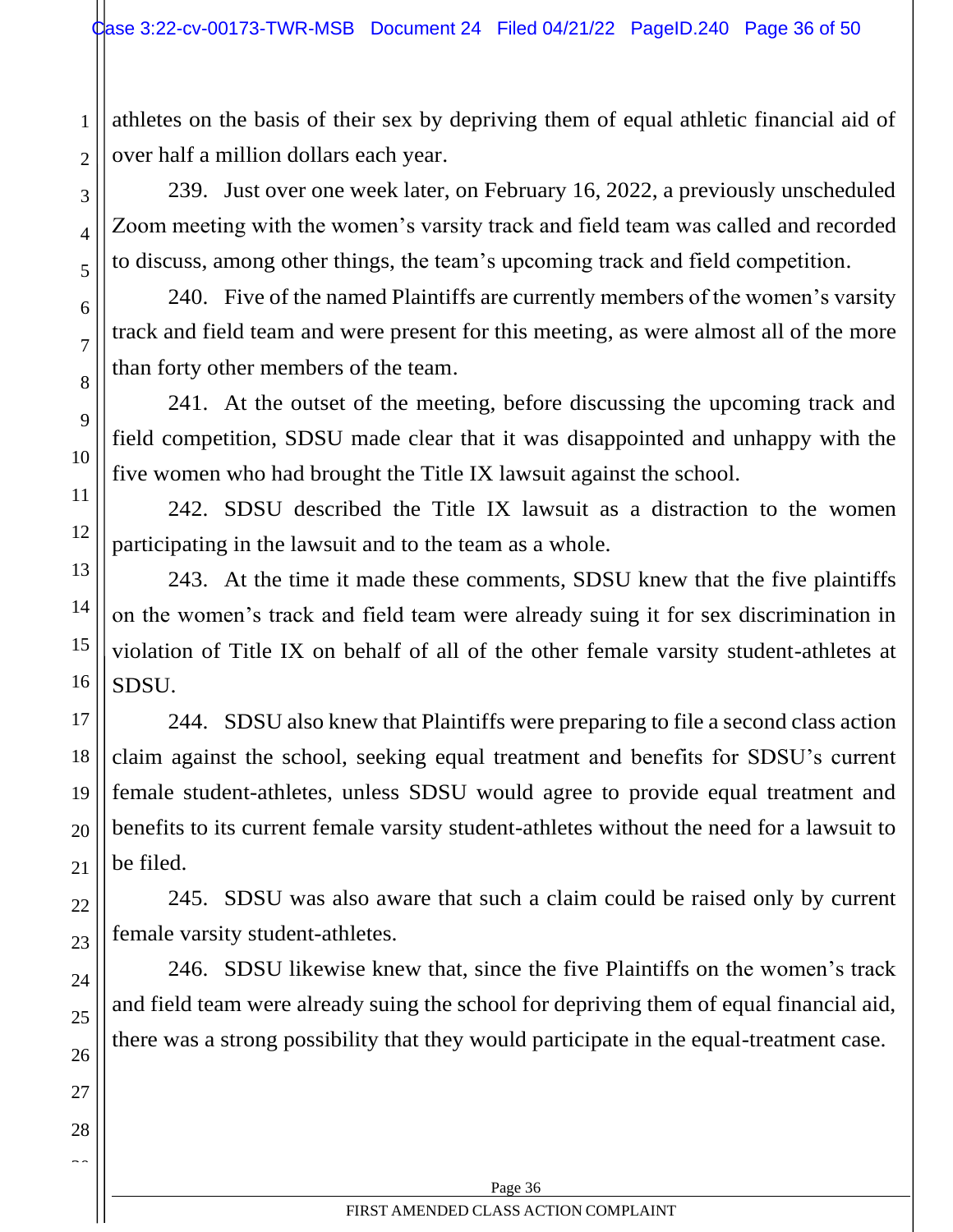athletes on the basis of their sex by depriving them of equal athletic financial aid of over half a million dollars each year.

239. Just over one week later, on February 16, 2022, a previously unscheduled Zoom meeting with the women's varsity track and field team was called and recorded to discuss, among other things, the team's upcoming track and field competition.

240. Five of the named Plaintiffs are currently members of the women's varsity track and field team and were present for this meeting, as were almost all of the more than forty other members of the team.

241. At the outset of the meeting, before discussing the upcoming track and field competition, SDSU made clear that it was disappointed and unhappy with the five women who had brought the Title IX lawsuit against the school.

242. SDSU described the Title IX lawsuit as a distraction to the women participating in the lawsuit and to the team as a whole.

243. At the time it made these comments, SDSU knew that the five plaintiffs on the women's track and field team were already suing it for sex discrimination in violation of Title IX on behalf of all of the other female varsity student-athletes at SDSU.

244. SDSU also knew that Plaintiffs were preparing to file a second class action claim against the school, seeking equal treatment and benefits for SDSU's current female student-athletes, unless SDSU would agree to provide equal treatment and benefits to its current female varsity student-athletes without the need for a lawsuit to be filed.

245. SDSU was also aware that such a claim could be raised only by current female varsity student-athletes.

246. SDSU likewise knew that, since the five Plaintiffs on the women's track and field team were already suing the school for depriving them of equal financial aid, there was a strong possibility that they would participate in the equal-treatment case.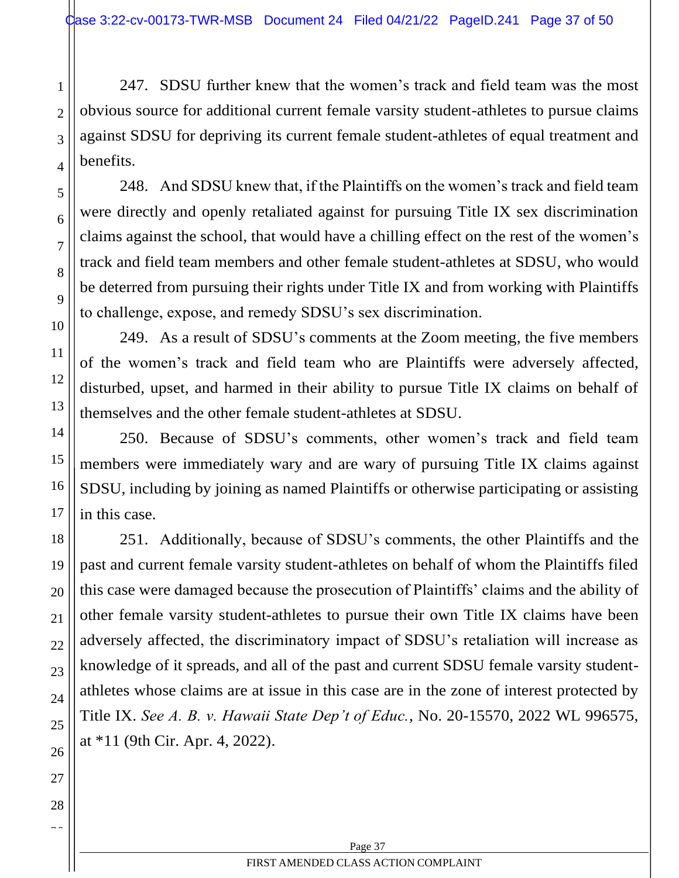247. SDSU further knew that the women's track and field team was the most obvious source for additional current female varsity student-athletes to pursue claims against SDSU for depriving its current female student-athletes of equal treatment and benefits.

248. And SDSU knew that, if the Plaintiffs on the women's track and field team were directly and openly retaliated against for pursuing Title IX sex discrimination claims against the school, that would have a chilling effect on the rest of the women's track and field team members and other female student-athletes at SDSU, who would be deterred from pursuing their rights under Title IX and from working with Plaintiffs to challenge, expose, and remedy SDSU's sex discrimination.

249. As a result of SDSU's comments at the Zoom meeting, the five members of the women's track and field team who are Plaintiffs were adversely affected, disturbed, upset, and harmed in their ability to pursue Title IX claims on behalf of themselves and the other female student-athletes at SDSU.

250. Because of SDSU's comments, other women's track and field team members were immediately wary and are wary of pursuing Title IX claims against SDSU, including by joining as named Plaintiffs or otherwise participating or assisting in this case.

251. Additionally, because of SDSU's comments, the other Plaintiffs and the past and current female varsity student-athletes on behalf of whom the Plaintiffs filed this case were damaged because the prosecution of Plaintiffs' claims and the ability of other female varsity student-athletes to pursue their own Title IX claims have been adversely affected, the discriminatory impact of SDSU's retaliation will increase as knowledge of it spreads, and all of the past and current SDSU female varsity student-athletes whose claims are at issue in this case are in the zone of interest protected by Title IX. *See A. B. v. Hawaii State Dep't of Educ.*, No. 20-15570, 2022 WL 996575, at *11 (9th Cir. Apr. 4, 2022).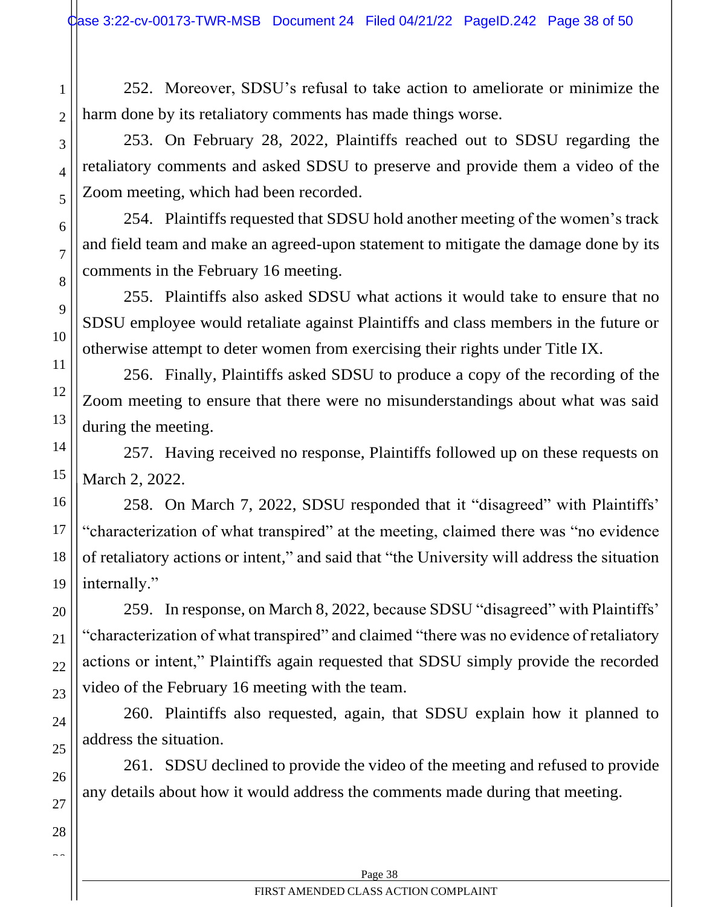252. Moreover, SDSU's refusal to take action to ameliorate or minimize the harm done by its retaliatory comments has made things worse.

253. On February 28, 2022, Plaintiffs reached out to SDSU regarding the retaliatory comments and asked SDSU to preserve and provide them a video of the Zoom meeting, which had been recorded.

254. Plaintiffs requested that SDSU hold another meeting of the women's track and field team and make an agreed-upon statement to mitigate the damage done by its comments in the February 16 meeting.

255. Plaintiffs also asked SDSU what actions it would take to ensure that no SDSU employee would retaliate against Plaintiffs and class members in the future or otherwise attempt to deter women from exercising their rights under Title IX.

256. Finally, Plaintiffs asked SDSU to produce a copy of the recording of the Zoom meeting to ensure that there were no misunderstandings about what was said during the meeting.

257. Having received no response, Plaintiffs followed up on these requests on March 2, 2022.

258. On March 7, 2022, SDSU responded that it "disagreed" with Plaintiffs' "characterization of what transpired" at the meeting, claimed there was "no evidence of retaliatory actions or intent," and said that "the University will address the situation internally."

259. In response, on March 8, 2022, because SDSU "disagreed" with Plaintiffs' "characterization of what transpired" and claimed "there was no evidence of retaliatory actions or intent," Plaintiffs again requested that SDSU simply provide the recorded video of the February 16 meeting with the team.

260. Plaintiffs also requested, again, that SDSU explain how it planned to address the situation.

261. SDSU declined to provide the video of the meeting and refused to provide any details about how it would address the comments made during that meeting.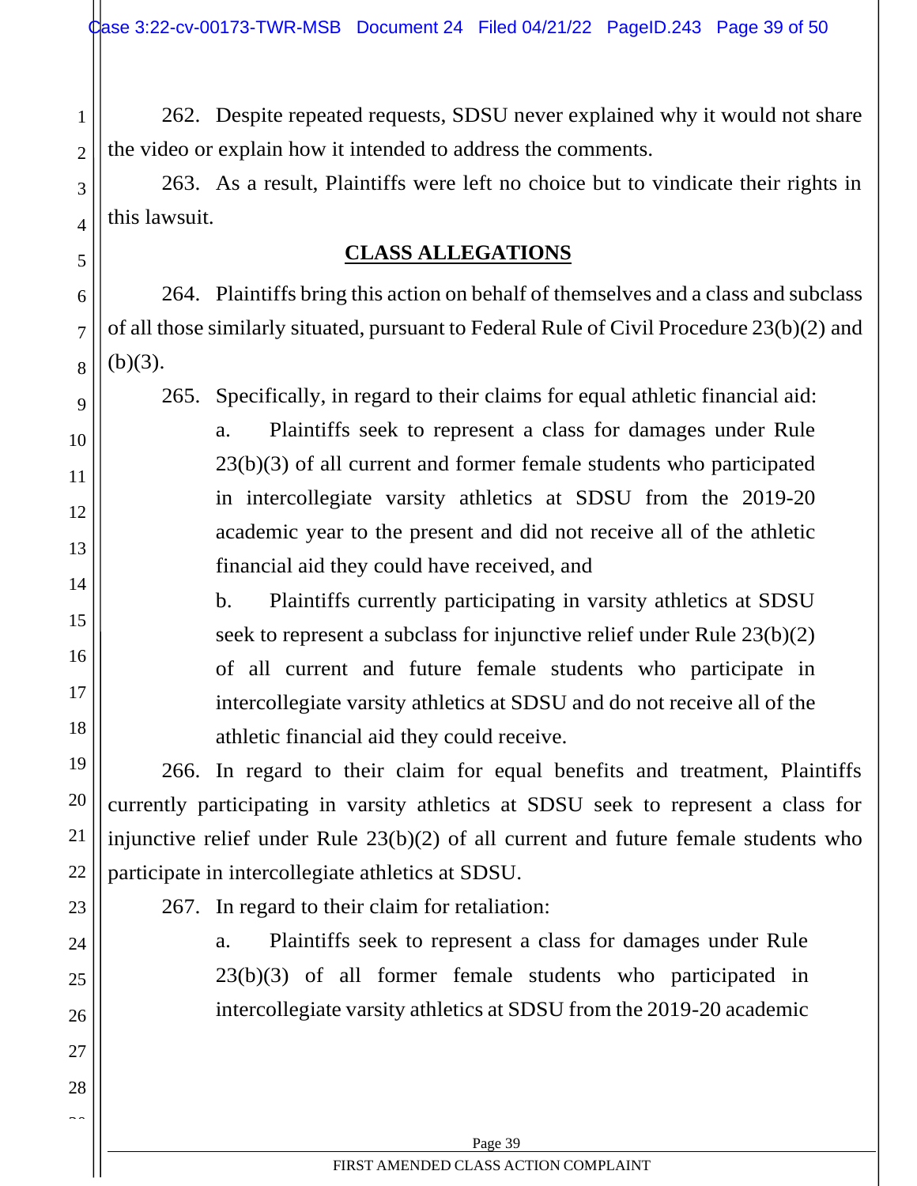262. Despite repeated requests, SDSU never explained why it would not share the video or explain how it intended to address the comments.

263. As a result, Plaintiffs were left no choice but to vindicate their rights in this lawsuit.

## CLASS ALLEGATIONS

264. Plaintiffs bring this action on behalf of themselves and a class and subclass of all those similarly situated, pursuant to Federal Rule of Civil Procedure 23(b)(2) and (b)(3).

265. Specifically, in regard to their claims for equal athletic financial aid:

a. Plaintiffs seek to represent a class for damages under Rule 23(b)(3) of all current and former female students who participated in intercollegiate varsity athletics at SDSU from the 2019-20 academic year to the present and did not receive all of the athletic financial aid they could have received, and

b. Plaintiffs currently participating in varsity athletics at SDSU seek to represent a subclass for injunctive relief under Rule 23(b)(2) of all current and future female students who participate in intercollegiate varsity athletics at SDSU and do not receive all of the athletic financial aid they could receive.

266. In regard to their claim for equal benefits and treatment, Plaintiffs currently participating in varsity athletics at SDSU seek to represent a class for injunctive relief under Rule 23(b)(2) of all current and future female students who participate in intercollegiate athletics at SDSU.

267. In regard to their claim for retaliation:

a. Plaintiffs seek to represent a class for damages under Rule 23(b)(3) of all former female students who participated in intercollegiate varsity athletics at SDSU from the 2019-20 academic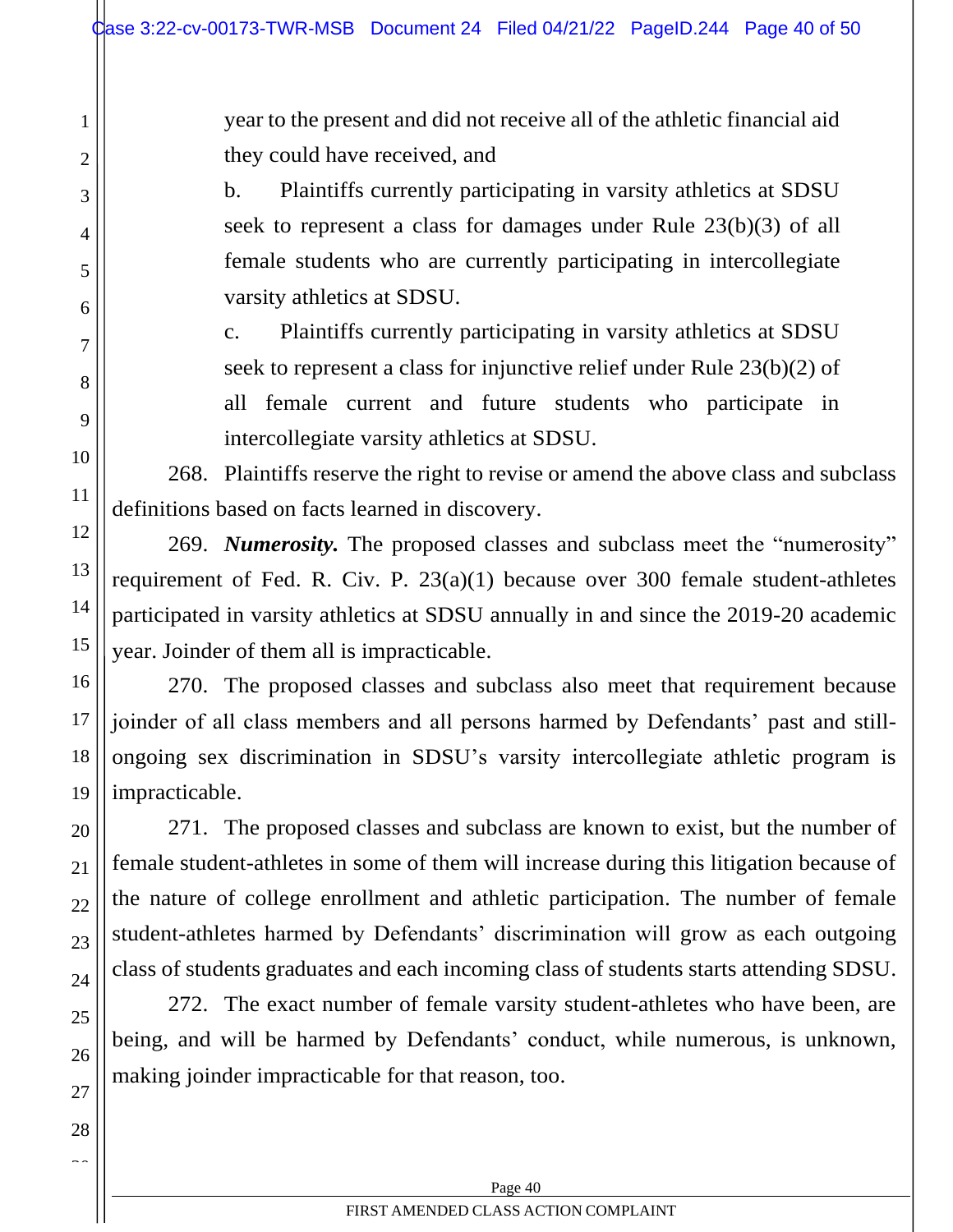year to the present and did not receive all of the athletic financial aid they could have received, and

b. Plaintiffs currently participating in varsity athletics at SDSU seek to represent a class for damages under Rule 23(b)(3) of all female students who are currently participating in intercollegiate varsity athletics at SDSU.

c. Plaintiffs currently participating in varsity athletics at SDSU seek to represent a class for injunctive relief under Rule 23(b)(2) of all female current and future students who participate in intercollegiate varsity athletics at SDSU.

268. Plaintiffs reserve the right to revise or amend the above class and subclass definitions based on facts learned in discovery.

269. ***Numerosity.*** The proposed classes and subclass meet the "numerosity" requirement of Fed. R. Civ. P. 23(a)(1) because over 300 female student-athletes participated in varsity athletics at SDSU annually in and since the 2019-20 academic year. Joinder of them all is impracticable.

270. The proposed classes and subclass also meet that requirement because joinder of all class members and all persons harmed by Defendants' past and still-ongoing sex discrimination in SDSU's varsity intercollegiate athletic program is impracticable.

271. The proposed classes and subclass are known to exist, but the number of female student-athletes in some of them will increase during this litigation because of the nature of college enrollment and athletic participation. The number of female student-athletes harmed by Defendants' discrimination will grow as each outgoing class of students graduates and each incoming class of students starts attending SDSU.

272. The exact number of female varsity student-athletes who have been, are being, and will be harmed by Defendants' conduct, while numerous, is unknown, making joinder impracticable for that reason, too.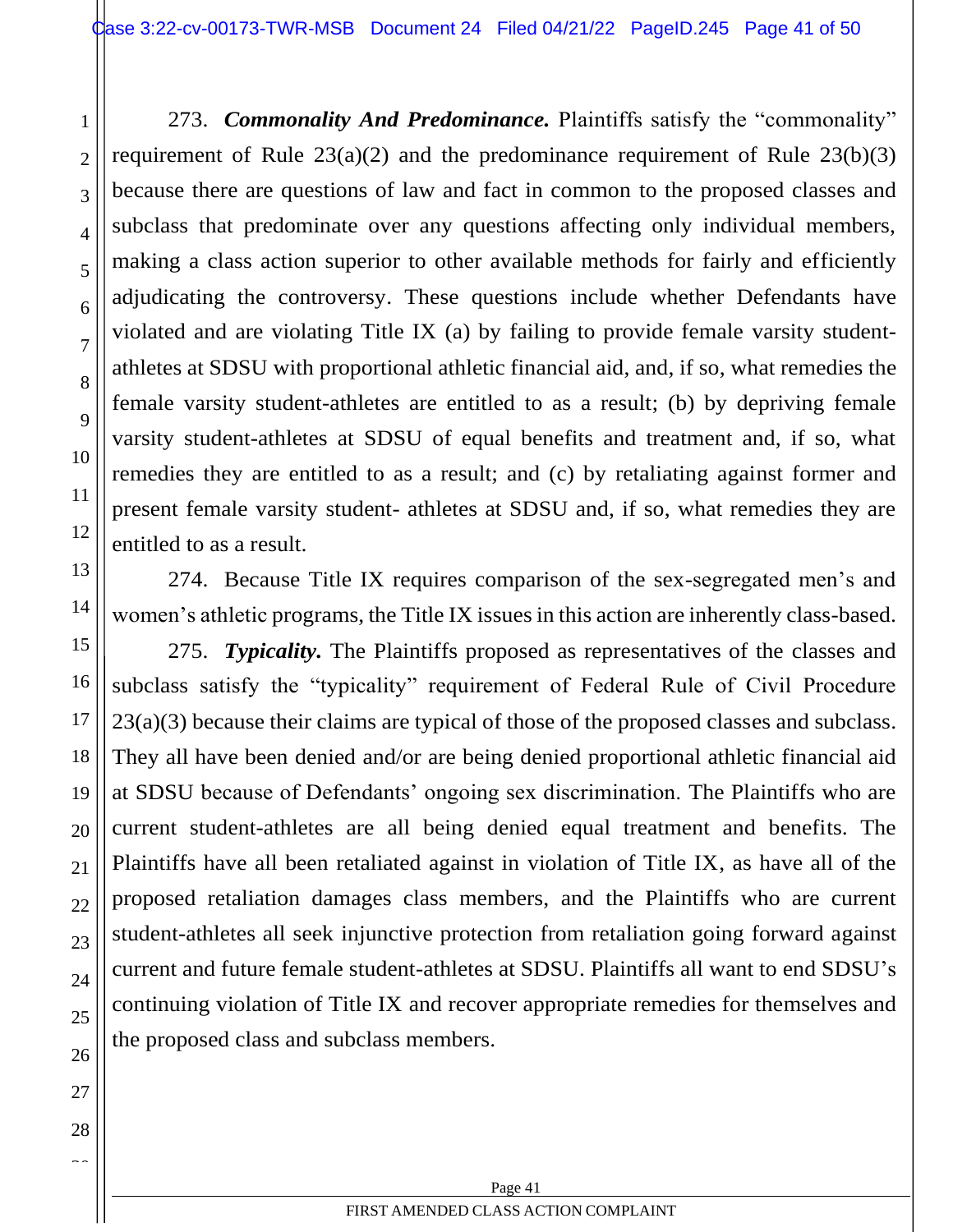273. ***Commonality And Predominance.*** Plaintiffs satisfy the "commonality" requirement of Rule 23(a)(2) and the predominance requirement of Rule 23(b)(3) because there are questions of law and fact in common to the proposed classes and subclass that predominate over any questions affecting only individual members, making a class action superior to other available methods for fairly and efficiently adjudicating the controversy. These questions include whether Defendants have violated and are violating Title IX (a) by failing to provide female varsity student-athletes at SDSU with proportional athletic financial aid, and, if so, what remedies the female varsity student-athletes are entitled to as a result; (b) by depriving female varsity student-athletes at SDSU of equal benefits and treatment and, if so, what remedies they are entitled to as a result; and (c) by retaliating against former and present female varsity student- athletes at SDSU and, if so, what remedies they are entitled to as a result.

274. Because Title IX requires comparison of the sex-segregated men's and women's athletic programs, the Title IX issues in this action are inherently class-based.

275. ***Typicality.*** The Plaintiffs proposed as representatives of the classes and subclass satisfy the "typicality" requirement of Federal Rule of Civil Procedure 23(a)(3) because their claims are typical of those of the proposed classes and subclass. They all have been denied and/or are being denied proportional athletic financial aid at SDSU because of Defendants' ongoing sex discrimination. The Plaintiffs who are current student-athletes are all being denied equal treatment and benefits. The Plaintiffs have all been retaliated against in violation of Title IX, as have all of the proposed retaliation damages class members, and the Plaintiffs who are current student-athletes all seek injunctive protection from retaliation going forward against current and future female student-athletes at SDSU. Plaintiffs all want to end SDSU's continuing violation of Title IX and recover appropriate remedies for themselves and the proposed class and subclass members.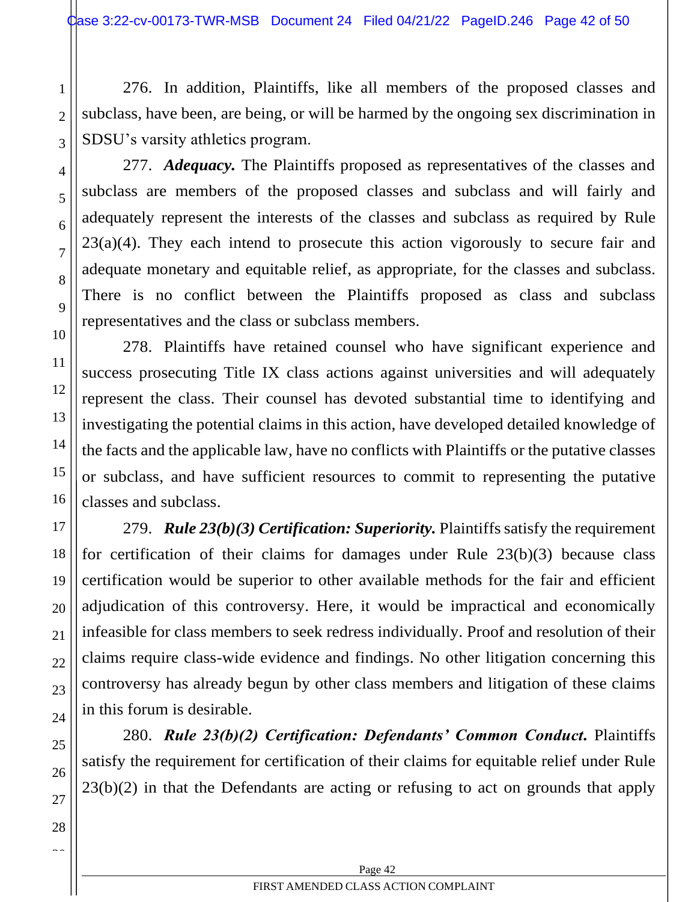276. In addition, Plaintiffs, like all members of the proposed classes and subclass, have been, are being, or will be harmed by the ongoing sex discrimination in SDSU's varsity athletics program.

277. ***Adequacy.*** The Plaintiffs proposed as representatives of the classes and subclass are members of the proposed classes and subclass and will fairly and adequately represent the interests of the classes and subclass as required by Rule 23(a)(4). They each intend to prosecute this action vigorously to secure fair and adequate monetary and equitable relief, as appropriate, for the classes and subclass. There is no conflict between the Plaintiffs proposed as class and subclass representatives and the class or subclass members.

278. Plaintiffs have retained counsel who have significant experience and success prosecuting Title IX class actions against universities and will adequately represent the class. Their counsel has devoted substantial time to identifying and investigating the potential claims in this action, have developed detailed knowledge of the facts and the applicable law, have no conflicts with Plaintiffs or the putative classes or subclass, and have sufficient resources to commit to representing the putative classes and subclass.

279. ***Rule 23(b)(3) Certification: Superiority.*** Plaintiffs satisfy the requirement for certification of their claims for damages under Rule 23(b)(3) because class certification would be superior to other available methods for the fair and efficient adjudication of this controversy. Here, it would be impractical and economically infeasible for class members to seek redress individually. Proof and resolution of their claims require class-wide evidence and findings. No other litigation concerning this controversy has already begun by other class members and litigation of these claims in this forum is desirable.

280. ***Rule 23(b)(2) Certification: Defendants' Common Conduct.*** Plaintiffs satisfy the requirement for certification of their claims for equitable relief under Rule 23(b)(2) in that the Defendants are acting or refusing to act on grounds that apply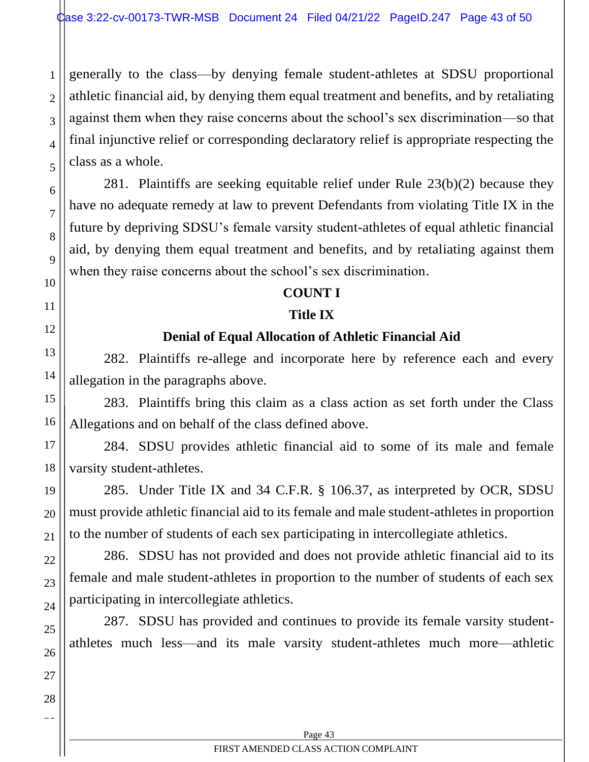generally to the class—by denying female student-athletes at SDSU proportional athletic financial aid, by denying them equal treatment and benefits, and by retaliating against them when they raise concerns about the school's sex discrimination—so that final injunctive relief or corresponding declaratory relief is appropriate respecting the class as a whole.

281. Plaintiffs are seeking equitable relief under Rule 23(b)(2) because they have no adequate remedy at law to prevent Defendants from violating Title IX in the future by depriving SDSU's female varsity student-athletes of equal athletic financial aid, by denying them equal treatment and benefits, and by retaliating against them when they raise concerns about the school's sex discrimination.

**COUNT I**

**Title IX**

**Denial of Equal Allocation of Athletic Financial Aid**

282. Plaintiffs re-allege and incorporate here by reference each and every allegation in the paragraphs above.

283. Plaintiffs bring this claim as a class action as set forth under the Class Allegations and on behalf of the class defined above.

284. SDSU provides athletic financial aid to some of its male and female varsity student-athletes.

285. Under Title IX and 34 C.F.R. § 106.37, as interpreted by OCR, SDSU must provide athletic financial aid to its female and male student-athletes in proportion to the number of students of each sex participating in intercollegiate athletics.

286. SDSU has not provided and does not provide athletic financial aid to its female and male student-athletes in proportion to the number of students of each sex participating in intercollegiate athletics.

287. SDSU has provided and continues to provide its female varsity student-athletes much less—and its male varsity student-athletes much more—athletic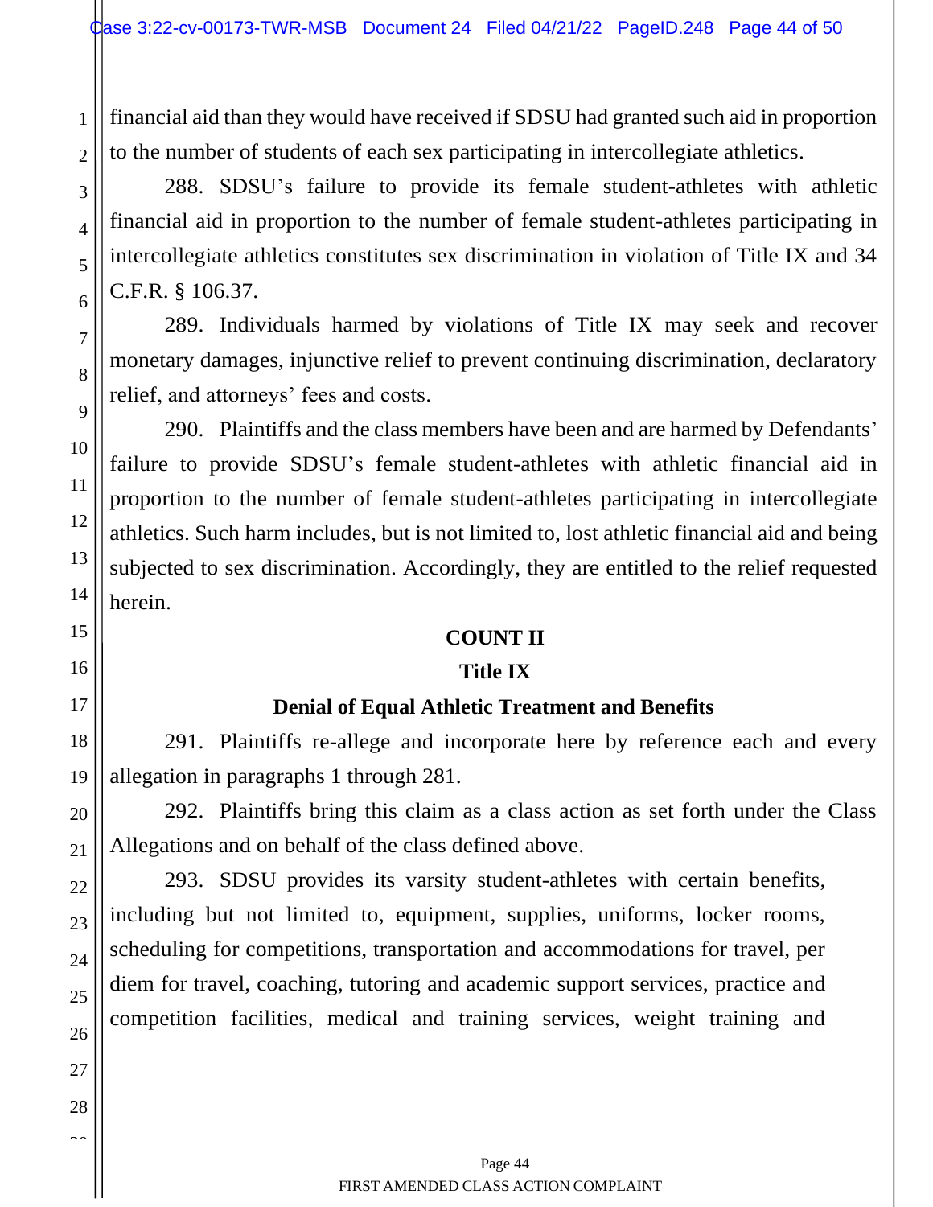financial aid than they would have received if SDSU had granted such aid in proportion to the number of students of each sex participating in intercollegiate athletics.

288. SDSU's failure to provide its female student-athletes with athletic financial aid in proportion to the number of female student-athletes participating in intercollegiate athletics constitutes sex discrimination in violation of Title IX and 34 C.F.R. § 106.37.

289. Individuals harmed by violations of Title IX may seek and recover monetary damages, injunctive relief to prevent continuing discrimination, declaratory relief, and attorneys' fees and costs.

290. Plaintiffs and the class members have been and are harmed by Defendants' failure to provide SDSU's female student-athletes with athletic financial aid in proportion to the number of female student-athletes participating in intercollegiate athletics. Such harm includes, but is not limited to, lost athletic financial aid and being subjected to sex discrimination. Accordingly, they are entitled to the relief requested herein.

**COUNT II**

**Title IX**

**Denial of Equal Athletic Treatment and Benefits**

291. Plaintiffs re-allege and incorporate here by reference each and every allegation in paragraphs 1 through 281.

292. Plaintiffs bring this claim as a class action as set forth under the Class Allegations and on behalf of the class defined above.

293. SDSU provides its varsity student-athletes with certain benefits, including but not limited to, equipment, supplies, uniforms, locker rooms, scheduling for competitions, transportation and accommodations for travel, per diem for travel, coaching, tutoring and academic support services, practice and competition facilities, medical and training services, weight training and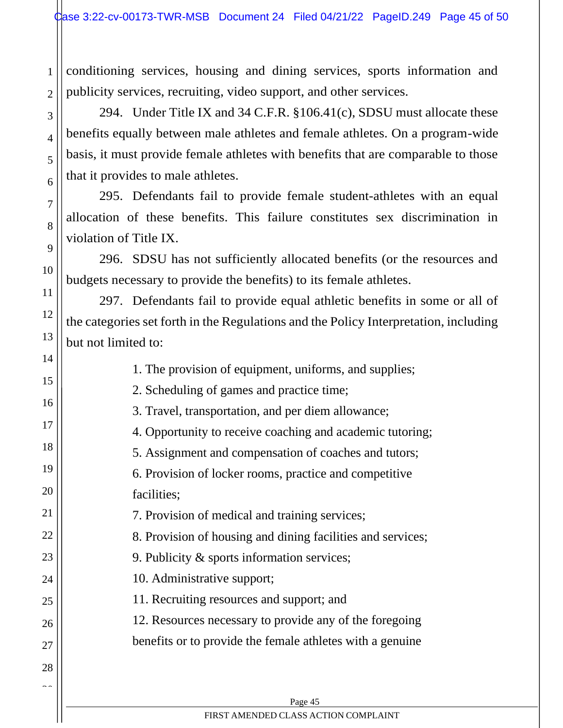conditioning services, housing and dining services, sports information and publicity services, recruiting, video support, and other services.

294. Under Title IX and 34 C.F.R. §106.41(c), SDSU must allocate these benefits equally between male athletes and female athletes. On a program-wide basis, it must provide female athletes with benefits that are comparable to those that it provides to male athletes.

295. Defendants fail to provide female student-athletes with an equal allocation of these benefits. This failure constitutes sex discrimination in violation of Title IX.

296. SDSU has not sufficiently allocated benefits (or the resources and budgets necessary to provide the benefits) to its female athletes.

297. Defendants fail to provide equal athletic benefits in some or all of the categories set forth in the Regulations and the Policy Interpretation, including but not limited to:

1. The provision of equipment, uniforms, and supplies;
2. Scheduling of games and practice time;
3. Travel, transportation, and per diem allowance;
4. Opportunity to receive coaching and academic tutoring;
5. Assignment and compensation of coaches and tutors;
6. Provision of locker rooms, practice and competitive facilities;
7. Provision of medical and training services;
8. Provision of housing and dining facilities and services;
9. Publicity & sports information services;
10. Administrative support;
11. Recruiting resources and support; and
12. Resources necessary to provide any of the foregoing benefits or to provide the female athletes with a genuine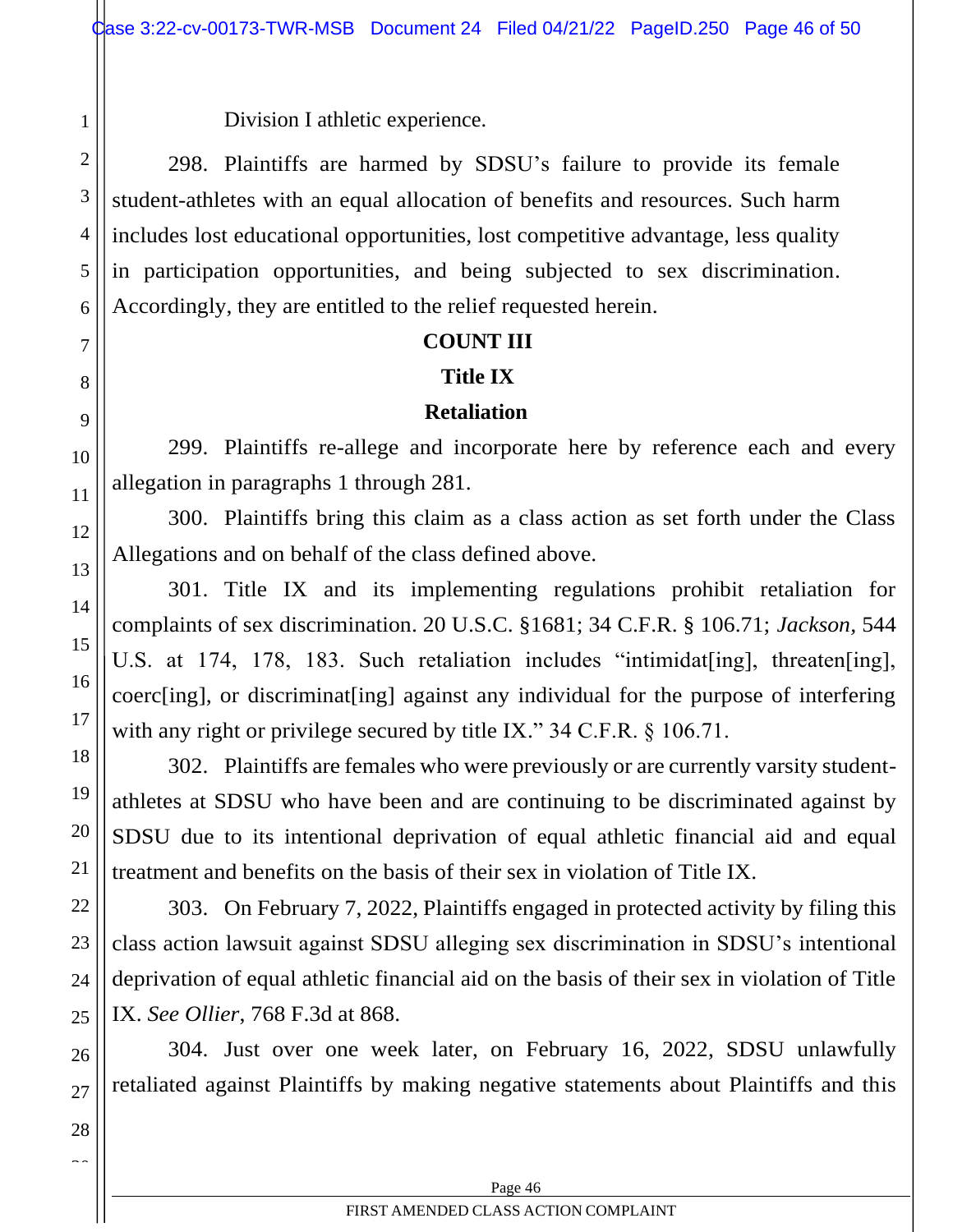Division I athletic experience.

298. Plaintiffs are harmed by SDSU's failure to provide its female student-athletes with an equal allocation of benefits and resources. Such harm includes lost educational opportunities, lost competitive advantage, less quality in participation opportunities, and being subjected to sex discrimination. Accordingly, they are entitled to the relief requested herein.

**COUNT III**

**Title IX**

**Retaliation**

299. Plaintiffs re-allege and incorporate here by reference each and every allegation in paragraphs 1 through 281.

300. Plaintiffs bring this claim as a class action as set forth under the Class Allegations and on behalf of the class defined above.

301. Title IX and its implementing regulations prohibit retaliation for complaints of sex discrimination. 20 U.S.C. §1681; 34 C.F.R. § 106.71; *Jackson*, 544 U.S. at 174, 178, 183. Such retaliation includes "intimidat[ing], threaten[ing], coerc[ing], or discriminat[ing] against any individual for the purpose of interfering with any right or privilege secured by title IX." 34 C.F.R. § 106.71.

302. Plaintiffs are females who were previously or are currently varsity student-athletes at SDSU who have been and are continuing to be discriminated against by SDSU due to its intentional deprivation of equal athletic financial aid and equal treatment and benefits on the basis of their sex in violation of Title IX.

303. On February 7, 2022, Plaintiffs engaged in protected activity by filing this class action lawsuit against SDSU alleging sex discrimination in SDSU's intentional deprivation of equal athletic financial aid on the basis of their sex in violation of Title IX. *See Ollier*, 768 F.3d at 868.

304. Just over one week later, on February 16, 2022, SDSU unlawfully retaliated against Plaintiffs by making negative statements about Plaintiffs and this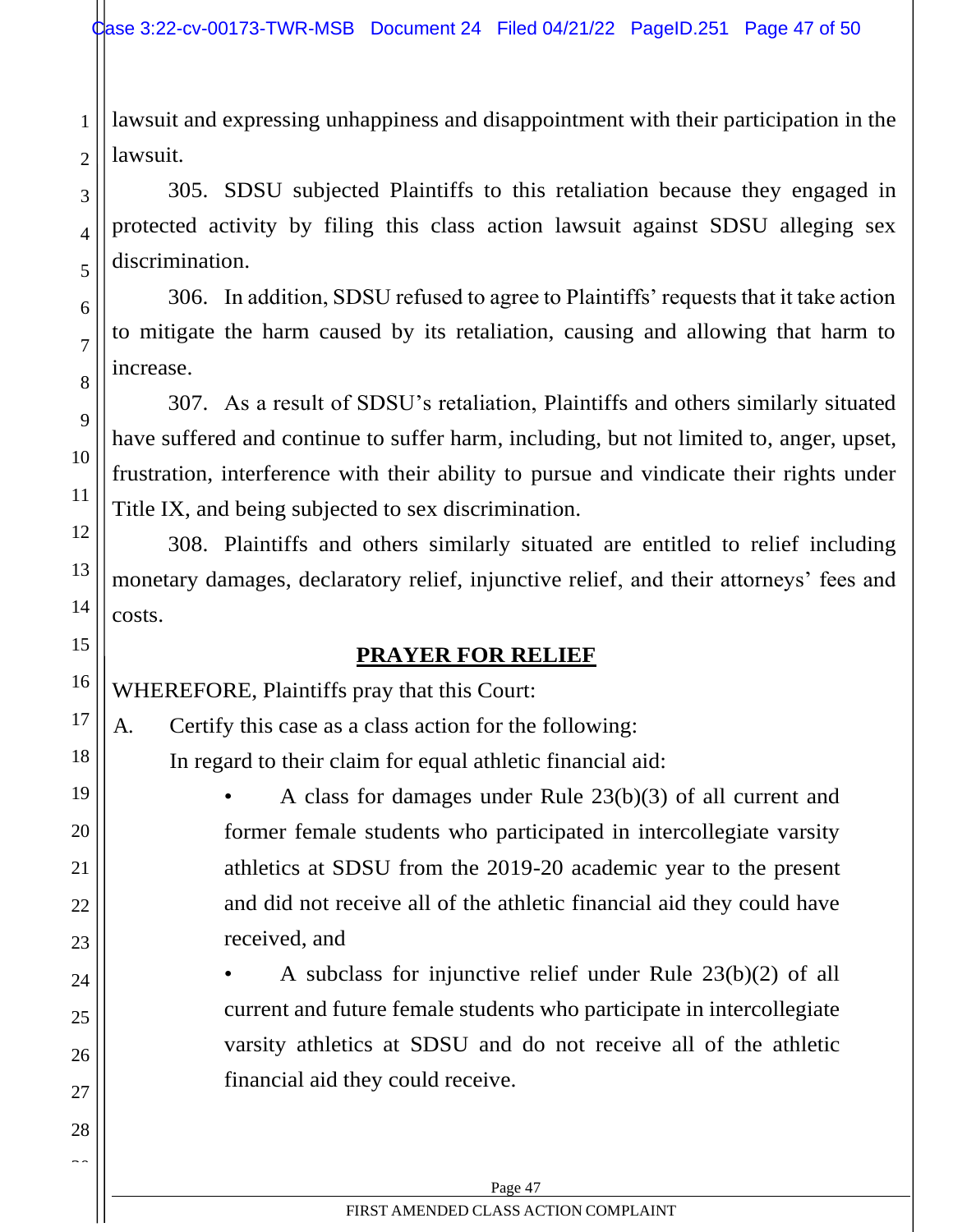lawsuit and expressing unhappiness and disappointment with their participation in the lawsuit.

305. SDSU subjected Plaintiffs to this retaliation because they engaged in protected activity by filing this class action lawsuit against SDSU alleging sex discrimination.

306. In addition, SDSU refused to agree to Plaintiffs' requests that it take action to mitigate the harm caused by its retaliation, causing and allowing that harm to increase.

307. As a result of SDSU's retaliation, Plaintiffs and others similarly situated have suffered and continue to suffer harm, including, but not limited to, anger, upset, frustration, interference with their ability to pursue and vindicate their rights under Title IX, and being subjected to sex discrimination.

308. Plaintiffs and others similarly situated are entitled to relief including monetary damages, declaratory relief, injunctive relief, and their attorneys' fees and costs.

## PRAYER FOR RELIEF

WHEREFORE, Plaintiffs pray that this Court:

A. Certify this case as a class action for the following:

In regard to their claim for equal athletic financial aid:

- A class for damages under Rule 23(b)(3) of all current and former female students who participated in intercollegiate varsity athletics at SDSU from the 2019-20 academic year to the present and did not receive all of the athletic financial aid they could have received, and
- A subclass for injunctive relief under Rule 23(b)(2) of all current and future female students who participate in intercollegiate varsity athletics at SDSU and do not receive all of the athletic financial aid they could receive.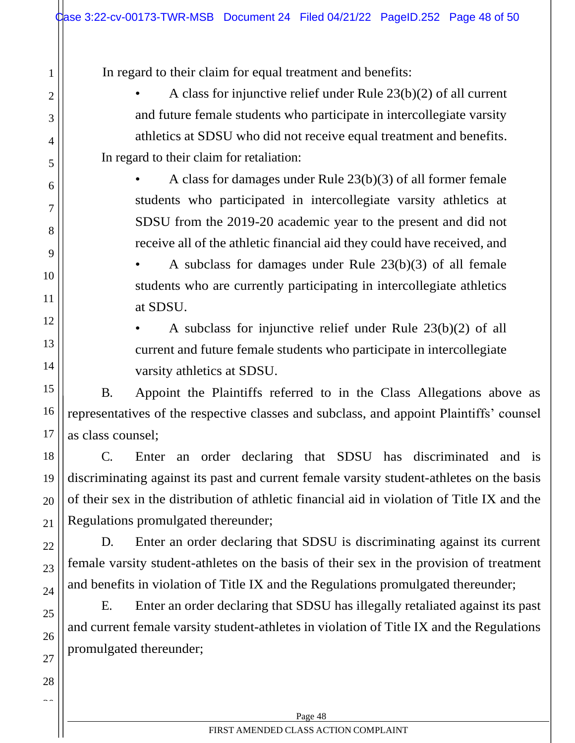In regard to their claim for equal treatment and benefits:

- A class for injunctive relief under Rule 23(b)(2) of all current and future female students who participate in intercollegiate varsity athletics at SDSU who did not receive equal treatment and benefits.

In regard to their claim for retaliation:

- A class for damages under Rule 23(b)(3) of all former female students who participated in intercollegiate varsity athletics at SDSU from the 2019-20 academic year to the present and did not receive all of the athletic financial aid they could have received, and
- A subclass for damages under Rule 23(b)(3) of all female students who are currently participating in intercollegiate athletics at SDSU.
- A subclass for injunctive relief under Rule 23(b)(2) of all current and future female students who participate in intercollegiate varsity athletics at SDSU.

B. Appoint the Plaintiffs referred to in the Class Allegations above as representatives of the respective classes and subclass, and appoint Plaintiffs' counsel as class counsel;

C. Enter an order declaring that SDSU has discriminated and is discriminating against its past and current female varsity student-athletes on the basis of their sex in the distribution of athletic financial aid in violation of Title IX and the Regulations promulgated thereunder;

D. Enter an order declaring that SDSU is discriminating against its current female varsity student-athletes on the basis of their sex in the provision of treatment and benefits in violation of Title IX and the Regulations promulgated thereunder;

E. Enter an order declaring that SDSU has illegally retaliated against its past and current female varsity student-athletes in violation of Title IX and the Regulations promulgated thereunder;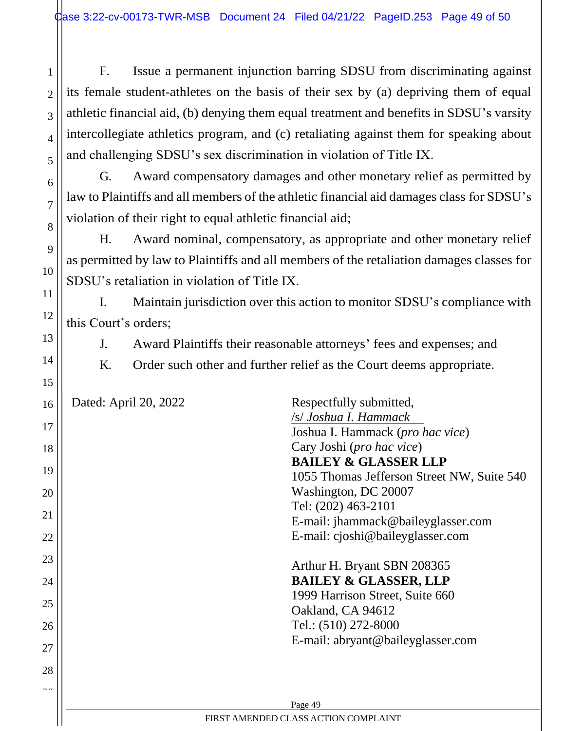F. Issue a permanent injunction barring SDSU from discriminating against its female student-athletes on the basis of their sex by (a) depriving them of equal athletic financial aid, (b) denying them equal treatment and benefits in SDSU's varsity intercollegiate athletics program, and (c) retaliating against them for speaking about and challenging SDSU's sex discrimination in violation of Title IX.

G. Award compensatory damages and other monetary relief as permitted by law to Plaintiffs and all members of the athletic financial aid damages class for SDSU's violation of their right to equal athletic financial aid;

H. Award nominal, compensatory, as appropriate and other monetary relief as permitted by law to Plaintiffs and all members of the retaliation damages classes for SDSU's retaliation in violation of Title IX.

I. Maintain jurisdiction over this action to monitor SDSU's compliance with this Court's orders;

J. Award Plaintiffs their reasonable attorneys' fees and expenses; and

K. Order such other and further relief as the Court deems appropriate.

Dated: April 20, 2022

Respectfully submitted,
/s/ *Joshua I. Hammack*
Joshua I. Hammack (*pro hac vice*)
Cary Joshi (*pro hac vice*)
**BAILEY & GLASSER LLP**
1055 Thomas Jefferson Street NW, Suite 540
Washington, DC 20007
Tel: (202) 463-2101
E-mail: jhammack@baileyglasser.com
E-mail: cjoshi@baileyglasser.com

Arthur H. Bryant SBN 208365
**BAILEY & GLASSER, LLP**
1999 Harrison Street, Suite 660
Oakland, CA 94612
Tel.: (510) 272-8000
E-mail: abryant@baileyglasser.com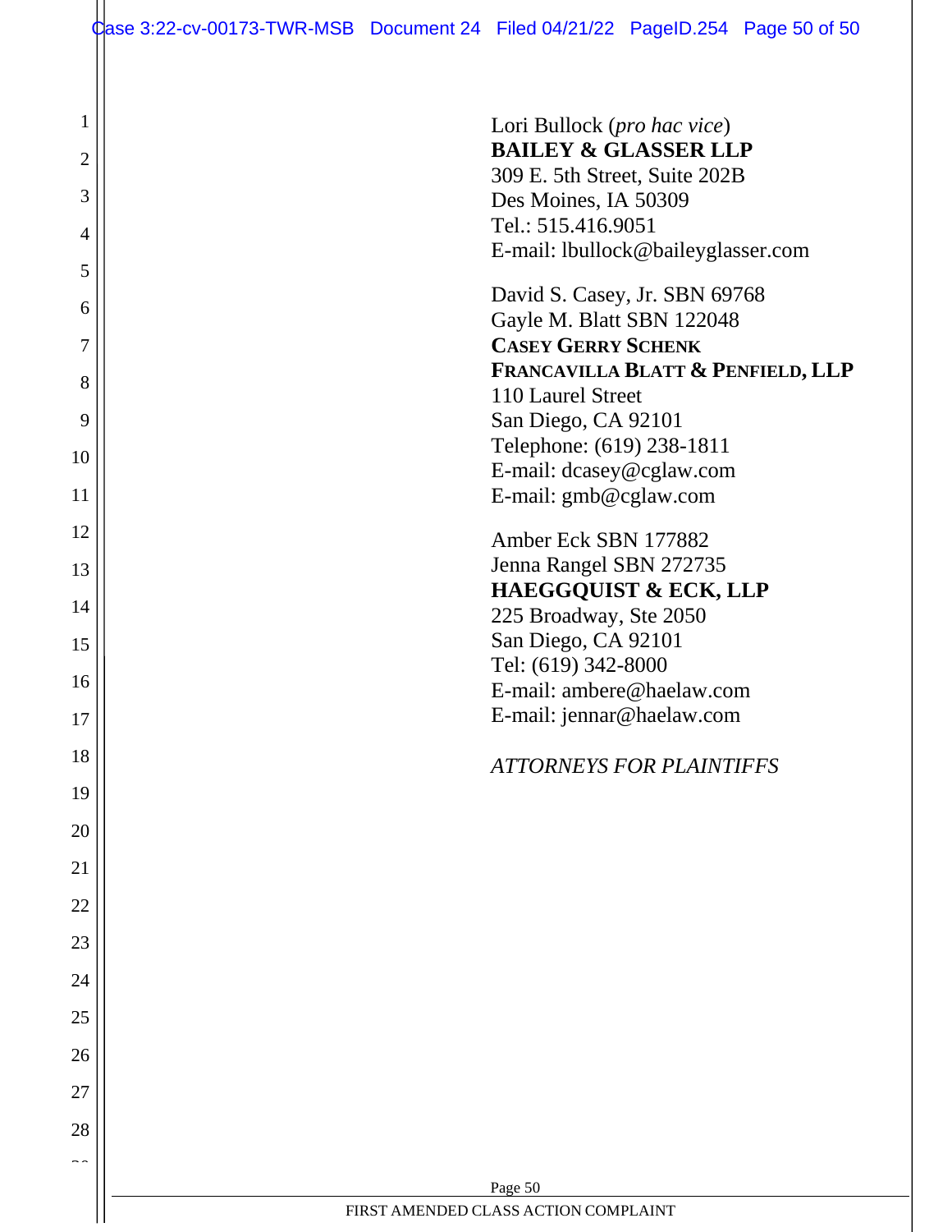Lori Bullock (*pro hac vice*)
**BAILEY & GLASSER LLP**
309 E. 5th Street, Suite 202B
Des Moines, IA 50309
Tel.: 515.416.9051
E-mail: lbullock@baileyglasser.com

David S. Casey, Jr. SBN 69768
Gayle M. Blatt SBN 122048
**CASEY GERRY SCHENK**
**FRANCAVILLA BLATT & PENFIELD, LLP**
110 Laurel Street
San Diego, CA 92101
Telephone: (619) 238-1811
E-mail: dcasey@cglaw.com
E-mail: gmb@cglaw.com

Amber Eck SBN 177882
Jenna Rangel SBN 272735
**HAEGGQUIST & ECK, LLP**
225 Broadway, Ste 2050
San Diego, CA 92101
Tel: (619) 342-8000
E-mail: ambere@haelaw.com
E-mail: jennar@haelaw.com

*ATTORNEYS FOR PLAINTIFFS*